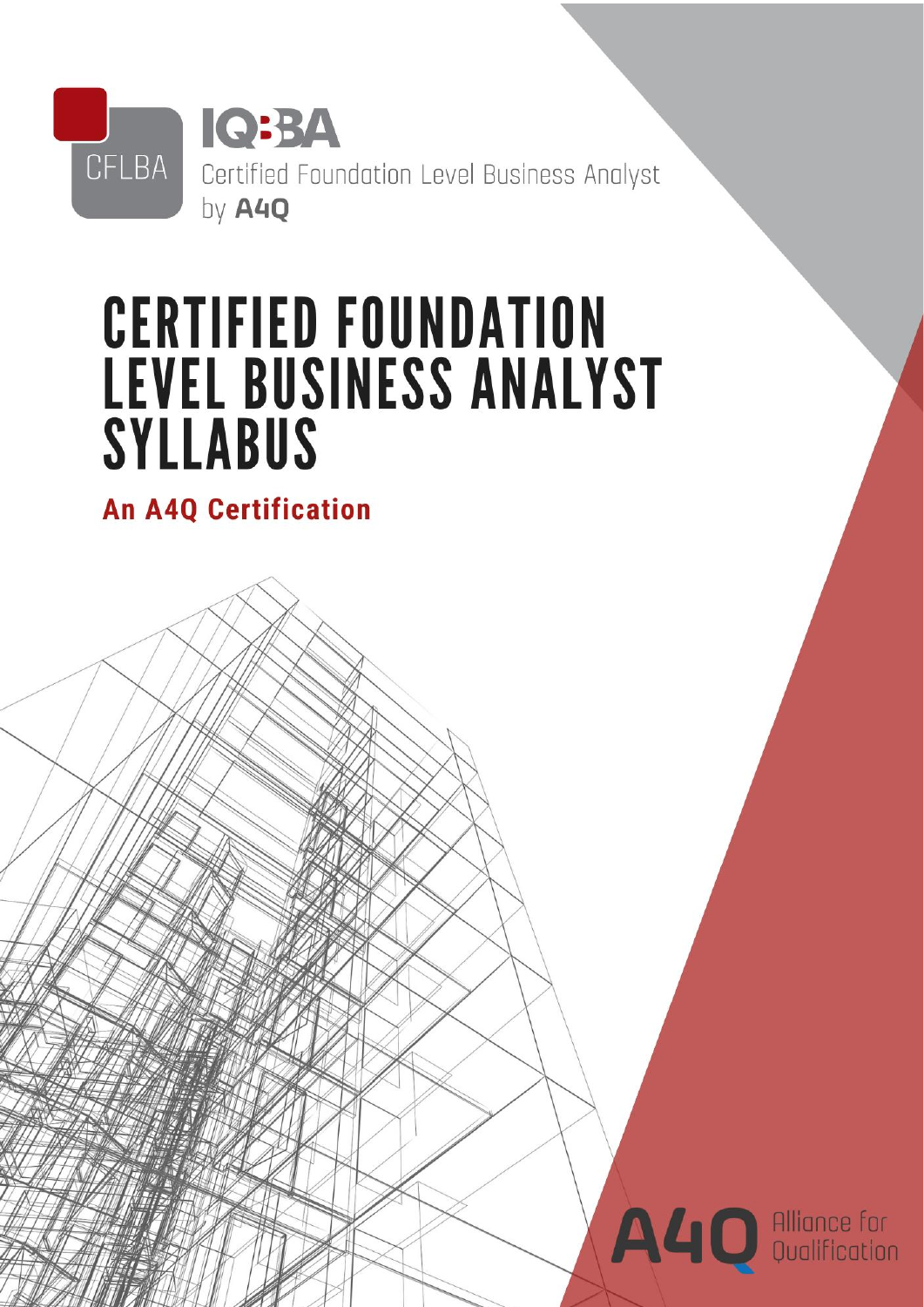CFLBA

IQBBA

Certified Foundation Level Business Analyst by A4Q

# CERTIFIED FOUNDATION LEVEL BUSINESS ANALYST SYLLABUS

## An A4Q Certification

A4Q Alliance for Qualification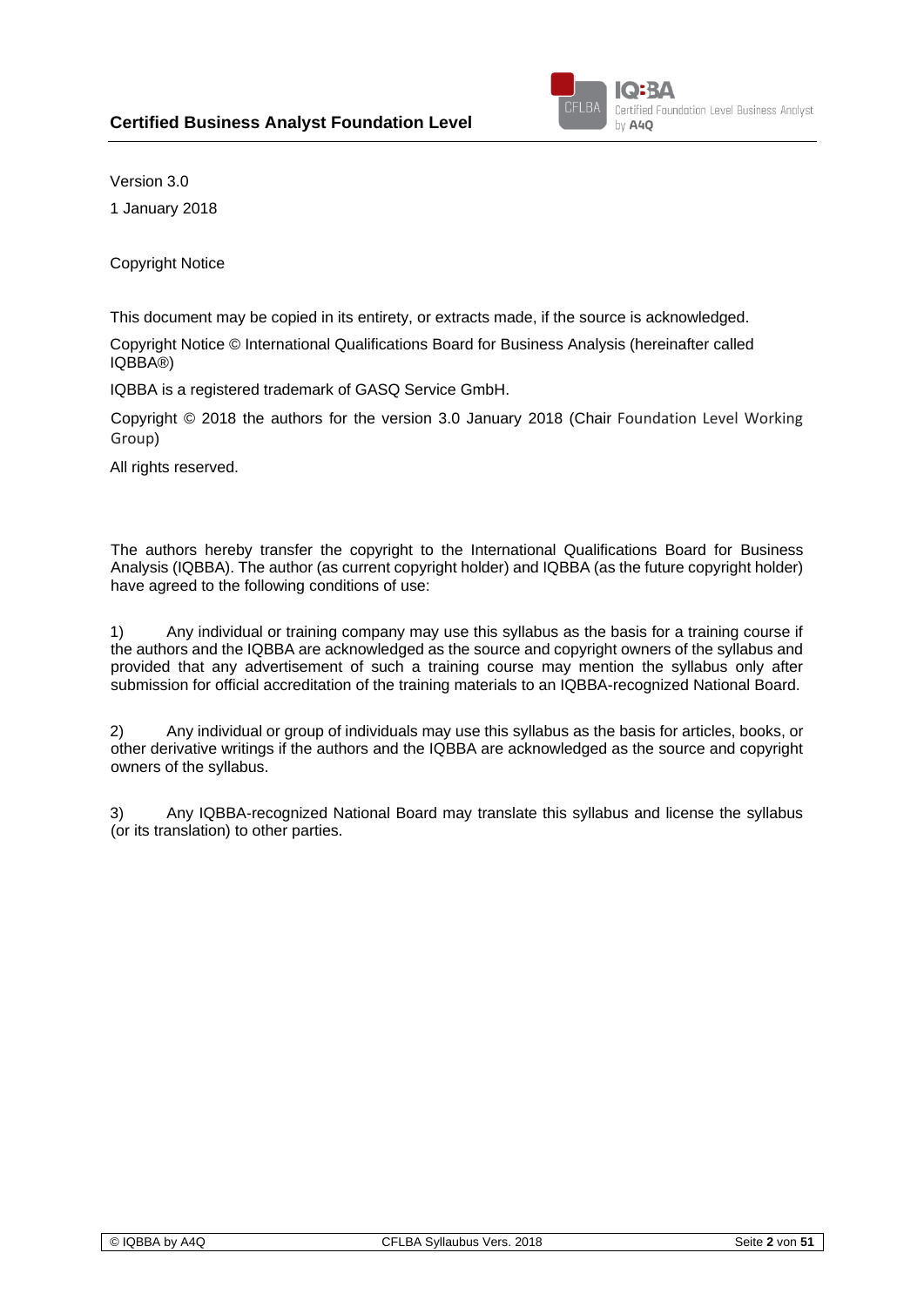Version 3.0

1 January 2018

Copyright Notice

This document may be copied in its entirety, or extracts made, if the source is acknowledged.

Copyright Notice © International Qualifications Board for Business Analysis (hereinafter called IQBBA®)

IQBBA is a registered trademark of GASQ Service GmbH.

Copyright © 2018 the authors for the version 3.0 January 2018 (Chair Foundation Level Working Group)

All rights reserved.

The authors hereby transfer the copyright to the International Qualifications Board for Business Analysis (IQBBA). The author (as current copyright holder) and IQBBA (as the future copyright holder) have agreed to the following conditions of use:

1) Any individual or training company may use this syllabus as the basis for a training course if the authors and the IQBBA are acknowledged as the source and copyright owners of the syllabus and provided that any advertisement of such a training course may mention the syllabus only after submission for official accreditation of the training materials to an IQBBA-recognized National Board.

2) Any individual or group of individuals may use this syllabus as the basis for articles, books, or other derivative writings if the authors and the IQBBA are acknowledged as the source and copyright owners of the syllabus.

3) Any IQBBA-recognized National Board may translate this syllabus and license the syllabus (or its translation) to other parties.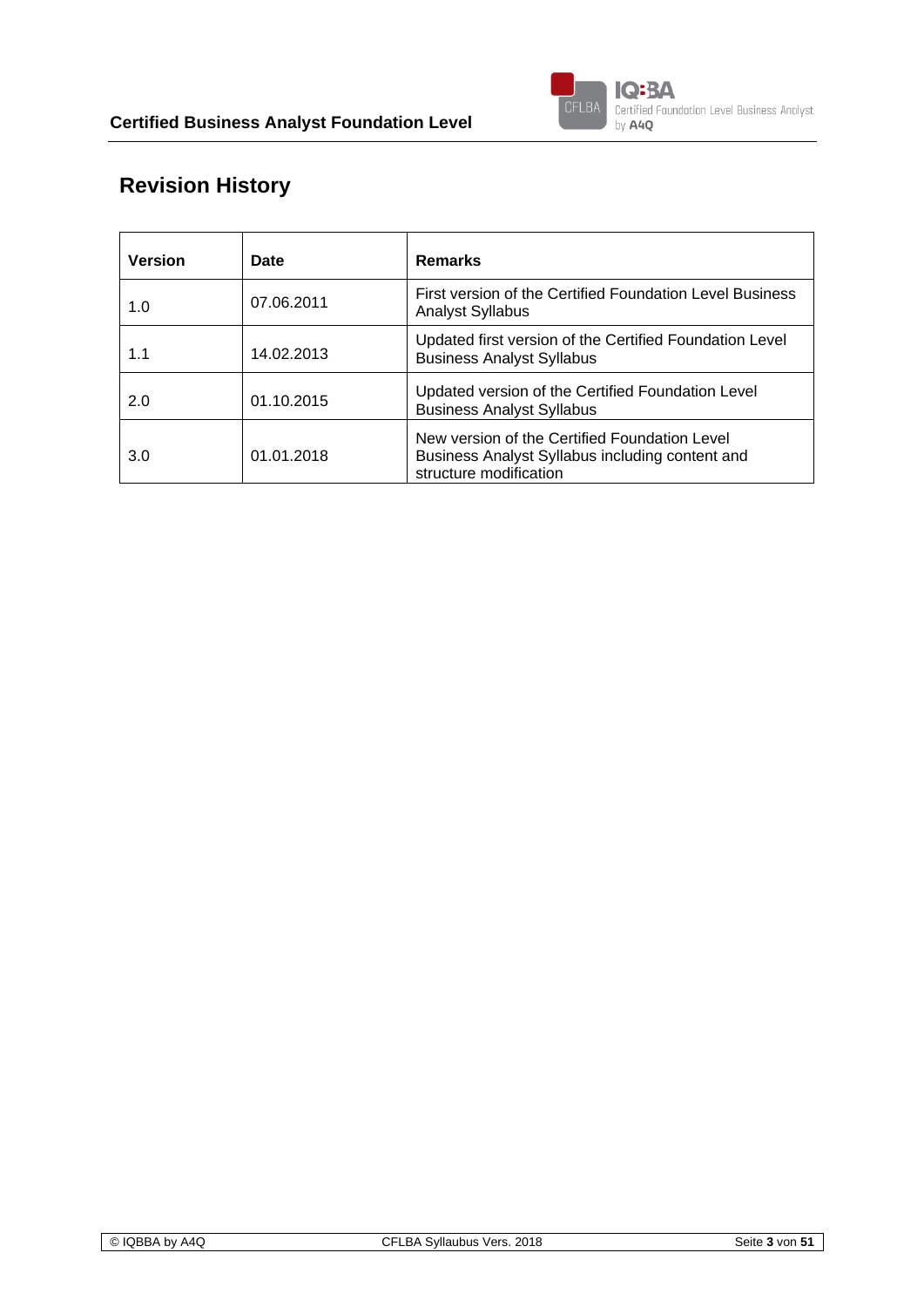# Revision History

| Version | Date | Remarks |
| --- | --- | --- |
| 1.0 | 07.06.2011 | First version of the Certified Foundation Level Business Analyst Syllabus |
| 1.1 | 14.02.2013 | Updated first version of the Certified Foundation Level Business Analyst Syllabus |
| 2.0 | 01.10.2015 | Updated version of the Certified Foundation Level Business Analyst Syllabus |
| 3.0 | 01.01.2018 | New version of the Certified Foundation Level Business Analyst Syllabus including content and structure modification |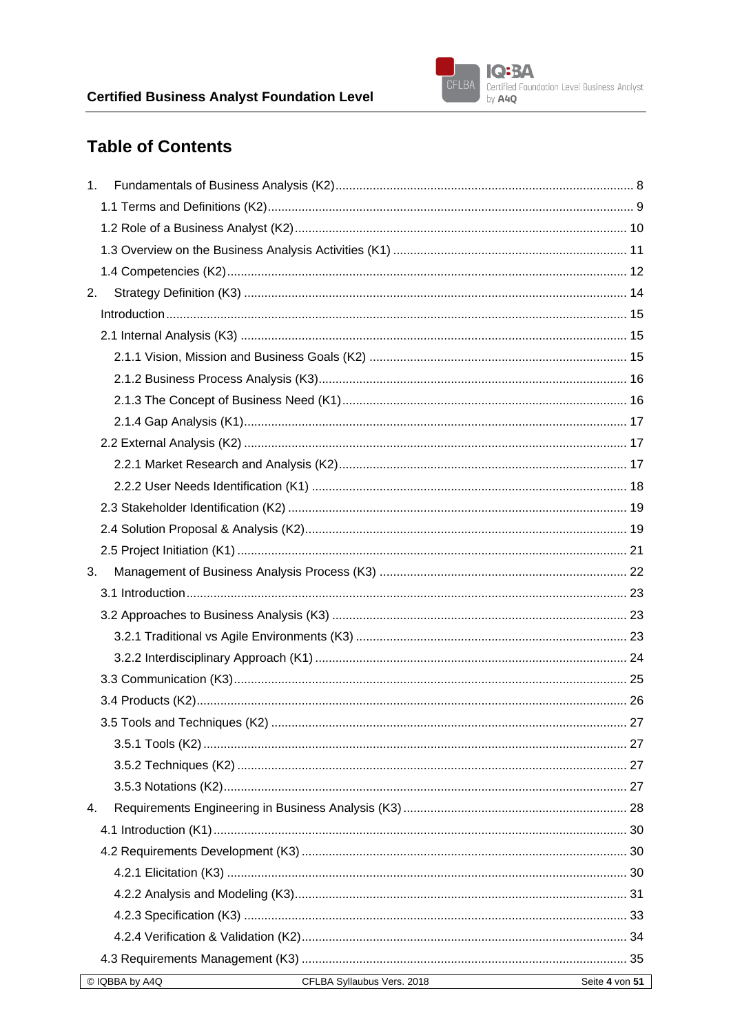# Table of Contents

1. Fundamentals of Business Analysis (K2) ..... 8
   - 1.1 Terms and Definitions (K2) ..... 9
   - 1.2 Role of a Business Analyst (K2) ..... 10
   - 1.3 Overview on the Business Analysis Activities (K1) ..... 11
   - 1.4 Competencies (K2) ..... 12
2. Strategy Definition (K3) ..... 14
   - Introduction ..... 15
   - 2.1 Internal Analysis (K3) ..... 15
     - 2.1.1 Vision, Mission and Business Goals (K2) ..... 15
     - 2.1.2 Business Process Analysis (K3) ..... 16
     - 2.1.3 The Concept of Business Need (K1) ..... 16
     - 2.1.4 Gap Analysis (K1) ..... 17
   - 2.2 External Analysis (K2) ..... 17
     - 2.2.1 Market Research and Analysis (K2) ..... 17
     - 2.2.2 User Needs Identification (K1) ..... 18
   - 2.3 Stakeholder Identification (K2) ..... 19
   - 2.4 Solution Proposal & Analysis (K2) ..... 19
   - 2.5 Project Initiation (K1) ..... 21
3. Management of Business Analysis Process (K3) ..... 22
   - 3.1 Introduction ..... 23
   - 3.2 Approaches to Business Analysis (K3) ..... 23
     - 3.2.1 Traditional vs Agile Environments (K3) ..... 23
     - 3.2.2 Interdisciplinary Approach (K1) ..... 24
   - 3.3 Communication (K3) ..... 25
   - 3.4 Products (K2) ..... 26
   - 3.5 Tools and Techniques (K2) ..... 27
     - 3.5.1 Tools (K2) ..... 27
     - 3.5.2 Techniques (K2) ..... 27
     - 3.5.3 Notations (K2) ..... 27
4. Requirements Engineering in Business Analysis (K3) ..... 28
   - 4.1 Introduction (K1) ..... 30
   - 4.2 Requirements Development (K3) ..... 30
     - 4.2.1 Elicitation (K3) ..... 30
     - 4.2.2 Analysis and Modeling (K3) ..... 31
     - 4.2.3 Specification (K3) ..... 33
     - 4.2.4 Verification & Validation (K2) ..... 34
   - 4.3 Requirements Management (K3) ..... 35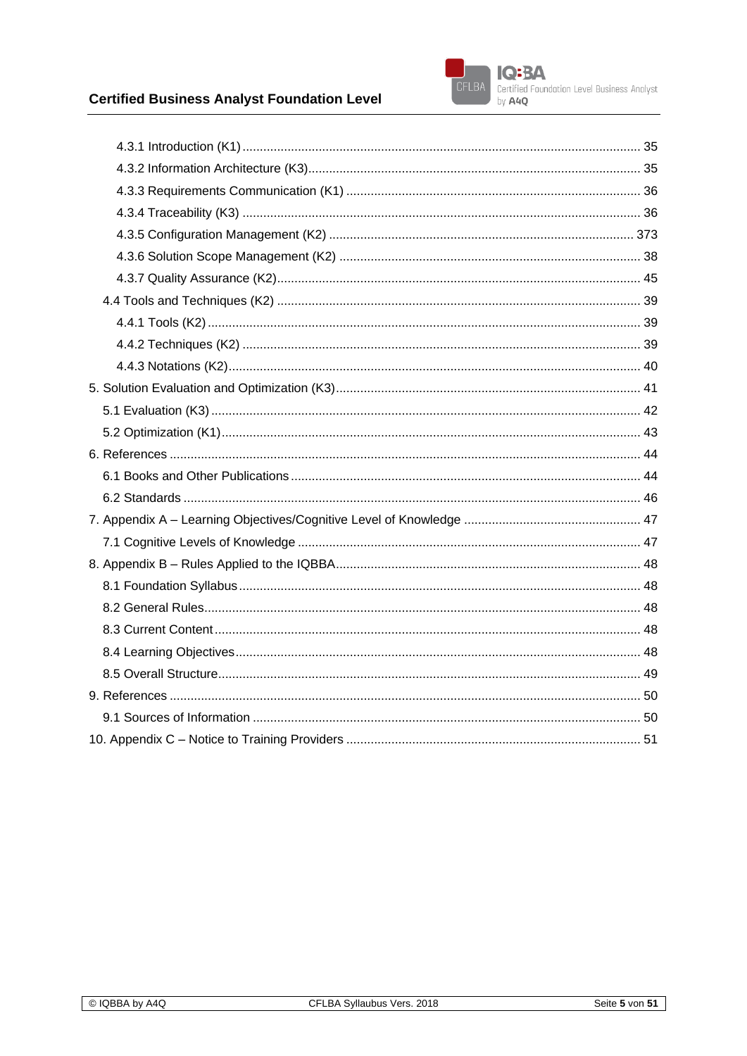4.3.1 Introduction (K1) ..... 35
4.3.2 Information Architecture (K3) ..... 35
4.3.3 Requirements Communication (K1) ..... 36
4.3.4 Traceability (K3) ..... 36
4.3.5 Configuration Management (K2) ..... 373
4.3.6 Solution Scope Management (K2) ..... 38
4.3.7 Quality Assurance (K2) ..... 45
4.4 Tools and Techniques (K2) ..... 39
4.4.1 Tools (K2) ..... 39
4.4.2 Techniques (K2) ..... 39
4.4.3 Notations (K2) ..... 40
5. Solution Evaluation and Optimization (K3) ..... 41
5.1 Evaluation (K3) ..... 42
5.2 Optimization (K1) ..... 43
6. References ..... 44
6.1 Books and Other Publications ..... 44
6.2 Standards ..... 46
7. Appendix A – Learning Objectives/Cognitive Level of Knowledge ..... 47
7.1 Cognitive Levels of Knowledge ..... 47
8. Appendix B – Rules Applied to the IQBBA ..... 48
8.1 Foundation Syllabus ..... 48
8.2 General Rules ..... 48
8.3 Current Content ..... 48
8.4 Learning Objectives ..... 48
8.5 Overall Structure ..... 49
9. References ..... 50
9.1 Sources of Information ..... 50
10. Appendix C – Notice to Training Providers ..... 51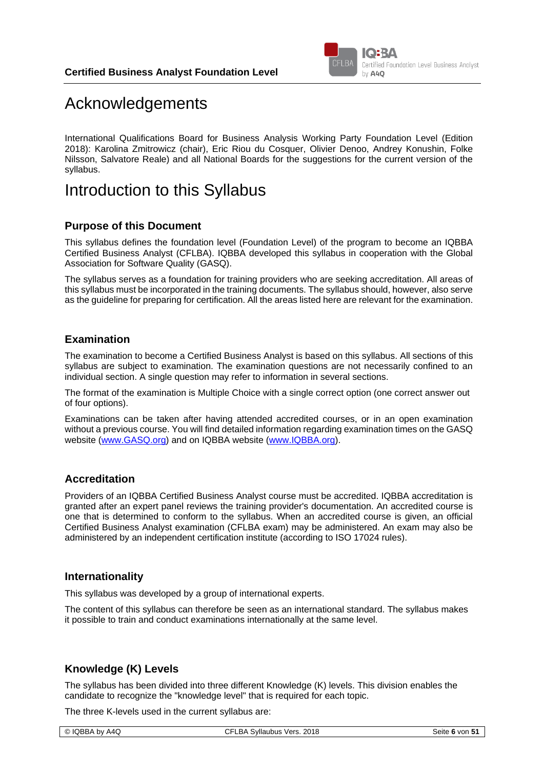# Acknowledgements

International Qualifications Board for Business Analysis Working Party Foundation Level (Edition 2018): Karolina Zmitrowicz (chair), Eric Riou du Cosquer, Olivier Denoo, Andrey Konushin, Folke Nilsson, Salvatore Reale) and all National Boards for the suggestions for the current version of the syllabus.

# Introduction to this Syllabus

## Purpose of this Document

This syllabus defines the foundation level (Foundation Level) of the program to become an IQBBA Certified Business Analyst (CFLBA). IQBBA developed this syllabus in cooperation with the Global Association for Software Quality (GASQ).

The syllabus serves as a foundation for training providers who are seeking accreditation. All areas of this syllabus must be incorporated in the training documents. The syllabus should, however, also serve as the guideline for preparing for certification. All the areas listed here are relevant for the examination.

## Examination

The examination to become a Certified Business Analyst is based on this syllabus. All sections of this syllabus are subject to examination. The examination questions are not necessarily confined to an individual section. A single question may refer to information in several sections.

The format of the examination is Multiple Choice with a single correct option (one correct answer out of four options).

Examinations can be taken after having attended accredited courses, or in an open examination without a previous course. You will find detailed information regarding examination times on the GASQ website (www.GASQ.org) and on IQBBA website (www.IQBBA.org).

## Accreditation

Providers of an IQBBA Certified Business Analyst course must be accredited. IQBBA accreditation is granted after an expert panel reviews the training provider's documentation. An accredited course is one that is determined to conform to the syllabus. When an accredited course is given, an official Certified Business Analyst examination (CFLBA exam) may be administered. An exam may also be administered by an independent certification institute (according to ISO 17024 rules).

## Internationality

This syllabus was developed by a group of international experts.

The content of this syllabus can therefore be seen as an international standard. The syllabus makes it possible to train and conduct examinations internationally at the same level.

## Knowledge (K) Levels

The syllabus has been divided into three different Knowledge (K) levels. This division enables the candidate to recognize the "knowledge level" that is required for each topic.

The three K-levels used in the current syllabus are: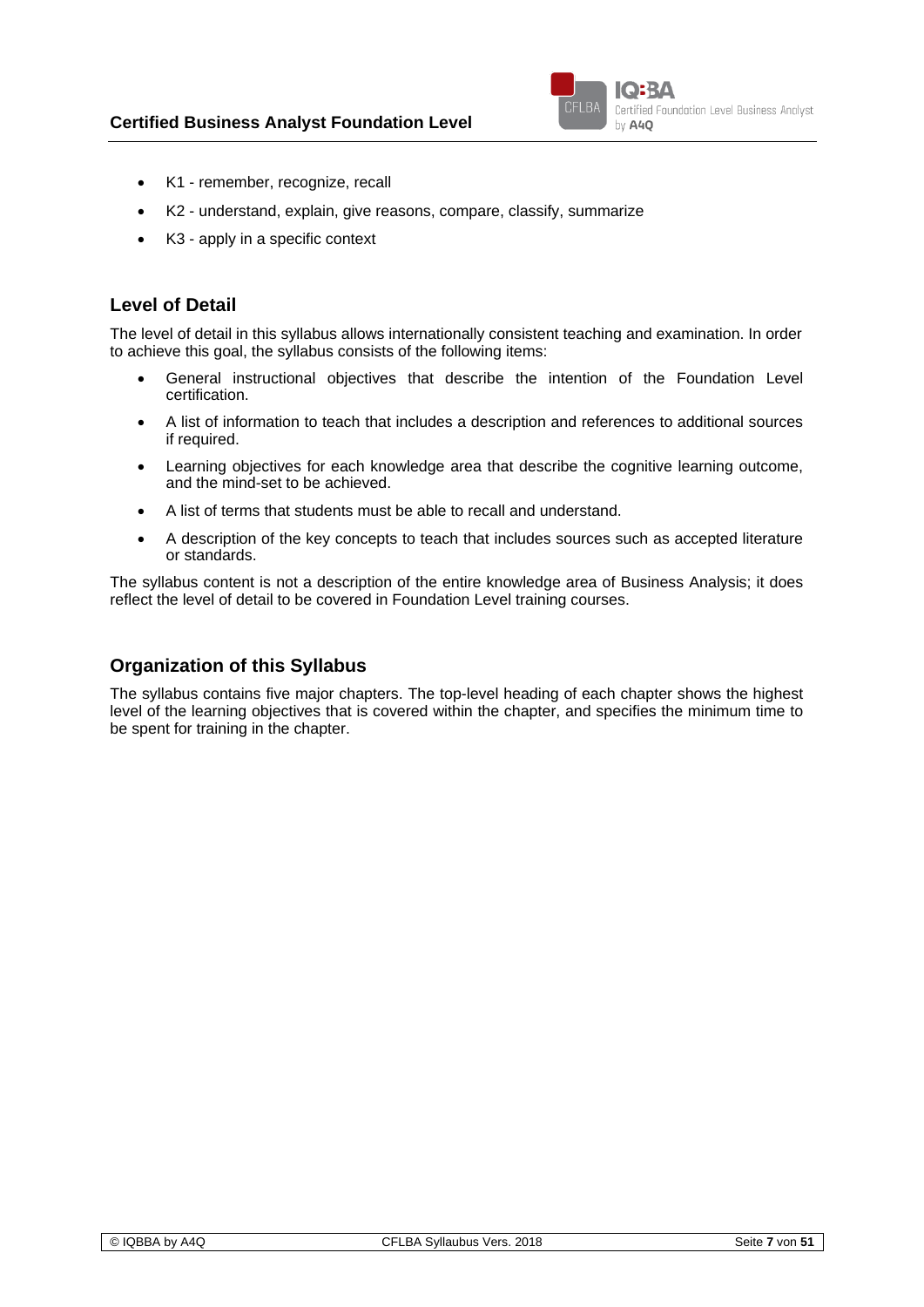- K1 - remember, recognize, recall
- K2 - understand, explain, give reasons, compare, classify, summarize
- K3 - apply in a specific context

## Level of Detail

The level of detail in this syllabus allows internationally consistent teaching and examination. In order to achieve this goal, the syllabus consists of the following items:

- General instructional objectives that describe the intention of the Foundation Level certification.
- A list of information to teach that includes a description and references to additional sources if required.
- Learning objectives for each knowledge area that describe the cognitive learning outcome, and the mind-set to be achieved.
- A list of terms that students must be able to recall and understand.
- A description of the key concepts to teach that includes sources such as accepted literature or standards.

The syllabus content is not a description of the entire knowledge area of Business Analysis; it does reflect the level of detail to be covered in Foundation Level training courses.

## Organization of this Syllabus

The syllabus contains five major chapters. The top-level heading of each chapter shows the highest level of the learning objectives that is covered within the chapter, and specifies the minimum time to be spent for training in the chapter.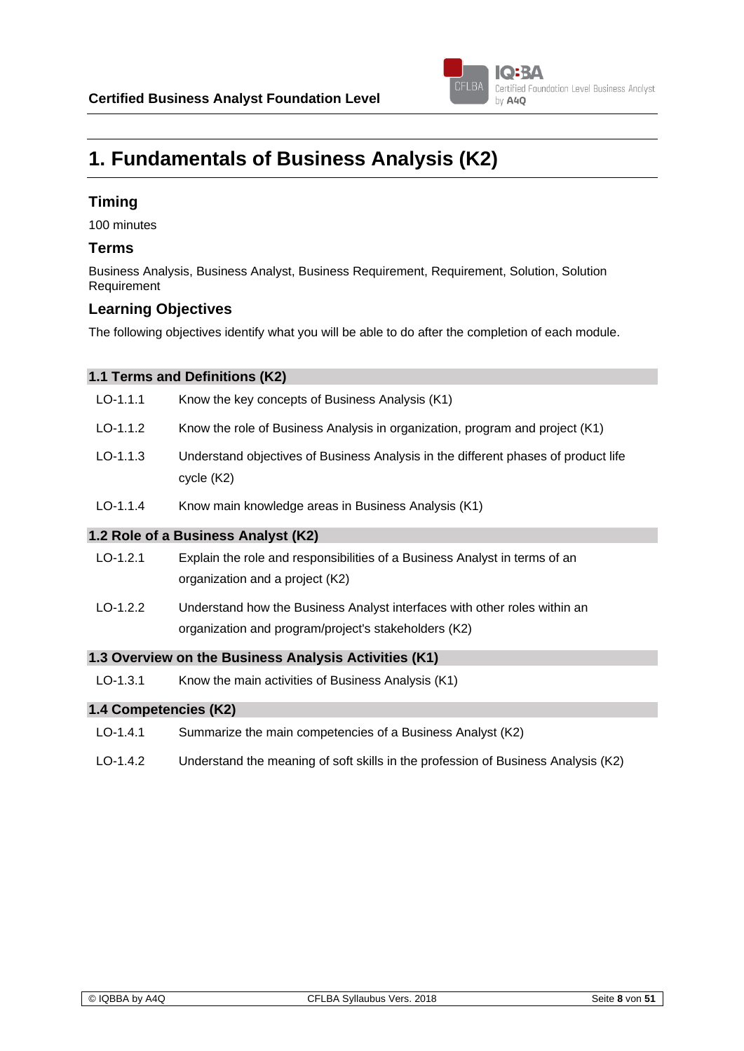# 1. Fundamentals of Business Analysis (K2)

## Timing

100 minutes

## Terms

Business Analysis, Business Analyst, Business Requirement, Requirement, Solution, Solution Requirement

## Learning Objectives

The following objectives identify what you will be able to do after the completion of each module.

### 1.1 Terms and Definitions (K2)

| | |
|---|---|
| LO-1.1.1 | Know the key concepts of Business Analysis (K1) |
| LO-1.1.2 | Know the role of Business Analysis in organization, program and project (K1) |
| LO-1.1.3 | Understand objectives of Business Analysis in the different phases of product life cycle (K2) |
| LO-1.1.4 | Know main knowledge areas in Business Analysis (K1) |

### 1.2 Role of a Business Analyst (K2)

| | |
|---|---|
| LO-1.2.1 | Explain the role and responsibilities of a Business Analyst in terms of an organization and a project (K2) |
| LO-1.2.2 | Understand how the Business Analyst interfaces with other roles within an organization and program/project's stakeholders (K2) |

### 1.3 Overview on the Business Analysis Activities (K1)

| | |
|---|---|
| LO-1.3.1 | Know the main activities of Business Analysis (K1) |

### 1.4 Competencies (K2)

| | |
|---|---|
| LO-1.4.1 | Summarize the main competencies of a Business Analyst (K2) |
| LO-1.4.2 | Understand the meaning of soft skills in the profession of Business Analysis (K2) |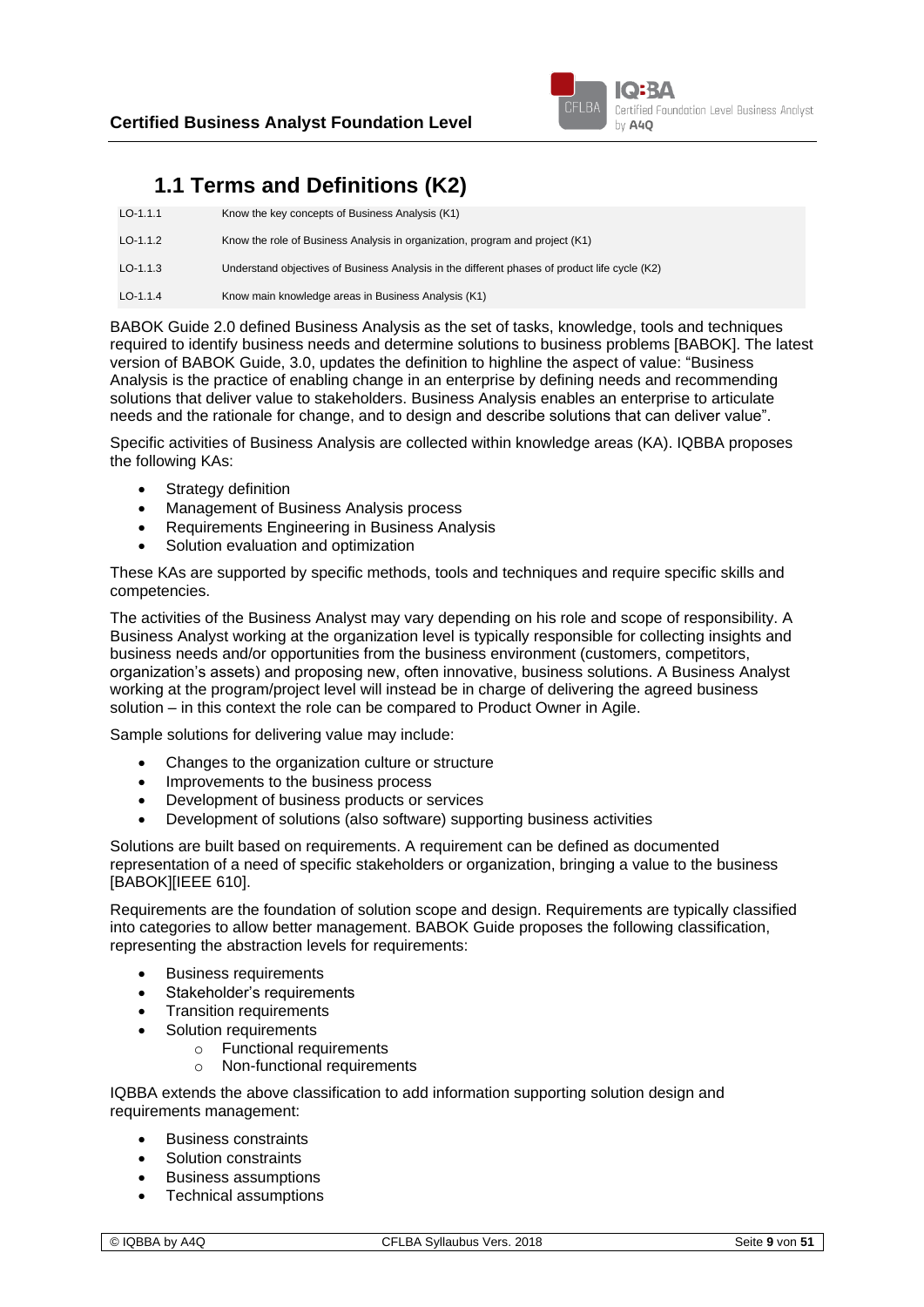## 1.1 Terms and Definitions (K2)

| | |
|---|---|
| LO-1.1.1 | Know the key concepts of Business Analysis (K1) |
| LO-1.1.2 | Know the role of Business Analysis in organization, program and project (K1) |
| LO-1.1.3 | Understand objectives of Business Analysis in the different phases of product life cycle (K2) |
| LO-1.1.4 | Know main knowledge areas in Business Analysis (K1) |

BABOK Guide 2.0 defined Business Analysis as the set of tasks, knowledge, tools and techniques required to identify business needs and determine solutions to business problems [BABOK]. The latest version of BABOK Guide, 3.0, updates the definition to highline the aspect of value: "Business Analysis is the practice of enabling change in an enterprise by defining needs and recommending solutions that deliver value to stakeholders. Business Analysis enables an enterprise to articulate needs and the rationale for change, and to design and describe solutions that can deliver value".

Specific activities of Business Analysis are collected within knowledge areas (KA). IQBBA proposes the following KAs:

- Strategy definition
- Management of Business Analysis process
- Requirements Engineering in Business Analysis
- Solution evaluation and optimization

These KAs are supported by specific methods, tools and techniques and require specific skills and competencies.

The activities of the Business Analyst may vary depending on his role and scope of responsibility. A Business Analyst working at the organization level is typically responsible for collecting insights and business needs and/or opportunities from the business environment (customers, competitors, organization's assets) and proposing new, often innovative, business solutions. A Business Analyst working at the program/project level will instead be in charge of delivering the agreed business solution – in this context the role can be compared to Product Owner in Agile.

Sample solutions for delivering value may include:

- Changes to the organization culture or structure
- Improvements to the business process
- Development of business products or services
- Development of solutions (also software) supporting business activities

Solutions are built based on requirements. A requirement can be defined as documented representation of a need of specific stakeholders or organization, bringing a value to the business [BABOK][IEEE 610].

Requirements are the foundation of solution scope and design. Requirements are typically classified into categories to allow better management. BABOK Guide proposes the following classification, representing the abstraction levels for requirements:

- Business requirements
- Stakeholder's requirements
- Transition requirements
- Solution requirements
  - Functional requirements
  - Non-functional requirements

IQBBA extends the above classification to add information supporting solution design and requirements management:

- Business constraints
- Solution constraints
- Business assumptions
- Technical assumptions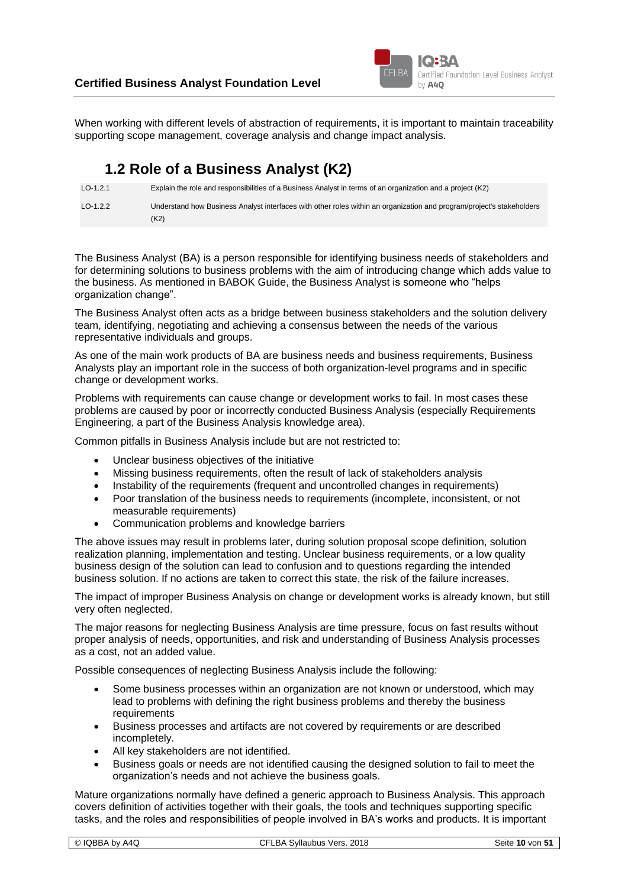When working with different levels of abstraction of requirements, it is important to maintain traceability supporting scope management, coverage analysis and change impact analysis.

## 1.2 Role of a Business Analyst (K2)

| | |
|---|---|
| LO-1.2.1 | Explain the role and responsibilities of a Business Analyst in terms of an organization and a project (K2) |
| LO-1.2.2 | Understand how Business Analyst interfaces with other roles within an organization and program/project's stakeholders (K2) |

The Business Analyst (BA) is a person responsible for identifying business needs of stakeholders and for determining solutions to business problems with the aim of introducing change which adds value to the business. As mentioned in BABOK Guide, the Business Analyst is someone who "helps organization change".

The Business Analyst often acts as a bridge between business stakeholders and the solution delivery team, identifying, negotiating and achieving a consensus between the needs of the various representative individuals and groups.

As one of the main work products of BA are business needs and business requirements, Business Analysts play an important role in the success of both organization-level programs and in specific change or development works.

Problems with requirements can cause change or development works to fail. In most cases these problems are caused by poor or incorrectly conducted Business Analysis (especially Requirements Engineering, a part of the Business Analysis knowledge area).

Common pitfalls in Business Analysis include but are not restricted to:

- Unclear business objectives of the initiative
- Missing business requirements, often the result of lack of stakeholders analysis
- Instability of the requirements (frequent and uncontrolled changes in requirements)
- Poor translation of the business needs to requirements (incomplete, inconsistent, or not measurable requirements)
- Communication problems and knowledge barriers

The above issues may result in problems later, during solution proposal scope definition, solution realization planning, implementation and testing. Unclear business requirements, or a low quality business design of the solution can lead to confusion and to questions regarding the intended business solution. If no actions are taken to correct this state, the risk of the failure increases.

The impact of improper Business Analysis on change or development works is already known, but still very often neglected.

The major reasons for neglecting Business Analysis are time pressure, focus on fast results without proper analysis of needs, opportunities, and risk and understanding of Business Analysis processes as a cost, not an added value.

Possible consequences of neglecting Business Analysis include the following:

- Some business processes within an organization are not known or understood, which may lead to problems with defining the right business problems and thereby the business requirements
- Business processes and artifacts are not covered by requirements or are described incompletely.
- All key stakeholders are not identified.
- Business goals or needs are not identified causing the designed solution to fail to meet the organization's needs and not achieve the business goals.

Mature organizations normally have defined a generic approach to Business Analysis. This approach covers definition of activities together with their goals, the tools and techniques supporting specific tasks, and the roles and responsibilities of people involved in BA's works and products. It is important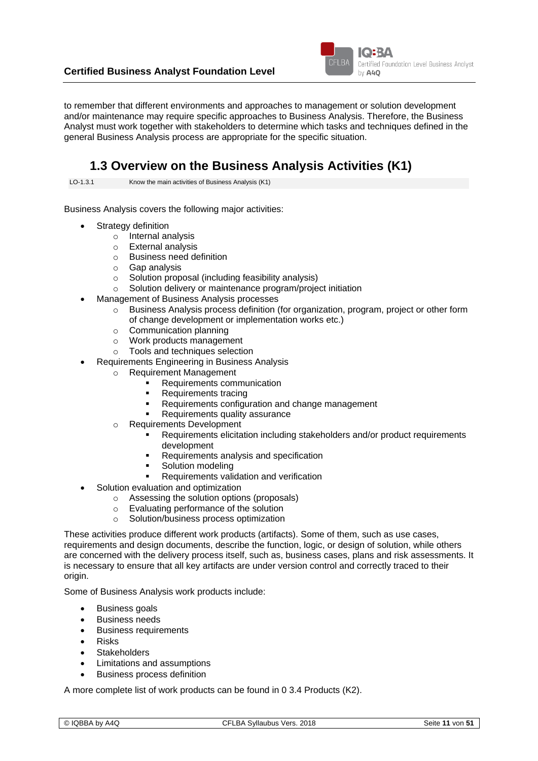to remember that different environments and approaches to management or solution development and/or maintenance may require specific approaches to Business Analysis. Therefore, the Business Analyst must work together with stakeholders to determine which tasks and techniques defined in the general Business Analysis process are appropriate for the specific situation.

## 1.3 Overview on the Business Analysis Activities (K1)

| LO-1.3.1 | Know the main activities of Business Analysis (K1) |
|---|---|

Business Analysis covers the following major activities:

- Strategy definition
  - Internal analysis
  - External analysis
  - Business need definition
  - Gap analysis
  - Solution proposal (including feasibility analysis)
  - Solution delivery or maintenance program/project initiation
- Management of Business Analysis processes
  - Business Analysis process definition (for organization, program, project or other form of change development or implementation works etc.)
  - Communication planning
  - Work products management
  - Tools and techniques selection
- Requirements Engineering in Business Analysis
  - Requirement Management
    - Requirements communication
    - Requirements tracing
    - Requirements configuration and change management
    - Requirements quality assurance
  - Requirements Development
    - Requirements elicitation including stakeholders and/or product requirements development
    - Requirements analysis and specification
    - Solution modeling
    - Requirements validation and verification
- Solution evaluation and optimization
  - Assessing the solution options (proposals)
  - Evaluating performance of the solution
  - Solution/business process optimization

These activities produce different work products (artifacts). Some of them, such as use cases, requirements and design documents, describe the function, logic, or design of solution, while others are concerned with the delivery process itself, such as, business cases, plans and risk assessments. It is necessary to ensure that all key artifacts are under version control and correctly traced to their origin.

Some of Business Analysis work products include:

- Business goals
- Business needs
- Business requirements
- Risks
- Stakeholders
- Limitations and assumptions
- Business process definition

A more complete list of work products can be found in 0 3.4 Products (K2).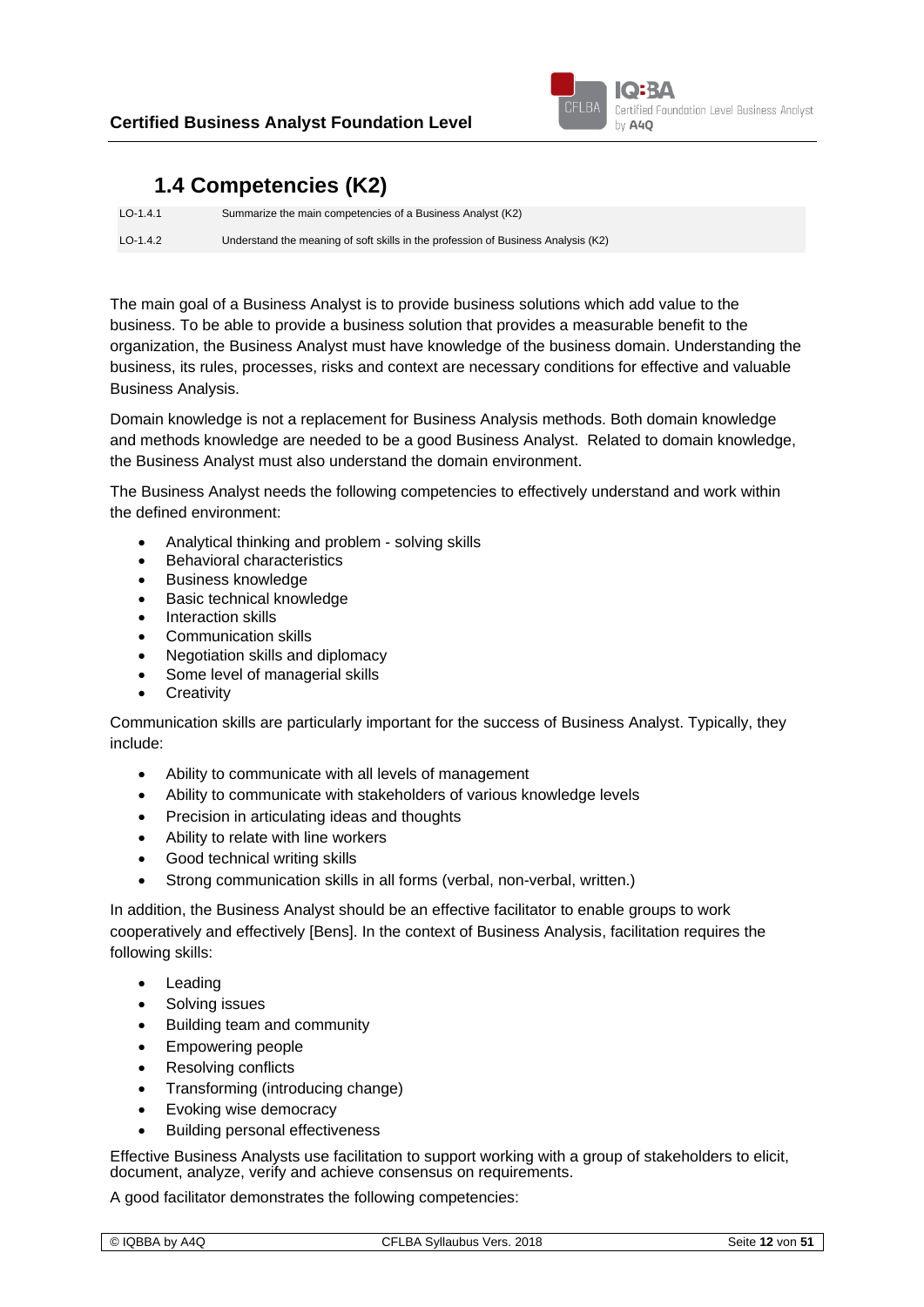## 1.4 Competencies (K2)

| | |
|---|---|
| LO-1.4.1 | Summarize the main competencies of a Business Analyst (K2) |
| LO-1.4.2 | Understand the meaning of soft skills in the profession of Business Analysis (K2) |

The main goal of a Business Analyst is to provide business solutions which add value to the business. To be able to provide a business solution that provides a measurable benefit to the organization, the Business Analyst must have knowledge of the business domain. Understanding the business, its rules, processes, risks and context are necessary conditions for effective and valuable Business Analysis.

Domain knowledge is not a replacement for Business Analysis methods. Both domain knowledge and methods knowledge are needed to be a good Business Analyst. Related to domain knowledge, the Business Analyst must also understand the domain environment.

The Business Analyst needs the following competencies to effectively understand and work within the defined environment:

- Analytical thinking and problem - solving skills
- Behavioral characteristics
- Business knowledge
- Basic technical knowledge
- Interaction skills
- Communication skills
- Negotiation skills and diplomacy
- Some level of managerial skills
- Creativity

Communication skills are particularly important for the success of Business Analyst. Typically, they include:

- Ability to communicate with all levels of management
- Ability to communicate with stakeholders of various knowledge levels
- Precision in articulating ideas and thoughts
- Ability to relate with line workers
- Good technical writing skills
- Strong communication skills in all forms (verbal, non-verbal, written.)

In addition, the Business Analyst should be an effective facilitator to enable groups to work cooperatively and effectively [Bens]. In the context of Business Analysis, facilitation requires the following skills:

- Leading
- Solving issues
- Building team and community
- Empowering people
- Resolving conflicts
- Transforming (introducing change)
- Evoking wise democracy
- Building personal effectiveness

Effective Business Analysts use facilitation to support working with a group of stakeholders to elicit, document, analyze, verify and achieve consensus on requirements.

A good facilitator demonstrates the following competencies: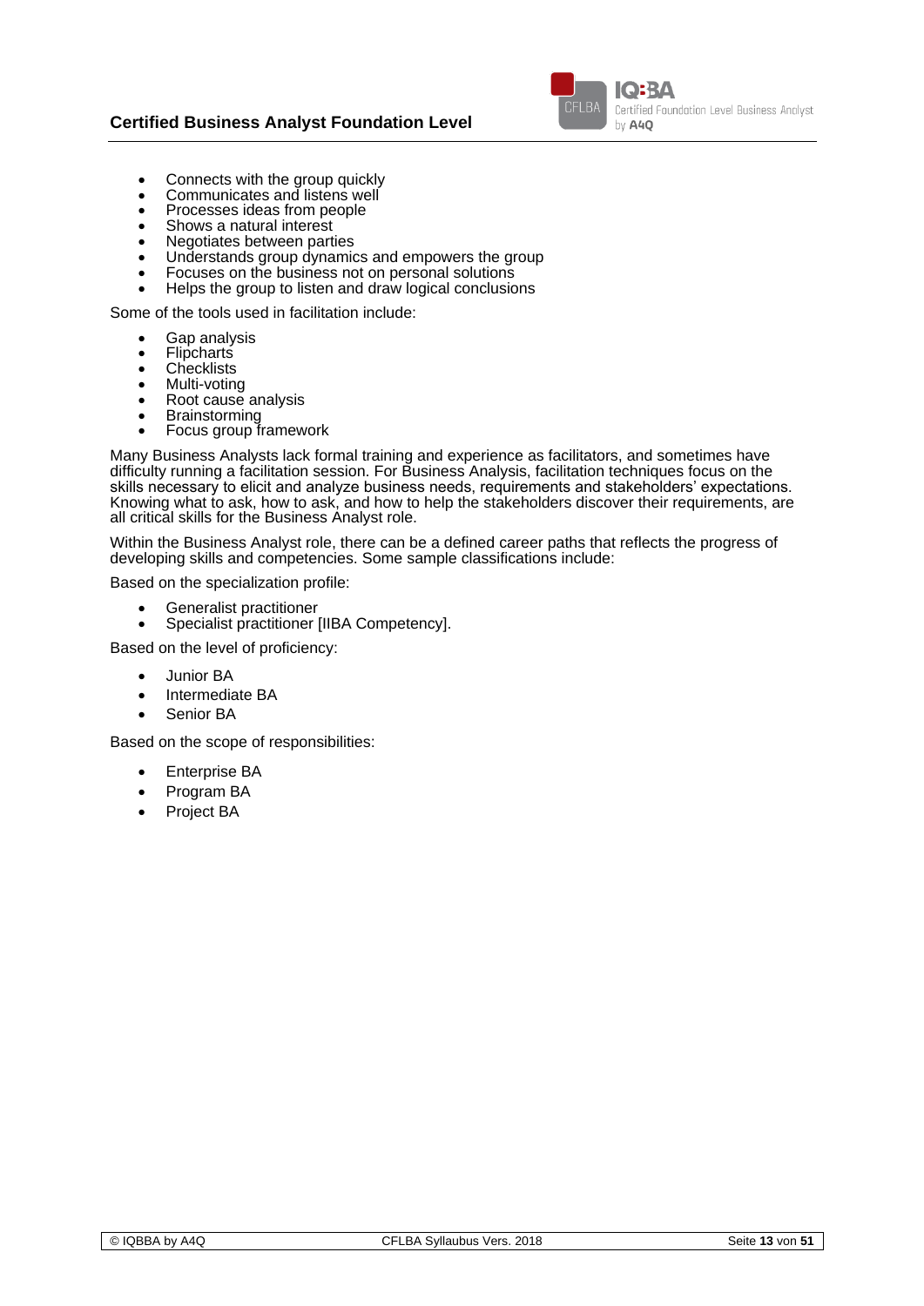- Connects with the group quickly
- Communicates and listens well
- Processes ideas from people
- Shows a natural interest
- Negotiates between parties
- Understands group dynamics and empowers the group
- Focuses on the business not on personal solutions
- Helps the group to listen and draw logical conclusions

Some of the tools used in facilitation include:

- Gap analysis
- Flipcharts
- Checklists
- Multi-voting
- Root cause analysis
- Brainstorming
- Focus group framework

Many Business Analysts lack formal training and experience as facilitators, and sometimes have difficulty running a facilitation session. For Business Analysis, facilitation techniques focus on the skills necessary to elicit and analyze business needs, requirements and stakeholders' expectations. Knowing what to ask, how to ask, and how to help the stakeholders discover their requirements, are all critical skills for the Business Analyst role.

Within the Business Analyst role, there can be a defined career paths that reflects the progress of developing skills and competencies. Some sample classifications include:

Based on the specialization profile:

- Generalist practitioner
- Specialist practitioner [IIBA Competency].

Based on the level of proficiency:

- Junior BA
- Intermediate BA
- Senior BA

Based on the scope of responsibilities:

- Enterprise BA
- Program BA
- Project BA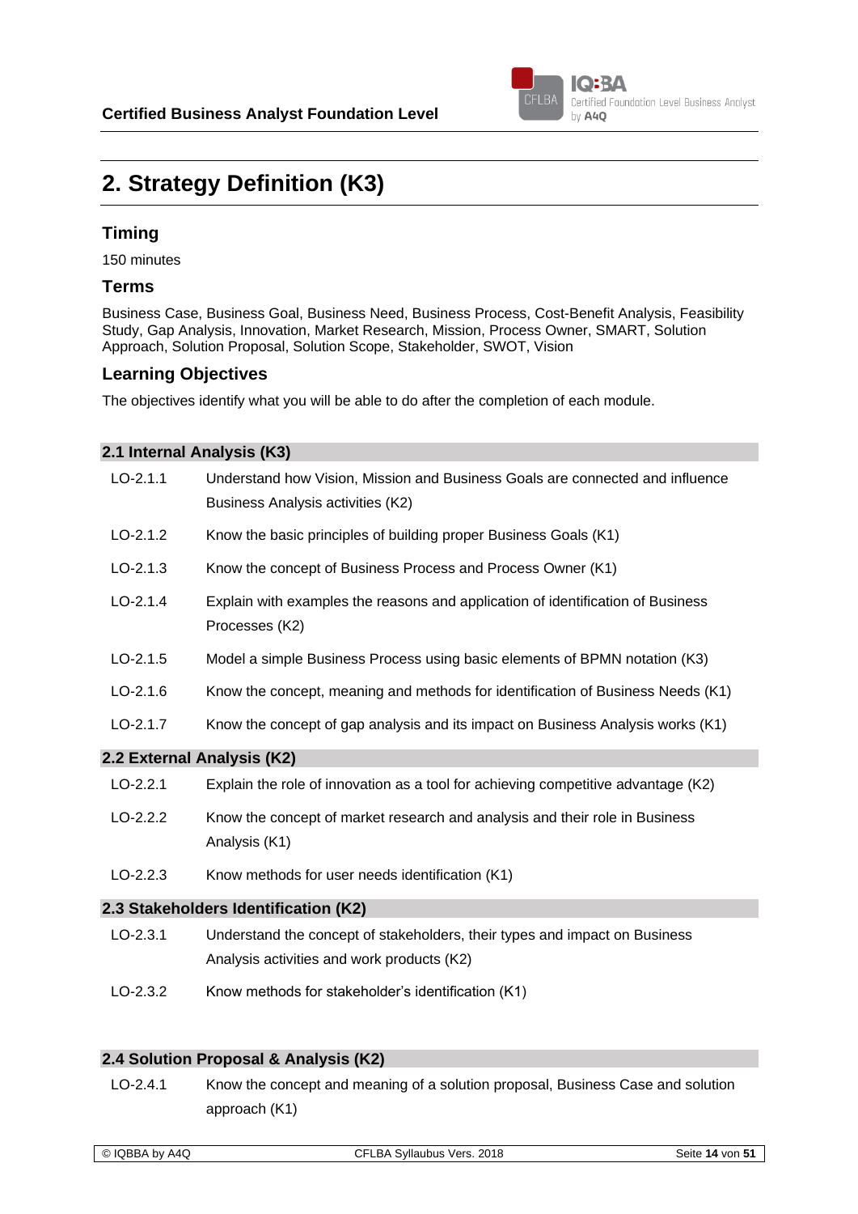# 2. Strategy Definition (K3)

## Timing

150 minutes

## Terms

Business Case, Business Goal, Business Need, Business Process, Cost-Benefit Analysis, Feasibility Study, Gap Analysis, Innovation, Market Research, Mission, Process Owner, SMART, Solution Approach, Solution Proposal, Solution Scope, Stakeholder, SWOT, Vision

## Learning Objectives

The objectives identify what you will be able to do after the completion of each module.

### 2.1 Internal Analysis (K3)

| | |
|---|---|
| LO-2.1.1 | Understand how Vision, Mission and Business Goals are connected and influence Business Analysis activities (K2) |
| LO-2.1.2 | Know the basic principles of building proper Business Goals (K1) |
| LO-2.1.3 | Know the concept of Business Process and Process Owner (K1) |
| LO-2.1.4 | Explain with examples the reasons and application of identification of Business Processes (K2) |
| LO-2.1.5 | Model a simple Business Process using basic elements of BPMN notation (K3) |
| LO-2.1.6 | Know the concept, meaning and methods for identification of Business Needs (K1) |
| LO-2.1.7 | Know the concept of gap analysis and its impact on Business Analysis works (K1) |

### 2.2 External Analysis (K2)

| | |
|---|---|
| LO-2.2.1 | Explain the role of innovation as a tool for achieving competitive advantage (K2) |
| LO-2.2.2 | Know the concept of market research and analysis and their role in Business Analysis (K1) |
| LO-2.2.3 | Know methods for user needs identification (K1) |

### 2.3 Stakeholders Identification (K2)

| | |
|---|---|
| LO-2.3.1 | Understand the concept of stakeholders, their types and impact on Business Analysis activities and work products (K2) |
| LO-2.3.2 | Know methods for stakeholder's identification (K1) |

### 2.4 Solution Proposal & Analysis (K2)

| | |
|---|---|
| LO-2.4.1 | Know the concept and meaning of a solution proposal, Business Case and solution approach (K1) |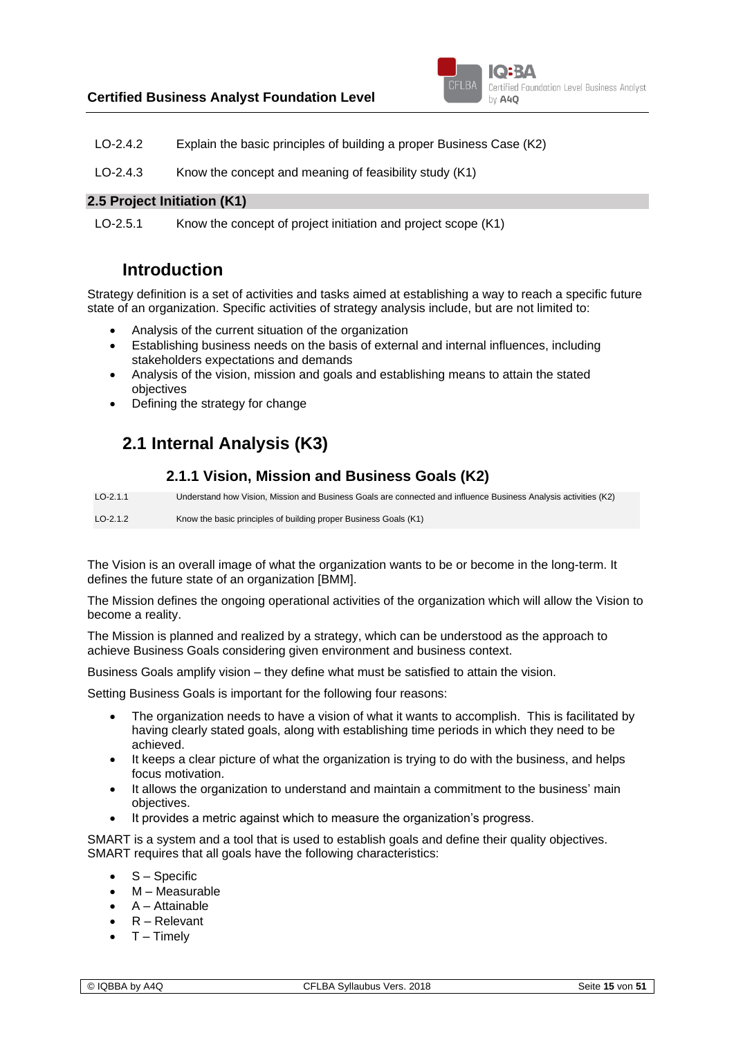LO-2.4.2 Explain the basic principles of building a proper Business Case (K2)

LO-2.4.3 Know the concept and meaning of feasibility study (K1)

**2.5 Project Initiation (K1)**

LO-2.5.1 Know the concept of project initiation and project scope (K1)

## Introduction

Strategy definition is a set of activities and tasks aimed at establishing a way to reach a specific future state of an organization. Specific activities of strategy analysis include, but are not limited to:

- Analysis of the current situation of the organization
- Establishing business needs on the basis of external and internal influences, including stakeholders expectations and demands
- Analysis of the vision, mission and goals and establishing means to attain the stated objectives
- Defining the strategy for change

## 2.1 Internal Analysis (K3)

### 2.1.1 Vision, Mission and Business Goals (K2)

| | |
|---|---|
| LO-2.1.1 | Understand how Vision, Mission and Business Goals are connected and influence Business Analysis activities (K2) |
| LO-2.1.2 | Know the basic principles of building proper Business Goals (K1) |

The Vision is an overall image of what the organization wants to be or become in the long-term. It defines the future state of an organization [BMM].

The Mission defines the ongoing operational activities of the organization which will allow the Vision to become a reality.

The Mission is planned and realized by a strategy, which can be understood as the approach to achieve Business Goals considering given environment and business context.

Business Goals amplify vision – they define what must be satisfied to attain the vision.

Setting Business Goals is important for the following four reasons:

- The organization needs to have a vision of what it wants to accomplish. This is facilitated by having clearly stated goals, along with establishing time periods in which they need to be achieved.
- It keeps a clear picture of what the organization is trying to do with the business, and helps focus motivation.
- It allows the organization to understand and maintain a commitment to the business' main objectives.
- It provides a metric against which to measure the organization's progress.

SMART is a system and a tool that is used to establish goals and define their quality objectives. SMART requires that all goals have the following characteristics:

- S – Specific
- M – Measurable
- A – Attainable
- R – Relevant
- T – Timely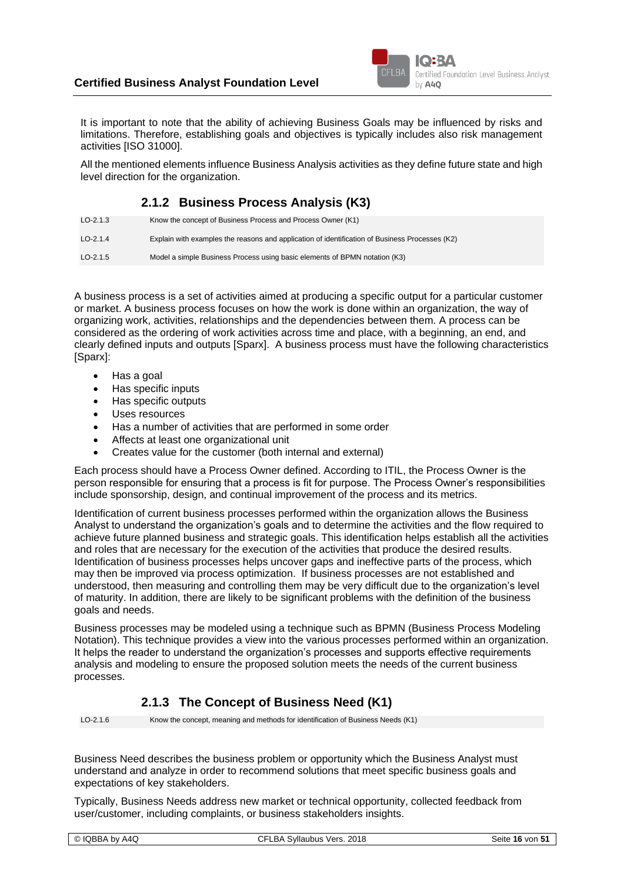It is important to note that the ability of achieving Business Goals may be influenced by risks and limitations. Therefore, establishing goals and objectives is typically includes also risk management activities [ISO 31000].

All the mentioned elements influence Business Analysis activities as they define future state and high level direction for the organization.

### 2.1.2 Business Process Analysis (K3)

| | |
|---|---|
| LO-2.1.3 | Know the concept of Business Process and Process Owner (K1) |
| LO-2.1.4 | Explain with examples the reasons and application of identification of Business Processes (K2) |
| LO-2.1.5 | Model a simple Business Process using basic elements of BPMN notation (K3) |

A business process is a set of activities aimed at producing a specific output for a particular customer or market. A business process focuses on how the work is done within an organization, the way of organizing work, activities, relationships and the dependencies between them. A process can be considered as the ordering of work activities across time and place, with a beginning, an end, and clearly defined inputs and outputs [Sparx]. A business process must have the following characteristics [Sparx]:

- Has a goal
- Has specific inputs
- Has specific outputs
- Uses resources
- Has a number of activities that are performed in some order
- Affects at least one organizational unit
- Creates value for the customer (both internal and external)

Each process should have a Process Owner defined. According to ITIL, the Process Owner is the person responsible for ensuring that a process is fit for purpose. The Process Owner's responsibilities include sponsorship, design, and continual improvement of the process and its metrics.

Identification of current business processes performed within the organization allows the Business Analyst to understand the organization's goals and to determine the activities and the flow required to achieve future planned business and strategic goals. This identification helps establish all the activities and roles that are necessary for the execution of the activities that produce the desired results. Identification of business processes helps uncover gaps and ineffective parts of the process, which may then be improved via process optimization. If business processes are not established and understood, then measuring and controlling them may be very difficult due to the organization's level of maturity. In addition, there are likely to be significant problems with the definition of the business goals and needs.

Business processes may be modeled using a technique such as BPMN (Business Process Modeling Notation). This technique provides a view into the various processes performed within an organization. It helps the reader to understand the organization's processes and supports effective requirements analysis and modeling to ensure the proposed solution meets the needs of the current business processes.

### 2.1.3 The Concept of Business Need (K1)

| | |
|---|---|
| LO-2.1.6 | Know the concept, meaning and methods for identification of Business Needs (K1) |

Business Need describes the business problem or opportunity which the Business Analyst must understand and analyze in order to recommend solutions that meet specific business goals and expectations of key stakeholders.

Typically, Business Needs address new market or technical opportunity, collected feedback from user/customer, including complaints, or business stakeholders insights.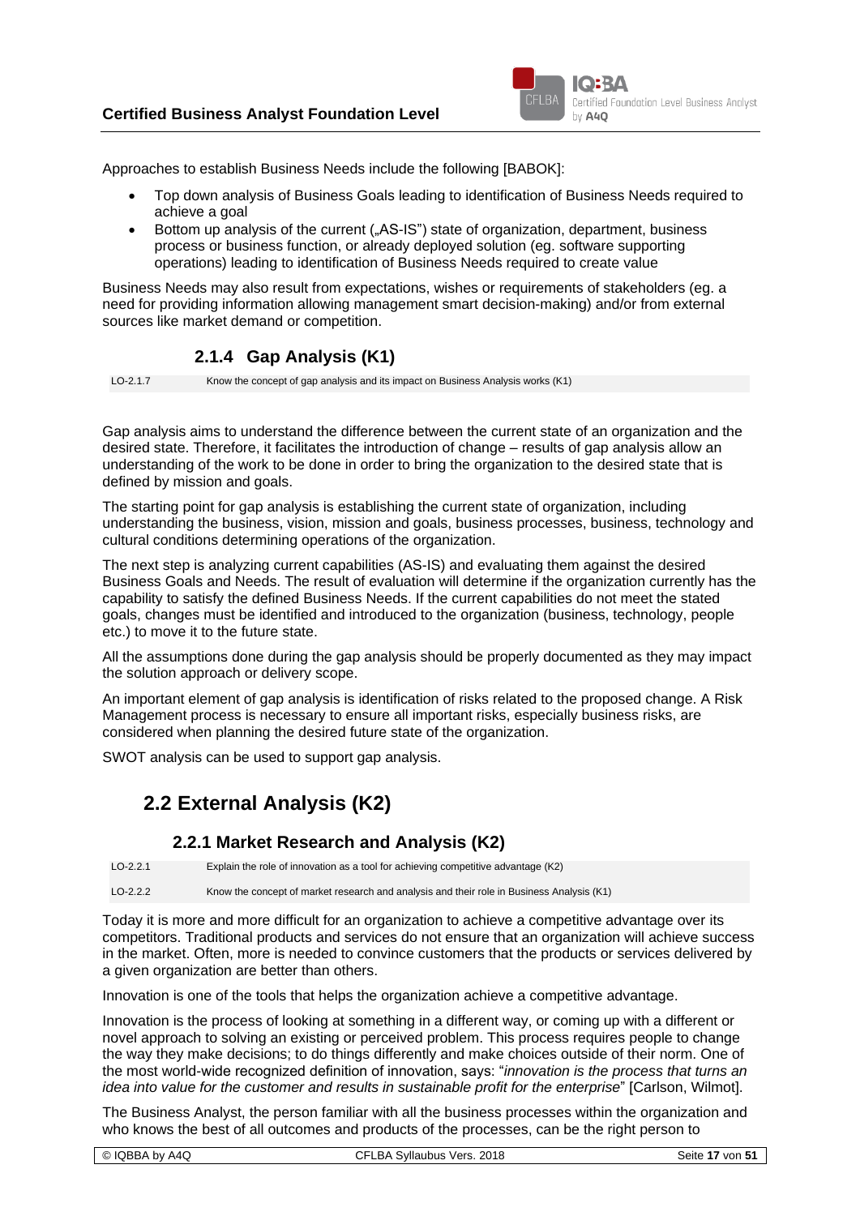Approaches to establish Business Needs include the following [BABOK]:

- Top down analysis of Business Goals leading to identification of Business Needs required to achieve a goal
- Bottom up analysis of the current („AS-IS") state of organization, department, business process or business function, or already deployed solution (eg. software supporting operations) leading to identification of Business Needs required to create value

Business Needs may also result from expectations, wishes or requirements of stakeholders (eg. a need for providing information allowing management smart decision-making) and/or from external sources like market demand or competition.

### 2.1.4 Gap Analysis (K1)

| LO-2.1.7 | Know the concept of gap analysis and its impact on Business Analysis works (K1) |
|---|---|

Gap analysis aims to understand the difference between the current state of an organization and the desired state. Therefore, it facilitates the introduction of change – results of gap analysis allow an understanding of the work to be done in order to bring the organization to the desired state that is defined by mission and goals.

The starting point for gap analysis is establishing the current state of organization, including understanding the business, vision, mission and goals, business processes, business, technology and cultural conditions determining operations of the organization.

The next step is analyzing current capabilities (AS-IS) and evaluating them against the desired Business Goals and Needs. The result of evaluation will determine if the organization currently has the capability to satisfy the defined Business Needs. If the current capabilities do not meet the stated goals, changes must be identified and introduced to the organization (business, technology, people etc.) to move it to the future state.

All the assumptions done during the gap analysis should be properly documented as they may impact the solution approach or delivery scope.

An important element of gap analysis is identification of risks related to the proposed change. A Risk Management process is necessary to ensure all important risks, especially business risks, are considered when planning the desired future state of the organization.

SWOT analysis can be used to support gap analysis.

## 2.2 External Analysis (K2)

### 2.2.1 Market Research and Analysis (K2)

| LO-2.2.1 | Explain the role of innovation as a tool for achieving competitive advantage (K2) |
|---|---|
| LO-2.2.2 | Know the concept of market research and analysis and their role in Business Analysis (K1) |

Today it is more and more difficult for an organization to achieve a competitive advantage over its competitors. Traditional products and services do not ensure that an organization will achieve success in the market. Often, more is needed to convince customers that the products or services delivered by a given organization are better than others.

Innovation is one of the tools that helps the organization achieve a competitive advantage.

Innovation is the process of looking at something in a different way, or coming up with a different or novel approach to solving an existing or perceived problem. This process requires people to change the way they make decisions; to do things differently and make choices outside of their norm. One of the most world-wide recognized definition of innovation, says: "*innovation is the process that turns an idea into value for the customer and results in sustainable profit for the enterprise*" [Carlson, Wilmot].

The Business Analyst, the person familiar with all the business processes within the organization and who knows the best of all outcomes and products of the processes, can be the right person to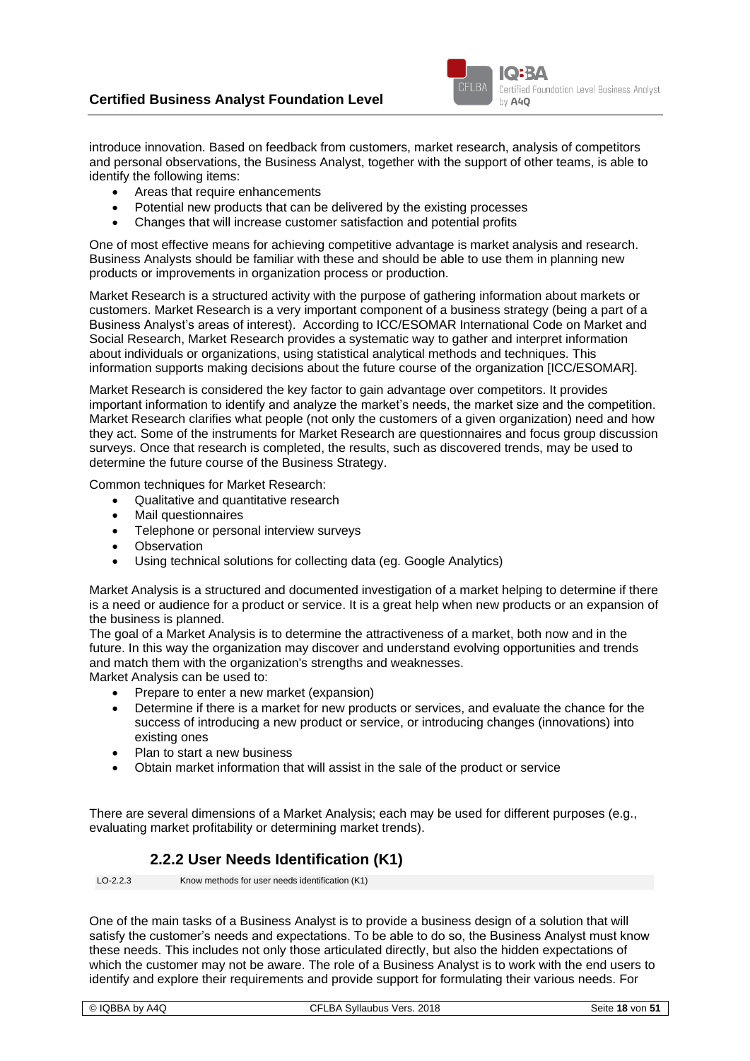introduce innovation. Based on feedback from customers, market research, analysis of competitors and personal observations, the Business Analyst, together with the support of other teams, is able to identify the following items:

- Areas that require enhancements
- Potential new products that can be delivered by the existing processes
- Changes that will increase customer satisfaction and potential profits

One of most effective means for achieving competitive advantage is market analysis and research. Business Analysts should be familiar with these and should be able to use them in planning new products or improvements in organization process or production.

Market Research is a structured activity with the purpose of gathering information about markets or customers. Market Research is a very important component of a business strategy (being a part of a Business Analyst's areas of interest). According to ICC/ESOMAR International Code on Market and Social Research, Market Research provides a systematic way to gather and interpret information about individuals or organizations, using statistical analytical methods and techniques. This information supports making decisions about the future course of the organization [ICC/ESOMAR].

Market Research is considered the key factor to gain advantage over competitors. It provides important information to identify and analyze the market's needs, the market size and the competition. Market Research clarifies what people (not only the customers of a given organization) need and how they act. Some of the instruments for Market Research are questionnaires and focus group discussion surveys. Once that research is completed, the results, such as discovered trends, may be used to determine the future course of the Business Strategy.

Common techniques for Market Research:

- Qualitative and quantitative research
- Mail questionnaires
- Telephone or personal interview surveys
- Observation
- Using technical solutions for collecting data (eg. Google Analytics)

Market Analysis is a structured and documented investigation of a market helping to determine if there is a need or audience for a product or service. It is a great help when new products or an expansion of the business is planned.
The goal of a Market Analysis is to determine the attractiveness of a market, both now and in the future. In this way the organization may discover and understand evolving opportunities and trends and match them with the organization's strengths and weaknesses.
Market Analysis can be used to:

- Prepare to enter a new market (expansion)
- Determine if there is a market for new products or services, and evaluate the chance for the success of introducing a new product or service, or introducing changes (innovations) into existing ones
- Plan to start a new business
- Obtain market information that will assist in the sale of the product or service

There are several dimensions of a Market Analysis; each may be used for different purposes (e.g., evaluating market profitability or determining market trends).

### 2.2.2 User Needs Identification (K1)

| LO-2.2.3 | Know methods for user needs identification (K1) |
|---|---|

One of the main tasks of a Business Analyst is to provide a business design of a solution that will satisfy the customer's needs and expectations. To be able to do so, the Business Analyst must know these needs. This includes not only those articulated directly, but also the hidden expectations of which the customer may not be aware. The role of a Business Analyst is to work with the end users to identify and explore their requirements and provide support for formulating their various needs. For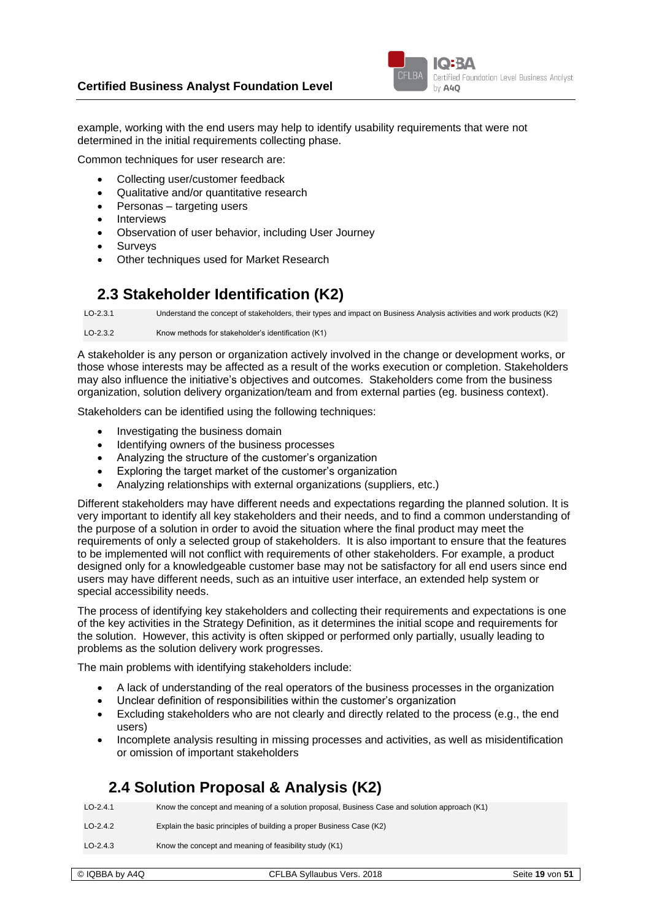example, working with the end users may help to identify usability requirements that were not determined in the initial requirements collecting phase.

Common techniques for user research are:

- Collecting user/customer feedback
- Qualitative and/or quantitative research
- Personas – targeting users
- Interviews
- Observation of user behavior, including User Journey
- Surveys
- Other techniques used for Market Research

## 2.3 Stakeholder Identification (K2)

| | |
|---|---|
| LO-2.3.1 | Understand the concept of stakeholders, their types and impact on Business Analysis activities and work products (K2) |
| LO-2.3.2 | Know methods for stakeholder's identification (K1) |

A stakeholder is any person or organization actively involved in the change or development works, or those whose interests may be affected as a result of the works execution or completion. Stakeholders may also influence the initiative's objectives and outcomes. Stakeholders come from the business organization, solution delivery organization/team and from external parties (eg. business context).

Stakeholders can be identified using the following techniques:

- Investigating the business domain
- Identifying owners of the business processes
- Analyzing the structure of the customer's organization
- Exploring the target market of the customer's organization
- Analyzing relationships with external organizations (suppliers, etc.)

Different stakeholders may have different needs and expectations regarding the planned solution. It is very important to identify all key stakeholders and their needs, and to find a common understanding of the purpose of a solution in order to avoid the situation where the final product may meet the requirements of only a selected group of stakeholders. It is also important to ensure that the features to be implemented will not conflict with requirements of other stakeholders. For example, a product designed only for a knowledgeable customer base may not be satisfactory for all end users since end users may have different needs, such as an intuitive user interface, an extended help system or special accessibility needs.

The process of identifying key stakeholders and collecting their requirements and expectations is one of the key activities in the Strategy Definition, as it determines the initial scope and requirements for the solution. However, this activity is often skipped or performed only partially, usually leading to problems as the solution delivery work progresses.

The main problems with identifying stakeholders include:

- A lack of understanding of the real operators of the business processes in the organization
- Unclear definition of responsibilities within the customer's organization
- Excluding stakeholders who are not clearly and directly related to the process (e.g., the end users)
- Incomplete analysis resulting in missing processes and activities, as well as misidentification or omission of important stakeholders

## 2.4 Solution Proposal & Analysis (K2)

| | |
|---|---|
| LO-2.4.1 | Know the concept and meaning of a solution proposal, Business Case and solution approach (K1) |
| LO-2.4.2 | Explain the basic principles of building a proper Business Case (K2) |
| LO-2.4.3 | Know the concept and meaning of feasibility study (K1) |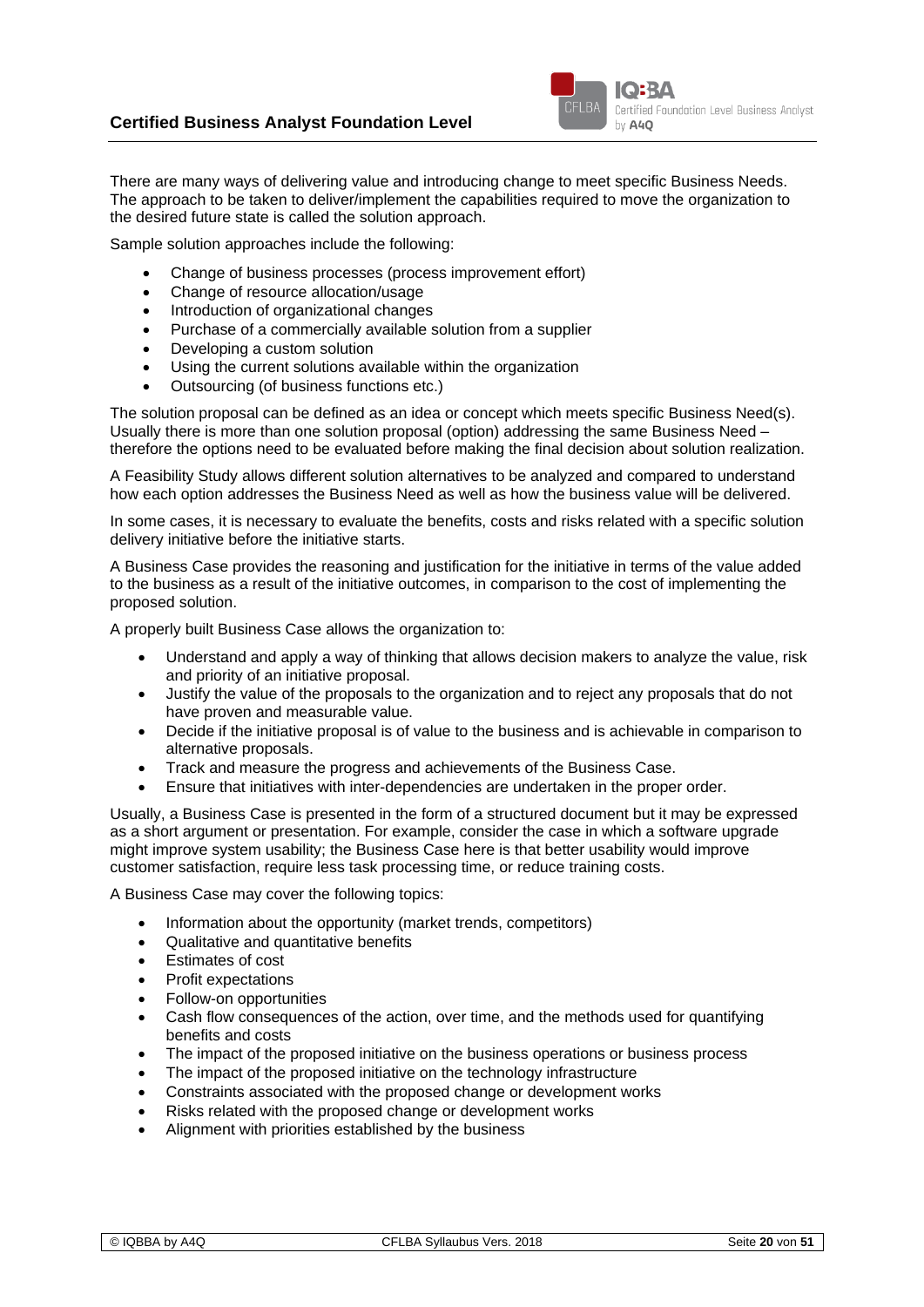There are many ways of delivering value and introducing change to meet specific Business Needs. The approach to be taken to deliver/implement the capabilities required to move the organization to the desired future state is called the solution approach.

Sample solution approaches include the following:

- Change of business processes (process improvement effort)
- Change of resource allocation/usage
- Introduction of organizational changes
- Purchase of a commercially available solution from a supplier
- Developing a custom solution
- Using the current solutions available within the organization
- Outsourcing (of business functions etc.)

The solution proposal can be defined as an idea or concept which meets specific Business Need(s). Usually there is more than one solution proposal (option) addressing the same Business Need – therefore the options need to be evaluated before making the final decision about solution realization.

A Feasibility Study allows different solution alternatives to be analyzed and compared to understand how each option addresses the Business Need as well as how the business value will be delivered.

In some cases, it is necessary to evaluate the benefits, costs and risks related with a specific solution delivery initiative before the initiative starts.

A Business Case provides the reasoning and justification for the initiative in terms of the value added to the business as a result of the initiative outcomes, in comparison to the cost of implementing the proposed solution.

A properly built Business Case allows the organization to:

- Understand and apply a way of thinking that allows decision makers to analyze the value, risk and priority of an initiative proposal.
- Justify the value of the proposals to the organization and to reject any proposals that do not have proven and measurable value.
- Decide if the initiative proposal is of value to the business and is achievable in comparison to alternative proposals.
- Track and measure the progress and achievements of the Business Case.
- Ensure that initiatives with inter-dependencies are undertaken in the proper order.

Usually, a Business Case is presented in the form of a structured document but it may be expressed as a short argument or presentation. For example, consider the case in which a software upgrade might improve system usability; the Business Case here is that better usability would improve customer satisfaction, require less task processing time, or reduce training costs.

A Business Case may cover the following topics:

- Information about the opportunity (market trends, competitors)
- Qualitative and quantitative benefits
- Estimates of cost
- Profit expectations
- Follow-on opportunities
- Cash flow consequences of the action, over time, and the methods used for quantifying benefits and costs
- The impact of the proposed initiative on the business operations or business process
- The impact of the proposed initiative on the technology infrastructure
- Constraints associated with the proposed change or development works
- Risks related with the proposed change or development works
- Alignment with priorities established by the business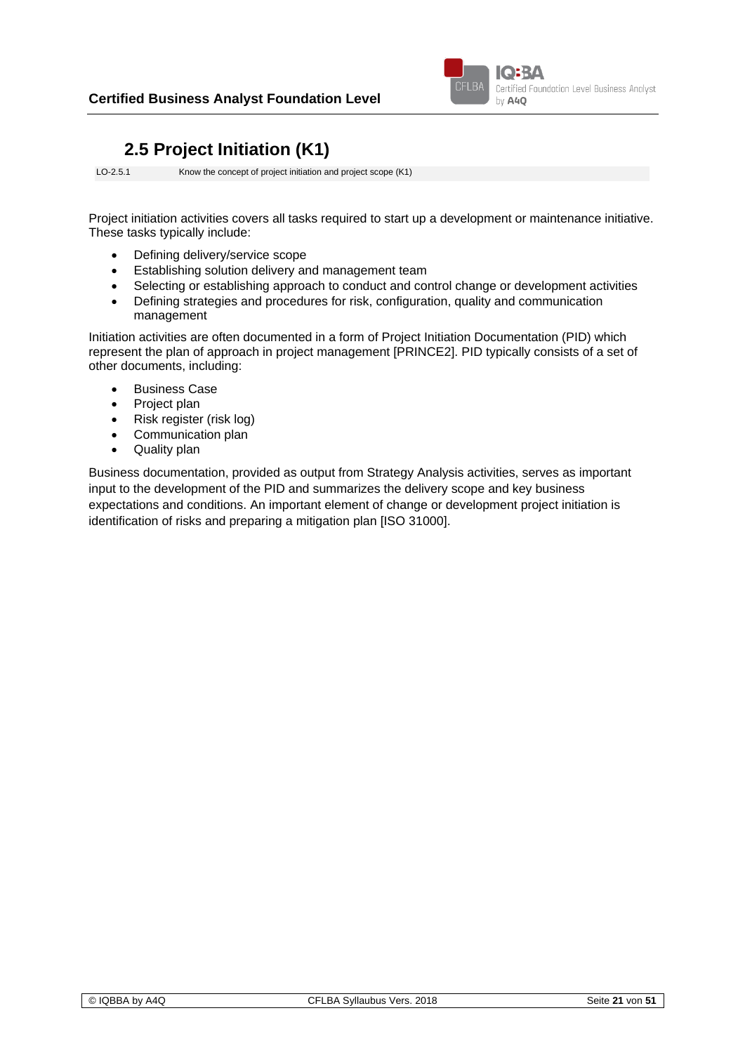## 2.5 Project Initiation (K1)

| LO-2.5.1 | Know the concept of project initiation and project scope (K1) |
|---|---|

Project initiation activities covers all tasks required to start up a development or maintenance initiative. These tasks typically include:

- Defining delivery/service scope
- Establishing solution delivery and management team
- Selecting or establishing approach to conduct and control change or development activities
- Defining strategies and procedures for risk, configuration, quality and communication management

Initiation activities are often documented in a form of Project Initiation Documentation (PID) which represent the plan of approach in project management [PRINCE2]. PID typically consists of a set of other documents, including:

- Business Case
- Project plan
- Risk register (risk log)
- Communication plan
- Quality plan

Business documentation, provided as output from Strategy Analysis activities, serves as important input to the development of the PID and summarizes the delivery scope and key business expectations and conditions. An important element of change or development project initiation is identification of risks and preparing a mitigation plan [ISO 31000].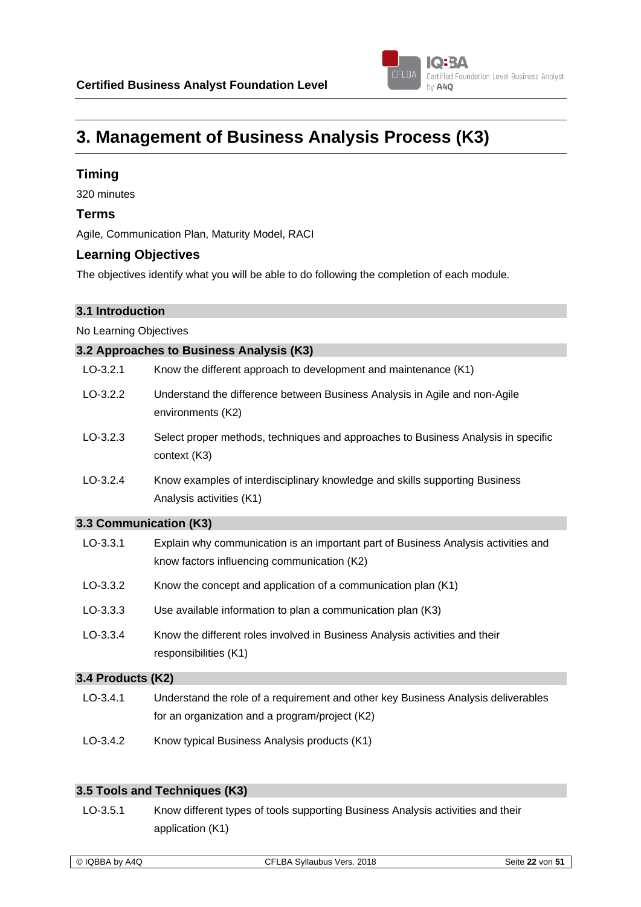# 3. Management of Business Analysis Process (K3)

## Timing

320 minutes

## Terms

Agile, Communication Plan, Maturity Model, RACI

## Learning Objectives

The objectives identify what you will be able to do following the completion of each module.

### 3.1 Introduction

No Learning Objectives

### 3.2 Approaches to Business Analysis (K3)

| | |
|---|---|
| LO-3.2.1 | Know the different approach to development and maintenance (K1) |
| LO-3.2.2 | Understand the difference between Business Analysis in Agile and non-Agile environments (K2) |
| LO-3.2.3 | Select proper methods, techniques and approaches to Business Analysis in specific context (K3) |
| LO-3.2.4 | Know examples of interdisciplinary knowledge and skills supporting Business Analysis activities (K1) |

### 3.3 Communication (K3)

| | |
|---|---|
| LO-3.3.1 | Explain why communication is an important part of Business Analysis activities and know factors influencing communication (K2) |
| LO-3.3.2 | Know the concept and application of a communication plan (K1) |
| LO-3.3.3 | Use available information to plan a communication plan (K3) |
| LO-3.3.4 | Know the different roles involved in Business Analysis activities and their responsibilities (K1) |

### 3.4 Products (K2)

| | |
|---|---|
| LO-3.4.1 | Understand the role of a requirement and other key Business Analysis deliverables for an organization and a program/project (K2) |
| LO-3.4.2 | Know typical Business Analysis products (K1) |

### 3.5 Tools and Techniques (K3)

| | |
|---|---|
| LO-3.5.1 | Know different types of tools supporting Business Analysis activities and their application (K1) |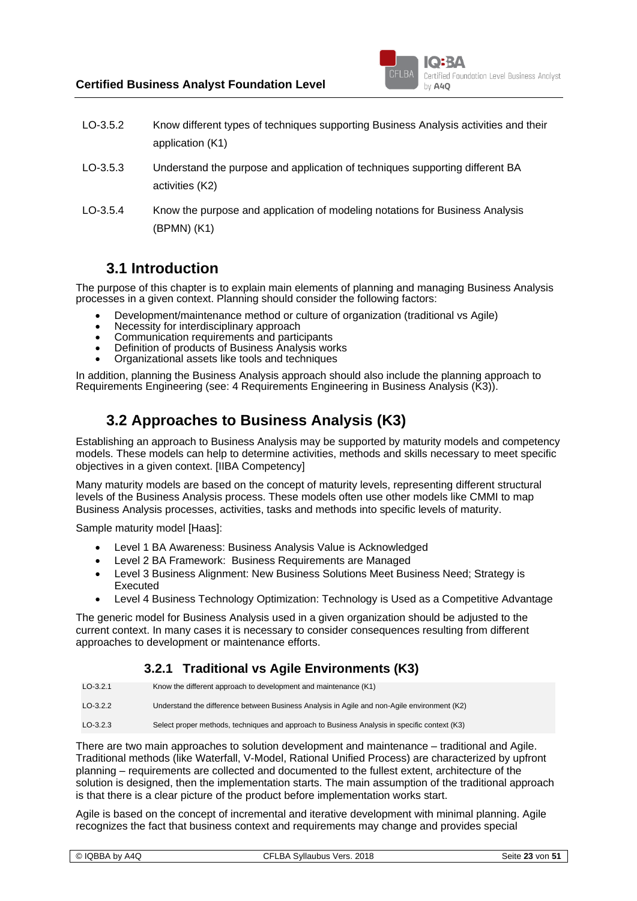| | |
|---|---|
| LO-3.5.2 | Know different types of techniques supporting Business Analysis activities and their application (K1) |
| LO-3.5.3 | Understand the purpose and application of techniques supporting different BA activities (K2) |
| LO-3.5.4 | Know the purpose and application of modeling notations for Business Analysis (BPMN) (K1) |

## 3.1 Introduction

The purpose of this chapter is to explain main elements of planning and managing Business Analysis processes in a given context. Planning should consider the following factors:

- Development/maintenance method or culture of organization (traditional vs Agile)
- Necessity for interdisciplinary approach
- Communication requirements and participants
- Definition of products of Business Analysis works
- Organizational assets like tools and techniques

In addition, planning the Business Analysis approach should also include the planning approach to Requirements Engineering (see: 4 Requirements Engineering in Business Analysis (K3)).

## 3.2 Approaches to Business Analysis (K3)

Establishing an approach to Business Analysis may be supported by maturity models and competency models. These models can help to determine activities, methods and skills necessary to meet specific objectives in a given context. [IIBA Competency]

Many maturity models are based on the concept of maturity levels, representing different structural levels of the Business Analysis process. These models often use other models like CMMI to map Business Analysis processes, activities, tasks and methods into specific levels of maturity.

Sample maturity model [Haas]:

- Level 1 BA Awareness: Business Analysis Value is Acknowledged
- Level 2 BA Framework: Business Requirements are Managed
- Level 3 Business Alignment: New Business Solutions Meet Business Need; Strategy is Executed
- Level 4 Business Technology Optimization: Technology is Used as a Competitive Advantage

The generic model for Business Analysis used in a given organization should be adjusted to the current context. In many cases it is necessary to consider consequences resulting from different approaches to development or maintenance efforts.

### 3.2.1 Traditional vs Agile Environments (K3)

| | |
|---|---|
| LO-3.2.1 | Know the different approach to development and maintenance (K1) |
| LO-3.2.2 | Understand the difference between Business Analysis in Agile and non-Agile environment (K2) |
| LO-3.2.3 | Select proper methods, techniques and approach to Business Analysis in specific context (K3) |

There are two main approaches to solution development and maintenance – traditional and Agile. Traditional methods (like Waterfall, V-Model, Rational Unified Process) are characterized by upfront planning – requirements are collected and documented to the fullest extent, architecture of the solution is designed, then the implementation starts. The main assumption of the traditional approach is that there is a clear picture of the product before implementation works start.

Agile is based on the concept of incremental and iterative development with minimal planning. Agile recognizes the fact that business context and requirements may change and provides special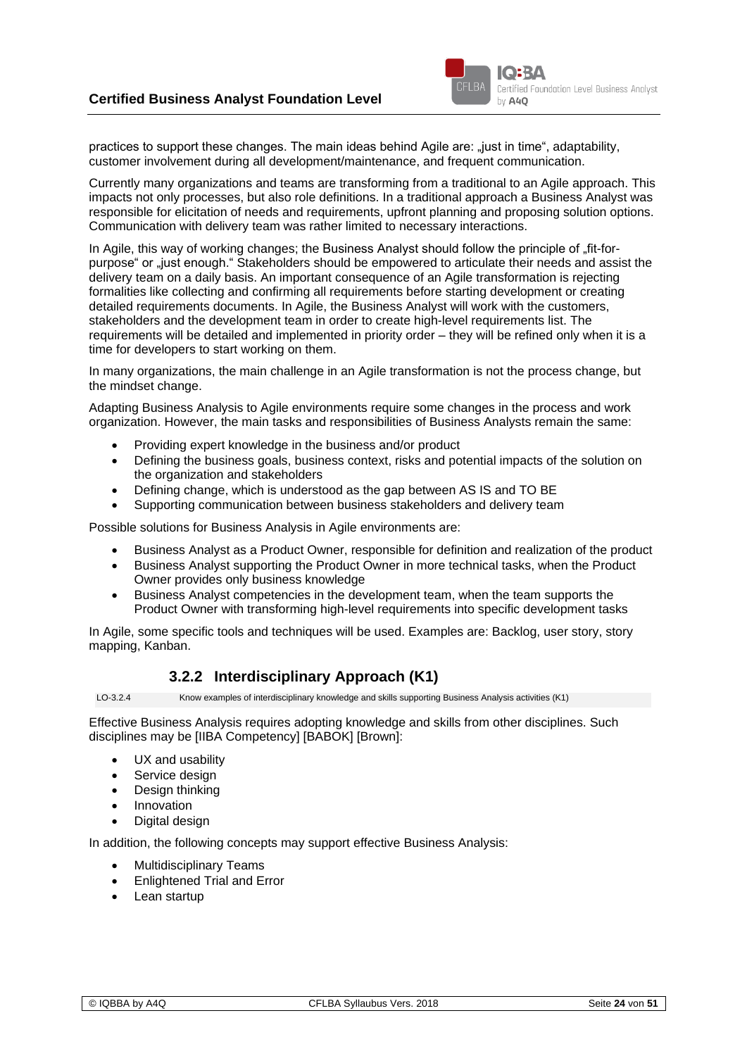practices to support these changes. The main ideas behind Agile are: „just in time", adaptability, customer involvement during all development/maintenance, and frequent communication.

Currently many organizations and teams are transforming from a traditional to an Agile approach. This impacts not only processes, but also role definitions. In a traditional approach a Business Analyst was responsible for elicitation of needs and requirements, upfront planning and proposing solution options. Communication with delivery team was rather limited to necessary interactions.

In Agile, this way of working changes; the Business Analyst should follow the principle of „fit-for-purpose" or „just enough." Stakeholders should be empowered to articulate their needs and assist the delivery team on a daily basis. An important consequence of an Agile transformation is rejecting formalities like collecting and confirming all requirements before starting development or creating detailed requirements documents. In Agile, the Business Analyst will work with the customers, stakeholders and the development team in order to create high-level requirements list. The requirements will be detailed and implemented in priority order – they will be refined only when it is a time for developers to start working on them.

In many organizations, the main challenge in an Agile transformation is not the process change, but the mindset change.

Adapting Business Analysis to Agile environments require some changes in the process and work organization. However, the main tasks and responsibilities of Business Analysts remain the same:

- Providing expert knowledge in the business and/or product
- Defining the business goals, business context, risks and potential impacts of the solution on the organization and stakeholders
- Defining change, which is understood as the gap between AS IS and TO BE
- Supporting communication between business stakeholders and delivery team

Possible solutions for Business Analysis in Agile environments are:

- Business Analyst as a Product Owner, responsible for definition and realization of the product
- Business Analyst supporting the Product Owner in more technical tasks, when the Product Owner provides only business knowledge
- Business Analyst competencies in the development team, when the team supports the Product Owner with transforming high-level requirements into specific development tasks

In Agile, some specific tools and techniques will be used. Examples are: Backlog, user story, story mapping, Kanban.

### 3.2.2 Interdisciplinary Approach (K1)

| LO-3.2.4 | Know examples of interdisciplinary knowledge and skills supporting Business Analysis activities (K1) |
|---|---|

Effective Business Analysis requires adopting knowledge and skills from other disciplines. Such disciplines may be [IIBA Competency] [BABOK] [Brown]:

- UX and usability
- Service design
- Design thinking
- Innovation
- Digital design

In addition, the following concepts may support effective Business Analysis:

- Multidisciplinary Teams
- Enlightened Trial and Error
- Lean startup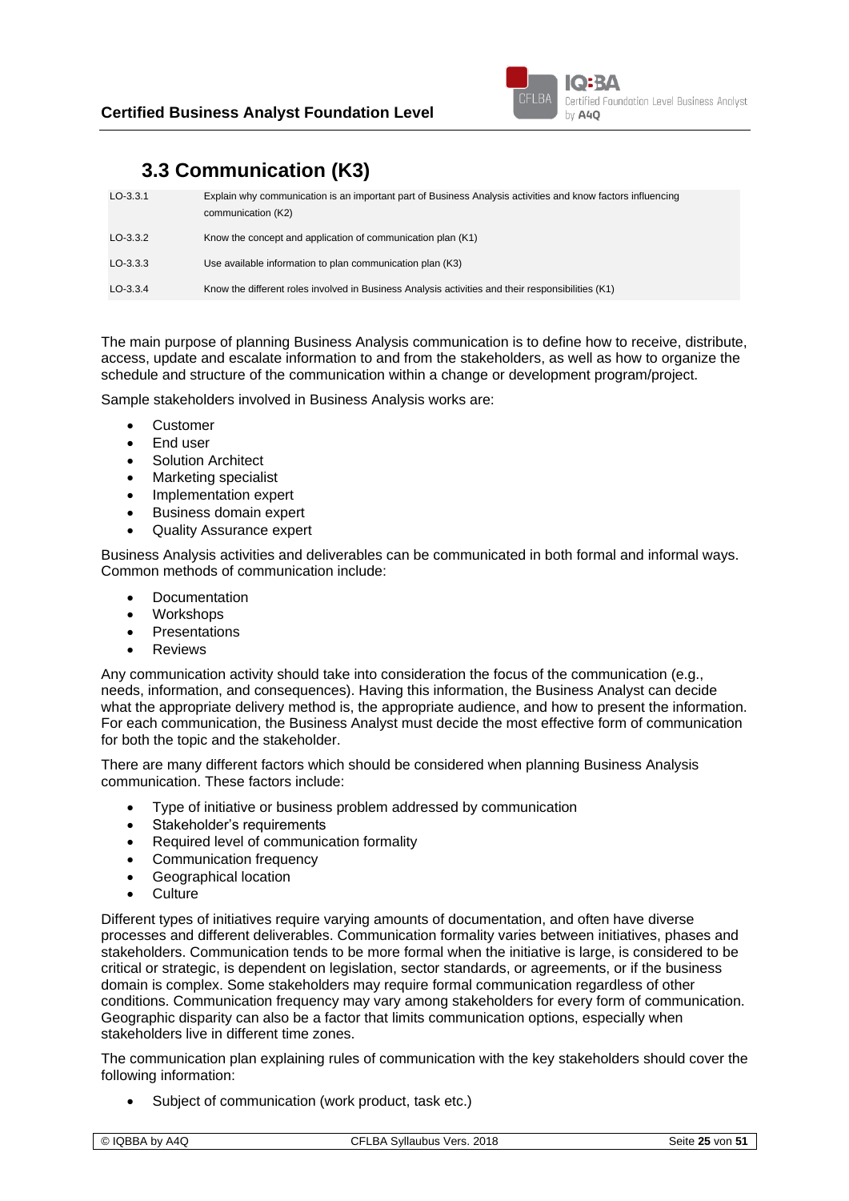## 3.3 Communication (K3)

| | |
|---|---|
| LO-3.3.1 | Explain why communication is an important part of Business Analysis activities and know factors influencing communication (K2) |
| LO-3.3.2 | Know the concept and application of communication plan (K1) |
| LO-3.3.3 | Use available information to plan communication plan (K3) |
| LO-3.3.4 | Know the different roles involved in Business Analysis activities and their responsibilities (K1) |

The main purpose of planning Business Analysis communication is to define how to receive, distribute, access, update and escalate information to and from the stakeholders, as well as how to organize the schedule and structure of the communication within a change or development program/project.

Sample stakeholders involved in Business Analysis works are:

- Customer
- End user
- Solution Architect
- Marketing specialist
- Implementation expert
- Business domain expert
- Quality Assurance expert

Business Analysis activities and deliverables can be communicated in both formal and informal ways. Common methods of communication include:

- Documentation
- Workshops
- Presentations
- Reviews

Any communication activity should take into consideration the focus of the communication (e.g., needs, information, and consequences). Having this information, the Business Analyst can decide what the appropriate delivery method is, the appropriate audience, and how to present the information. For each communication, the Business Analyst must decide the most effective form of communication for both the topic and the stakeholder.

There are many different factors which should be considered when planning Business Analysis communication. These factors include:

- Type of initiative or business problem addressed by communication
- Stakeholder's requirements
- Required level of communication formality
- Communication frequency
- Geographical location
- Culture

Different types of initiatives require varying amounts of documentation, and often have diverse processes and different deliverables. Communication formality varies between initiatives, phases and stakeholders. Communication tends to be more formal when the initiative is large, is considered to be critical or strategic, is dependent on legislation, sector standards, or agreements, or if the business domain is complex. Some stakeholders may require formal communication regardless of other conditions. Communication frequency may vary among stakeholders for every form of communication. Geographic disparity can also be a factor that limits communication options, especially when stakeholders live in different time zones.

The communication plan explaining rules of communication with the key stakeholders should cover the following information:

- Subject of communication (work product, task etc.)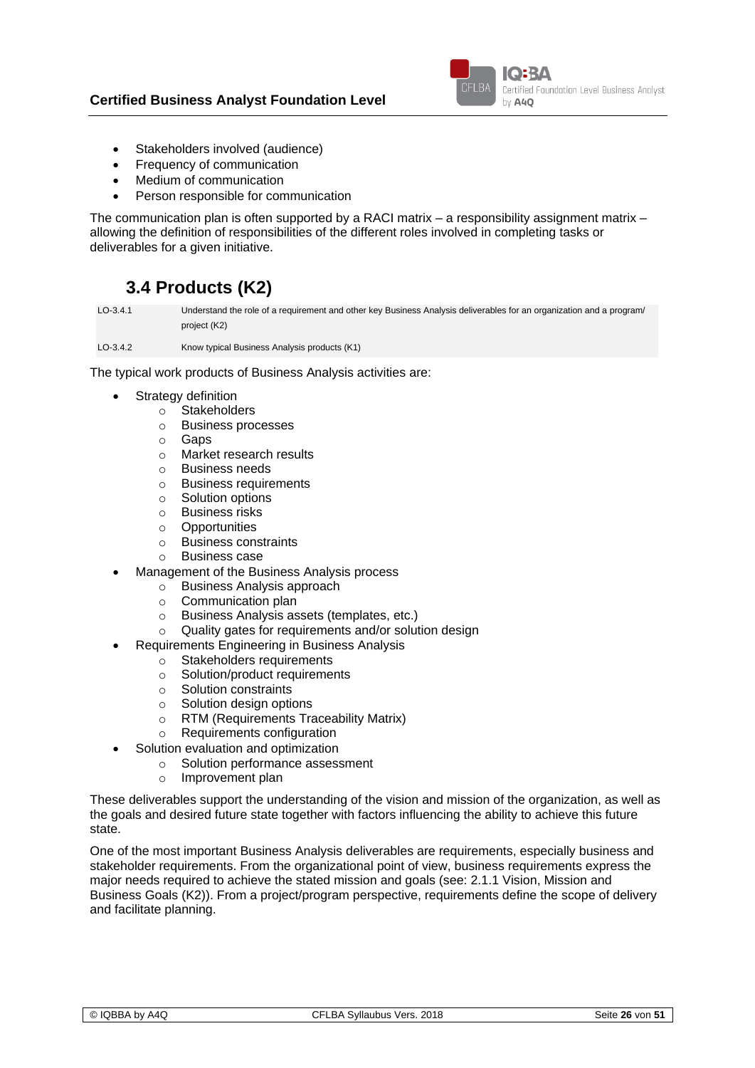- Stakeholders involved (audience)
- Frequency of communication
- Medium of communication
- Person responsible for communication

The communication plan is often supported by a RACI matrix – a responsibility assignment matrix – allowing the definition of responsibilities of the different roles involved in completing tasks or deliverables for a given initiative.

## 3.4 Products (K2)

| | |
|---|---|
| LO-3.4.1 | Understand the role of a requirement and other key Business Analysis deliverables for an organization and a program/ project (K2) |
| LO-3.4.2 | Know typical Business Analysis products (K1) |

The typical work products of Business Analysis activities are:

- Strategy definition
    - Stakeholders
    - Business processes
    - Gaps
    - Market research results
    - Business needs
    - Business requirements
    - Solution options
    - Business risks
    - Opportunities
    - Business constraints
    - Business case
- Management of the Business Analysis process
    - Business Analysis approach
    - Communication plan
    - Business Analysis assets (templates, etc.)
    - Quality gates for requirements and/or solution design
- Requirements Engineering in Business Analysis
    - Stakeholders requirements
    - Solution/product requirements
    - Solution constraints
    - Solution design options
    - RTM (Requirements Traceability Matrix)
    - Requirements configuration
- Solution evaluation and optimization
    - Solution performance assessment
    - Improvement plan

These deliverables support the understanding of the vision and mission of the organization, as well as the goals and desired future state together with factors influencing the ability to achieve this future state.

One of the most important Business Analysis deliverables are requirements, especially business and stakeholder requirements. From the organizational point of view, business requirements express the major needs required to achieve the stated mission and goals (see: 2.1.1 Vision, Mission and Business Goals (K2)). From a project/program perspective, requirements define the scope of delivery and facilitate planning.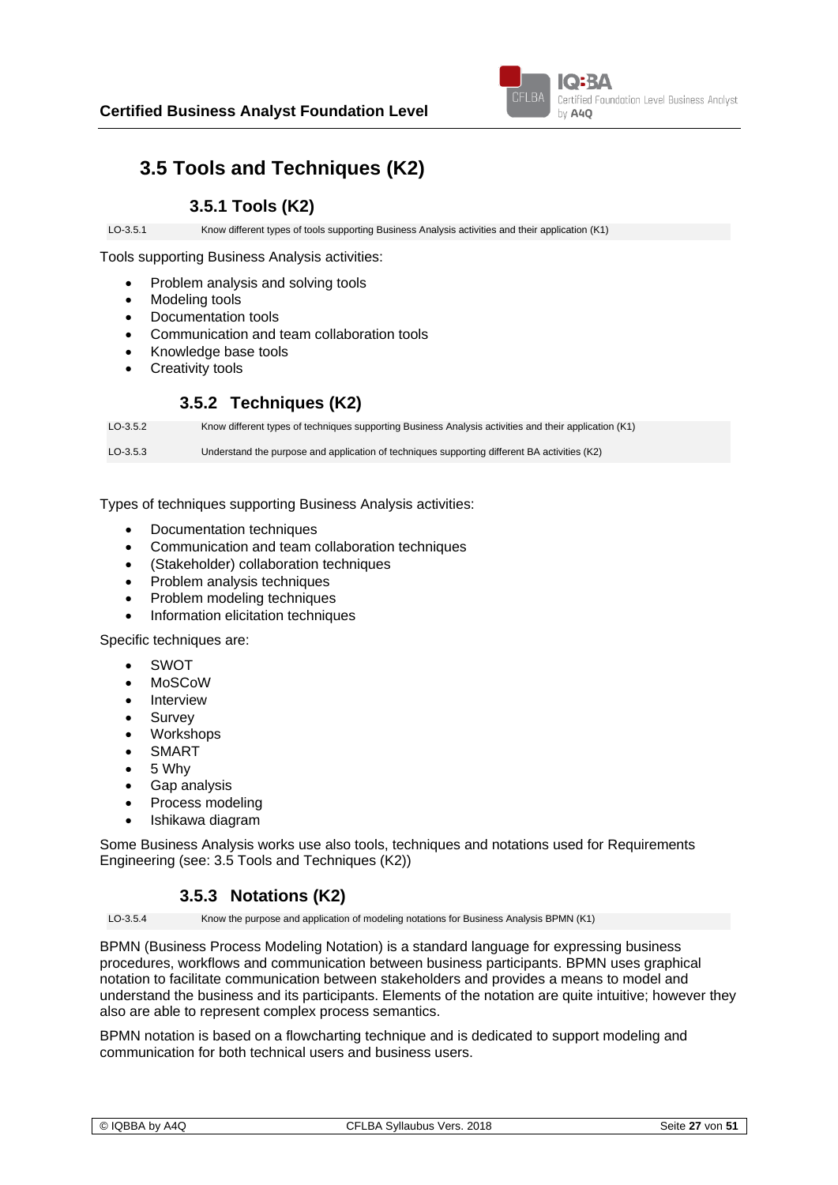## 3.5 Tools and Techniques (K2)

### 3.5.1 Tools (K2)

| | |
|---|---|
| LO-3.5.1 | Know different types of tools supporting Business Analysis activities and their application (K1) |

Tools supporting Business Analysis activities:

- Problem analysis and solving tools
- Modeling tools
- Documentation tools
- Communication and team collaboration tools
- Knowledge base tools
- Creativity tools

### 3.5.2 Techniques (K2)

| | |
|---|---|
| LO-3.5.2 | Know different types of techniques supporting Business Analysis activities and their application (K1) |
| LO-3.5.3 | Understand the purpose and application of techniques supporting different BA activities (K2) |

Types of techniques supporting Business Analysis activities:

- Documentation techniques
- Communication and team collaboration techniques
- (Stakeholder) collaboration techniques
- Problem analysis techniques
- Problem modeling techniques
- Information elicitation techniques

Specific techniques are:

- SWOT
- MoSCoW
- Interview
- Survey
- Workshops
- SMART
- 5 Why
- Gap analysis
- Process modeling
- Ishikawa diagram

Some Business Analysis works use also tools, techniques and notations used for Requirements Engineering (see: 3.5 Tools and Techniques (K2))

### 3.5.3 Notations (K2)

| | |
|---|---|
| LO-3.5.4 | Know the purpose and application of modeling notations for Business Analysis BPMN (K1) |

BPMN (Business Process Modeling Notation) is a standard language for expressing business procedures, workflows and communication between business participants. BPMN uses graphical notation to facilitate communication between stakeholders and provides a means to model and understand the business and its participants. Elements of the notation are quite intuitive; however they also are able to represent complex process semantics.

BPMN notation is based on a flowcharting technique and is dedicated to support modeling and communication for both technical users and business users.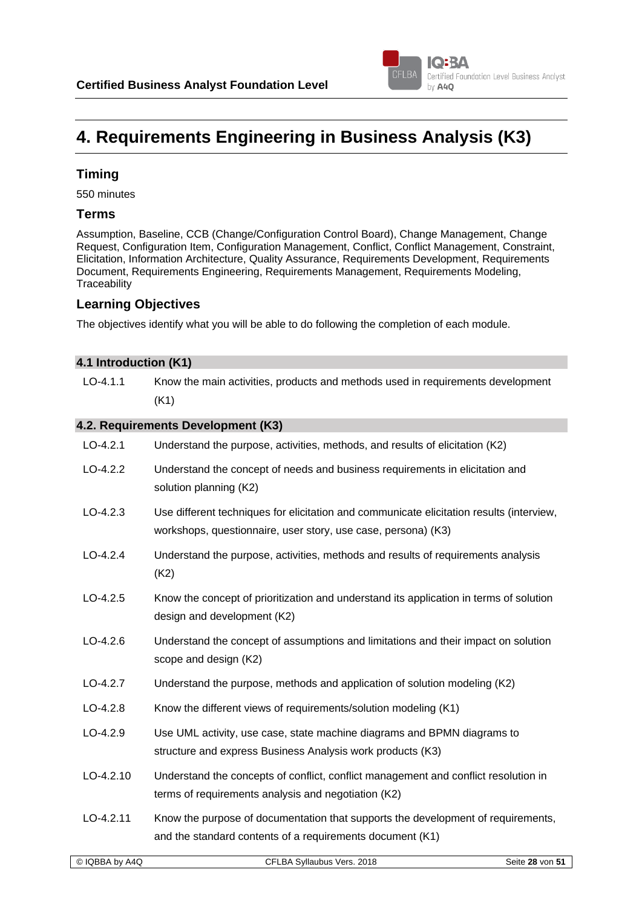# 4. Requirements Engineering in Business Analysis (K3)

## Timing

550 minutes

## Terms

Assumption, Baseline, CCB (Change/Configuration Control Board), Change Management, Change Request, Configuration Item, Configuration Management, Conflict, Conflict Management, Constraint, Elicitation, Information Architecture, Quality Assurance, Requirements Development, Requirements Document, Requirements Engineering, Requirements Management, Requirements Modeling, Traceability

## Learning Objectives

The objectives identify what you will be able to do following the completion of each module.

| **4.1 Introduction (K1)** | |
|---|---|
| LO-4.1.1 | Know the main activities, products and methods used in requirements development (K1) |
| **4.2. Requirements Development (K3)** | |
| LO-4.2.1 | Understand the purpose, activities, methods, and results of elicitation (K2) |
| LO-4.2.2 | Understand the concept of needs and business requirements in elicitation and solution planning (K2) |
| LO-4.2.3 | Use different techniques for elicitation and communicate elicitation results (interview, workshops, questionnaire, user story, use case, persona) (K3) |
| LO-4.2.4 | Understand the purpose, activities, methods and results of requirements analysis (K2) |
| LO-4.2.5 | Know the concept of prioritization and understand its application in terms of solution design and development (K2) |
| LO-4.2.6 | Understand the concept of assumptions and limitations and their impact on solution scope and design (K2) |
| LO-4.2.7 | Understand the purpose, methods and application of solution modeling (K2) |
| LO-4.2.8 | Know the different views of requirements/solution modeling (K1) |
| LO-4.2.9 | Use UML activity, use case, state machine diagrams and BPMN diagrams to structure and express Business Analysis work products (K3) |
| LO-4.2.10 | Understand the concepts of conflict, conflict management and conflict resolution in terms of requirements analysis and negotiation (K2) |
| LO-4.2.11 | Know the purpose of documentation that supports the development of requirements, and the standard contents of a requirements document (K1) |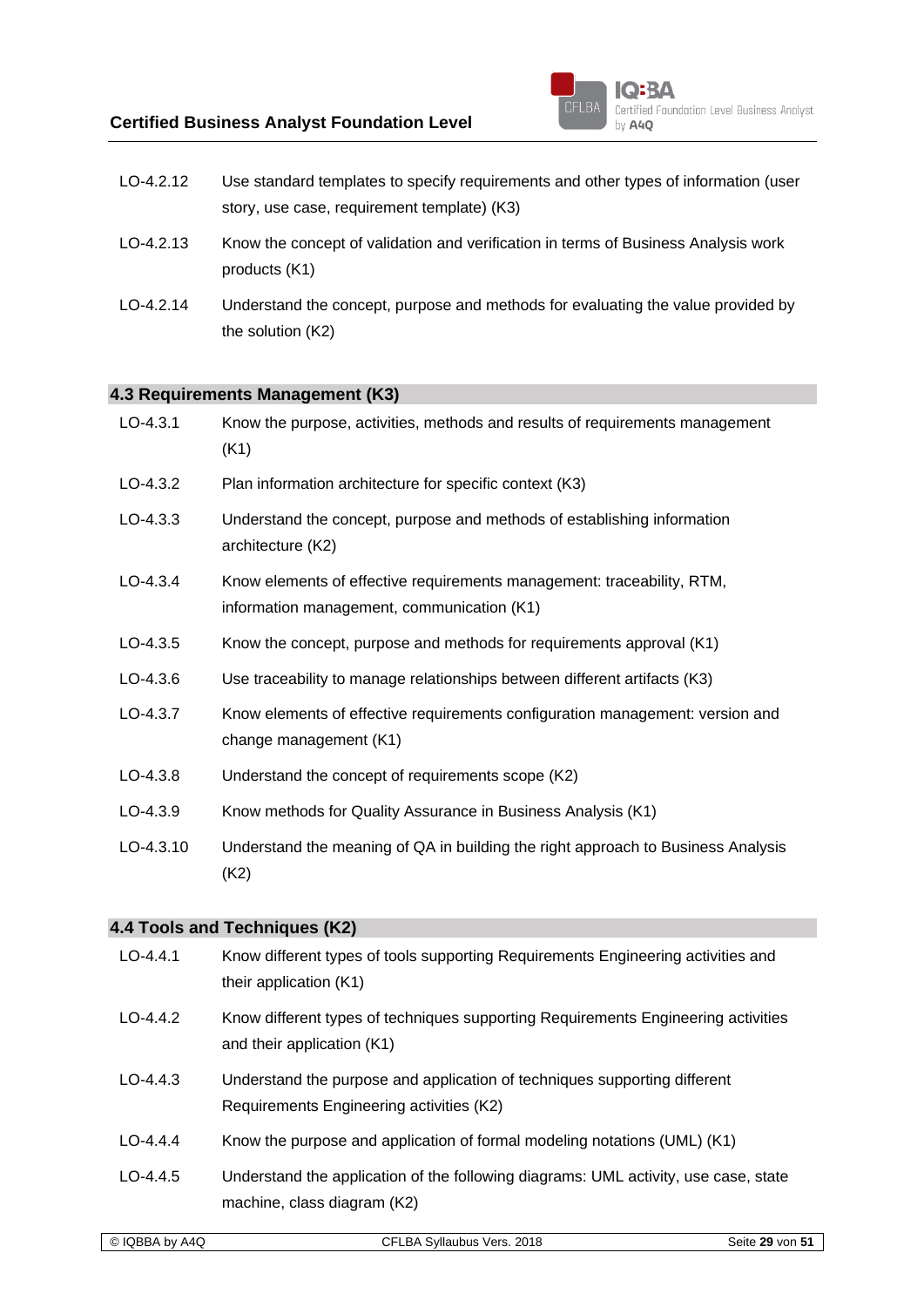LO-4.2.12 Use standard templates to specify requirements and other types of information (user story, use case, requirement template) (K3)

LO-4.2.13 Know the concept of validation and verification in terms of Business Analysis work products (K1)

LO-4.2.14 Understand the concept, purpose and methods for evaluating the value provided by the solution (K2)

## 4.3 Requirements Management (K3)

LO-4.3.1 Know the purpose, activities, methods and results of requirements management (K1)

LO-4.3.2 Plan information architecture for specific context (K3)

LO-4.3.3 Understand the concept, purpose and methods of establishing information architecture (K2)

LO-4.3.4 Know elements of effective requirements management: traceability, RTM, information management, communication (K1)

LO-4.3.5 Know the concept, purpose and methods for requirements approval (K1)

LO-4.3.6 Use traceability to manage relationships between different artifacts (K3)

LO-4.3.7 Know elements of effective requirements configuration management: version and change management (K1)

LO-4.3.8 Understand the concept of requirements scope (K2)

LO-4.3.9 Know methods for Quality Assurance in Business Analysis (K1)

LO-4.3.10 Understand the meaning of QA in building the right approach to Business Analysis (K2)

## 4.4 Tools and Techniques (K2)

LO-4.4.1 Know different types of tools supporting Requirements Engineering activities and their application (K1)

LO-4.4.2 Know different types of techniques supporting Requirements Engineering activities and their application (K1)

LO-4.4.3 Understand the purpose and application of techniques supporting different Requirements Engineering activities (K2)

LO-4.4.4 Know the purpose and application of formal modeling notations (UML) (K1)

LO-4.4.5 Understand the application of the following diagrams: UML activity, use case, state machine, class diagram (K2)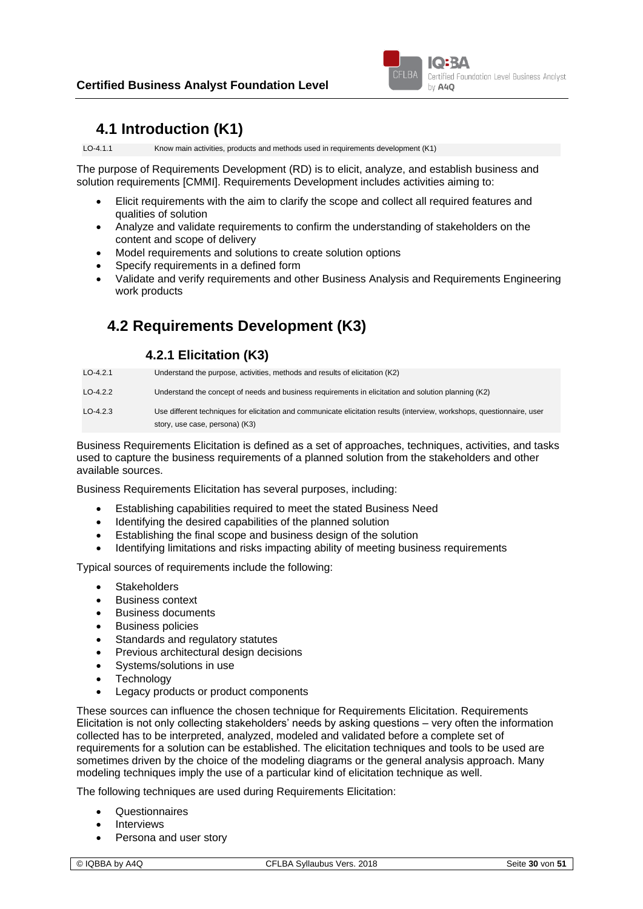## 4.1 Introduction (K1)

| | |
|---|---|
| LO-4.1.1 | Know main activities, products and methods used in requirements development (K1) |

The purpose of Requirements Development (RD) is to elicit, analyze, and establish business and solution requirements [CMMI]. Requirements Development includes activities aiming to:

- Elicit requirements with the aim to clarify the scope and collect all required features and qualities of solution
- Analyze and validate requirements to confirm the understanding of stakeholders on the content and scope of delivery
- Model requirements and solutions to create solution options
- Specify requirements in a defined form
- Validate and verify requirements and other Business Analysis and Requirements Engineering work products

## 4.2 Requirements Development (K3)

### 4.2.1 Elicitation (K3)

| | |
|---|---|
| LO-4.2.1 | Understand the purpose, activities, methods and results of elicitation (K2) |
| LO-4.2.2 | Understand the concept of needs and business requirements in elicitation and solution planning (K2) |
| LO-4.2.3 | Use different techniques for elicitation and communicate elicitation results (interview, workshops, questionnaire, user story, use case, persona) (K3) |

Business Requirements Elicitation is defined as a set of approaches, techniques, activities, and tasks used to capture the business requirements of a planned solution from the stakeholders and other available sources.

Business Requirements Elicitation has several purposes, including:

- Establishing capabilities required to meet the stated Business Need
- Identifying the desired capabilities of the planned solution
- Establishing the final scope and business design of the solution
- Identifying limitations and risks impacting ability of meeting business requirements

Typical sources of requirements include the following:

- Stakeholders
- Business context
- Business documents
- Business policies
- Standards and regulatory statutes
- Previous architectural design decisions
- Systems/solutions in use
- Technology
- Legacy products or product components

These sources can influence the chosen technique for Requirements Elicitation. Requirements Elicitation is not only collecting stakeholders' needs by asking questions – very often the information collected has to be interpreted, analyzed, modeled and validated before a complete set of requirements for a solution can be established. The elicitation techniques and tools to be used are sometimes driven by the choice of the modeling diagrams or the general analysis approach. Many modeling techniques imply the use of a particular kind of elicitation technique as well.

The following techniques are used during Requirements Elicitation:

- Questionnaires
- Interviews
- Persona and user story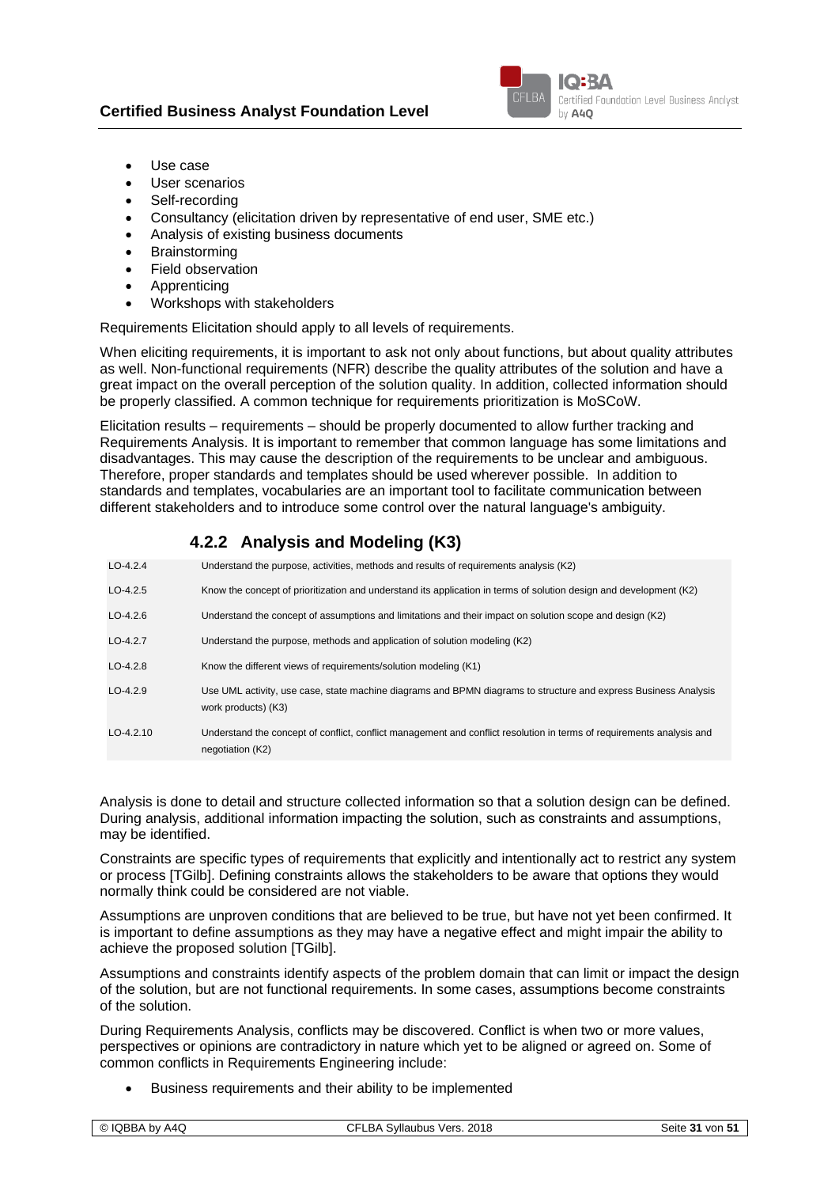- Use case
- User scenarios
- Self-recording
- Consultancy (elicitation driven by representative of end user, SME etc.)
- Analysis of existing business documents
- Brainstorming
- Field observation
- Apprenticing
- Workshops with stakeholders

Requirements Elicitation should apply to all levels of requirements.

When eliciting requirements, it is important to ask not only about functions, but about quality attributes as well. Non-functional requirements (NFR) describe the quality attributes of the solution and have a great impact on the overall perception of the solution quality. In addition, collected information should be properly classified. A common technique for requirements prioritization is MoSCoW.

Elicitation results – requirements – should be properly documented to allow further tracking and Requirements Analysis. It is important to remember that common language has some limitations and disadvantages. This may cause the description of the requirements to be unclear and ambiguous. Therefore, proper standards and templates should be used wherever possible. In addition to standards and templates, vocabularies are an important tool to facilitate communication between different stakeholders and to introduce some control over the natural language's ambiguity.

### 4.2.2 Analysis and Modeling (K3)

| | |
|---|---|
| LO-4.2.4 | Understand the purpose, activities, methods and results of requirements analysis (K2) |
| LO-4.2.5 | Know the concept of prioritization and understand its application in terms of solution design and development (K2) |
| LO-4.2.6 | Understand the concept of assumptions and limitations and their impact on solution scope and design (K2) |
| LO-4.2.7 | Understand the purpose, methods and application of solution modeling (K2) |
| LO-4.2.8 | Know the different views of requirements/solution modeling (K1) |
| LO-4.2.9 | Use UML activity, use case, state machine diagrams and BPMN diagrams to structure and express Business Analysis work products) (K3) |
| LO-4.2.10 | Understand the concept of conflict, conflict management and conflict resolution in terms of requirements analysis and negotiation (K2) |

Analysis is done to detail and structure collected information so that a solution design can be defined. During analysis, additional information impacting the solution, such as constraints and assumptions, may be identified.

Constraints are specific types of requirements that explicitly and intentionally act to restrict any system or process [TGilb]. Defining constraints allows the stakeholders to be aware that options they would normally think could be considered are not viable.

Assumptions are unproven conditions that are believed to be true, but have not yet been confirmed. It is important to define assumptions as they may have a negative effect and might impair the ability to achieve the proposed solution [TGilb].

Assumptions and constraints identify aspects of the problem domain that can limit or impact the design of the solution, but are not functional requirements. In some cases, assumptions become constraints of the solution.

During Requirements Analysis, conflicts may be discovered. Conflict is when two or more values, perspectives or opinions are contradictory in nature which yet to be aligned or agreed on. Some of common conflicts in Requirements Engineering include:

- Business requirements and their ability to be implemented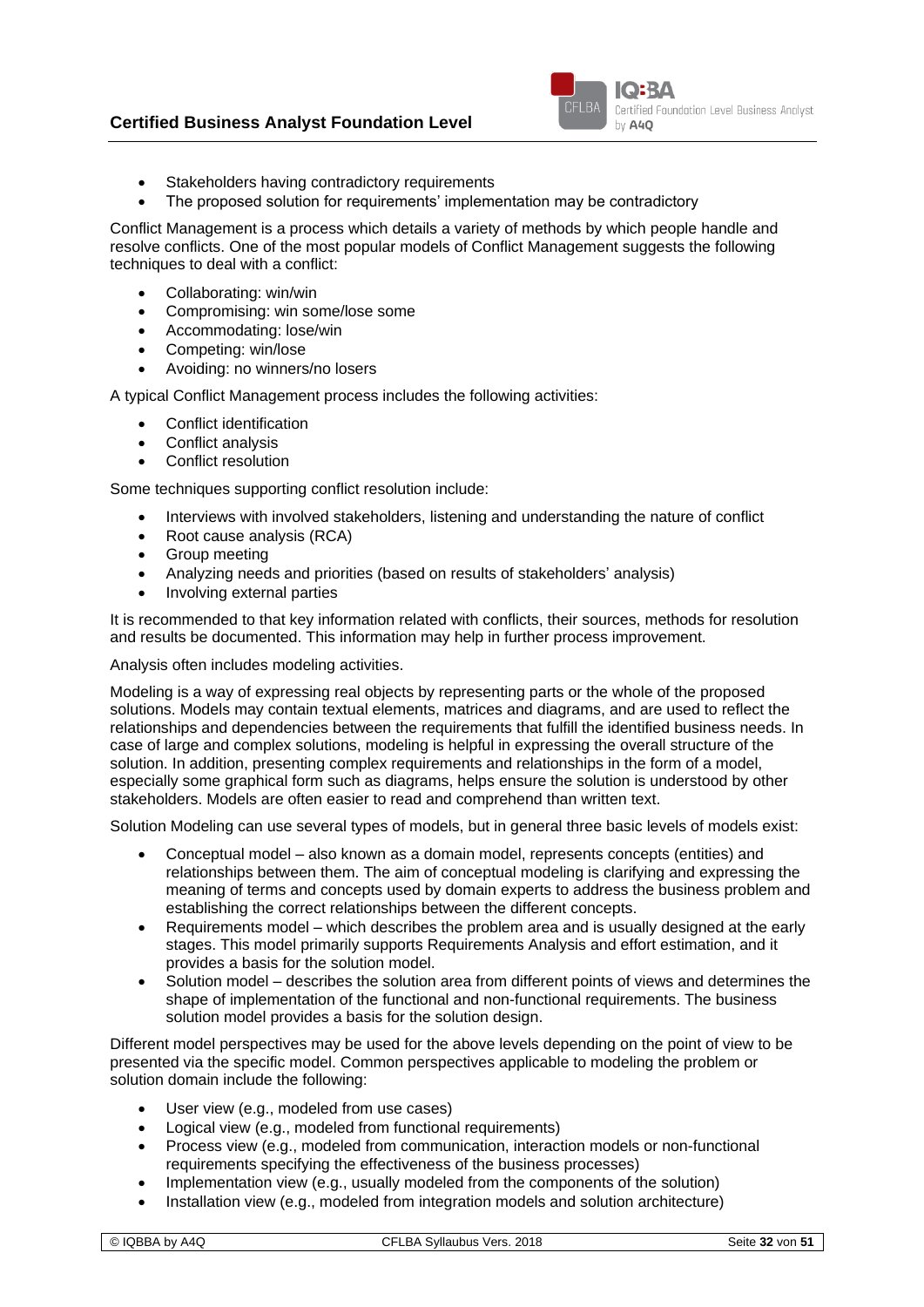- Stakeholders having contradictory requirements
- The proposed solution for requirements' implementation may be contradictory

Conflict Management is a process which details a variety of methods by which people handle and resolve conflicts. One of the most popular models of Conflict Management suggests the following techniques to deal with a conflict:

- Collaborating: win/win
- Compromising: win some/lose some
- Accommodating: lose/win
- Competing: win/lose
- Avoiding: no winners/no losers

A typical Conflict Management process includes the following activities:

- Conflict identification
- Conflict analysis
- Conflict resolution

Some techniques supporting conflict resolution include:

- Interviews with involved stakeholders, listening and understanding the nature of conflict
- Root cause analysis (RCA)
- Group meeting
- Analyzing needs and priorities (based on results of stakeholders' analysis)
- Involving external parties

It is recommended to that key information related with conflicts, their sources, methods for resolution and results be documented. This information may help in further process improvement.

Analysis often includes modeling activities.

Modeling is a way of expressing real objects by representing parts or the whole of the proposed solutions. Models may contain textual elements, matrices and diagrams, and are used to reflect the relationships and dependencies between the requirements that fulfill the identified business needs. In case of large and complex solutions, modeling is helpful in expressing the overall structure of the solution. In addition, presenting complex requirements and relationships in the form of a model, especially some graphical form such as diagrams, helps ensure the solution is understood by other stakeholders. Models are often easier to read and comprehend than written text.

Solution Modeling can use several types of models, but in general three basic levels of models exist:

- Conceptual model – also known as a domain model, represents concepts (entities) and relationships between them. The aim of conceptual modeling is clarifying and expressing the meaning of terms and concepts used by domain experts to address the business problem and establishing the correct relationships between the different concepts.
- Requirements model – which describes the problem area and is usually designed at the early stages. This model primarily supports Requirements Analysis and effort estimation, and it provides a basis for the solution model.
- Solution model – describes the solution area from different points of views and determines the shape of implementation of the functional and non-functional requirements. The business solution model provides a basis for the solution design.

Different model perspectives may be used for the above levels depending on the point of view to be presented via the specific model. Common perspectives applicable to modeling the problem or solution domain include the following:

- User view (e.g., modeled from use cases)
- Logical view (e.g., modeled from functional requirements)
- Process view (e.g., modeled from communication, interaction models or non-functional requirements specifying the effectiveness of the business processes)
- Implementation view (e.g., usually modeled from the components of the solution)
- Installation view (e.g., modeled from integration models and solution architecture)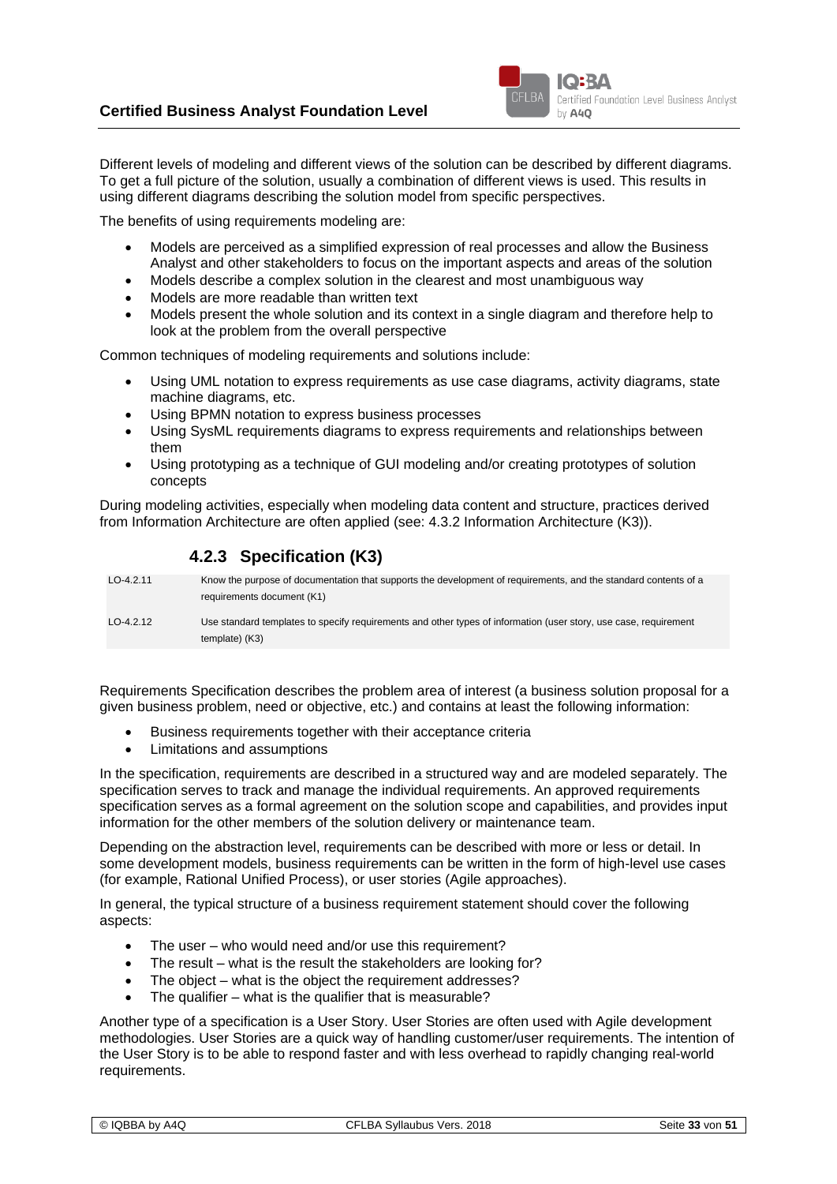Different levels of modeling and different views of the solution can be described by different diagrams. To get a full picture of the solution, usually a combination of different views is used. This results in using different diagrams describing the solution model from specific perspectives.

The benefits of using requirements modeling are:

- Models are perceived as a simplified expression of real processes and allow the Business Analyst and other stakeholders to focus on the important aspects and areas of the solution
- Models describe a complex solution in the clearest and most unambiguous way
- Models are more readable than written text
- Models present the whole solution and its context in a single diagram and therefore help to look at the problem from the overall perspective

Common techniques of modeling requirements and solutions include:

- Using UML notation to express requirements as use case diagrams, activity diagrams, state machine diagrams, etc.
- Using BPMN notation to express business processes
- Using SysML requirements diagrams to express requirements and relationships between them
- Using prototyping as a technique of GUI modeling and/or creating prototypes of solution concepts

During modeling activities, especially when modeling data content and structure, practices derived from Information Architecture are often applied (see: 4.3.2 Information Architecture (K3)).

### 4.2.3 Specification (K3)

| | |
|---|---|
| LO-4.2.11 | Know the purpose of documentation that supports the development of requirements, and the standard contents of a requirements document (K1) |
| LO-4.2.12 | Use standard templates to specify requirements and other types of information (user story, use case, requirement template) (K3) |

Requirements Specification describes the problem area of interest (a business solution proposal for a given business problem, need or objective, etc.) and contains at least the following information:

- Business requirements together with their acceptance criteria
- Limitations and assumptions

In the specification, requirements are described in a structured way and are modeled separately. The specification serves to track and manage the individual requirements. An approved requirements specification serves as a formal agreement on the solution scope and capabilities, and provides input information for the other members of the solution delivery or maintenance team.

Depending on the abstraction level, requirements can be described with more or less or detail. In some development models, business requirements can be written in the form of high-level use cases (for example, Rational Unified Process), or user stories (Agile approaches).

In general, the typical structure of a business requirement statement should cover the following aspects:

- The user – who would need and/or use this requirement?
- The result – what is the result the stakeholders are looking for?
- The object – what is the object the requirement addresses?
- The qualifier – what is the qualifier that is measurable?

Another type of a specification is a User Story. User Stories are often used with Agile development methodologies. User Stories are a quick way of handling customer/user requirements. The intention of the User Story is to be able to respond faster and with less overhead to rapidly changing real-world requirements.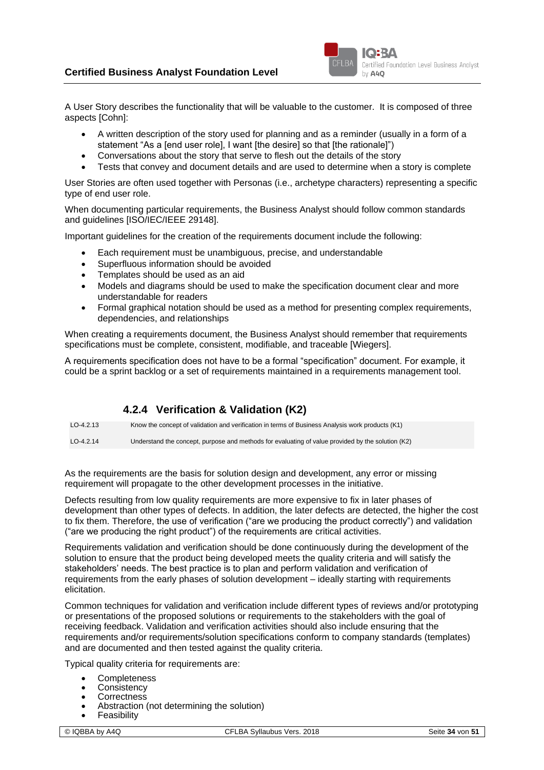A User Story describes the functionality that will be valuable to the customer. It is composed of three aspects [Cohn]:

- A written description of the story used for planning and as a reminder (usually in a form of a statement "As a [end user role], I want [the desire] so that [the rationale]")
- Conversations about the story that serve to flesh out the details of the story
- Tests that convey and document details and are used to determine when a story is complete

User Stories are often used together with Personas (i.e., archetype characters) representing a specific type of end user role.

When documenting particular requirements, the Business Analyst should follow common standards and guidelines [ISO/IEC/IEEE 29148].

Important guidelines for the creation of the requirements document include the following:

- Each requirement must be unambiguous, precise, and understandable
- Superfluous information should be avoided
- Templates should be used as an aid
- Models and diagrams should be used to make the specification document clear and more understandable for readers
- Formal graphical notation should be used as a method for presenting complex requirements, dependencies, and relationships

When creating a requirements document, the Business Analyst should remember that requirements specifications must be complete, consistent, modifiable, and traceable [Wiegers].

A requirements specification does not have to be a formal "specification" document. For example, it could be a sprint backlog or a set of requirements maintained in a requirements management tool.

### 4.2.4 Verification & Validation (K2)

| | |
|---|---|
| LO-4.2.13 | Know the concept of validation and verification in terms of Business Analysis work products (K1) |
| LO-4.2.14 | Understand the concept, purpose and methods for evaluating of value provided by the solution (K2) |

As the requirements are the basis for solution design and development, any error or missing requirement will propagate to the other development processes in the initiative.

Defects resulting from low quality requirements are more expensive to fix in later phases of development than other types of defects. In addition, the later defects are detected, the higher the cost to fix them. Therefore, the use of verification ("are we producing the product correctly") and validation ("are we producing the right product") of the requirements are critical activities.

Requirements validation and verification should be done continuously during the development of the solution to ensure that the product being developed meets the quality criteria and will satisfy the stakeholders' needs. The best practice is to plan and perform validation and verification of requirements from the early phases of solution development – ideally starting with requirements elicitation.

Common techniques for validation and verification include different types of reviews and/or prototyping or presentations of the proposed solutions or requirements to the stakeholders with the goal of receiving feedback. Validation and verification activities should also include ensuring that the requirements and/or requirements/solution specifications conform to company standards (templates) and are documented and then tested against the quality criteria.

Typical quality criteria for requirements are:

- Completeness
- Consistency
- Correctness
- Abstraction (not determining the solution)
- Feasibility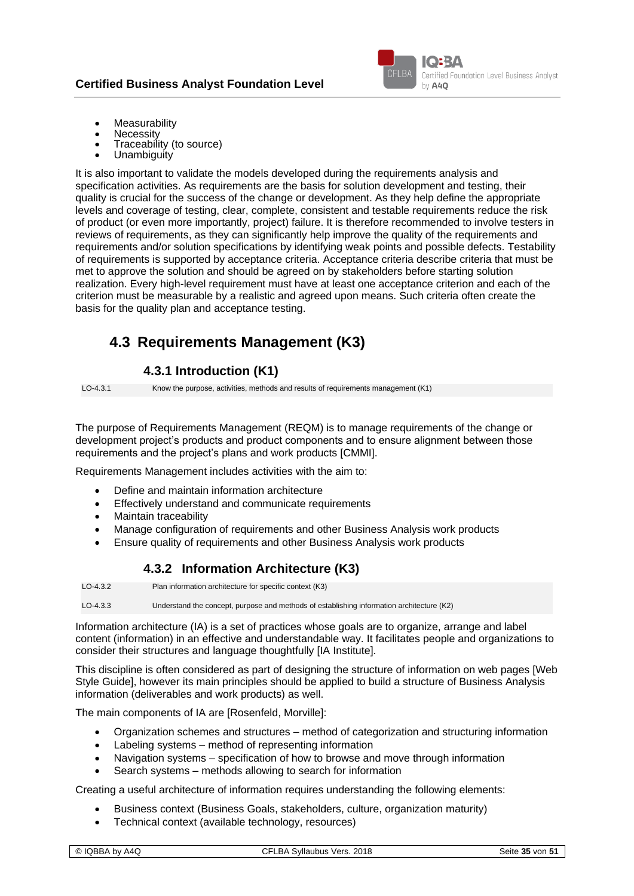- Measurability
- Necessity
- Traceability (to source)
- Unambiguity

It is also important to validate the models developed during the requirements analysis and specification activities. As requirements are the basis for solution development and testing, their quality is crucial for the success of the change or development. As they help define the appropriate levels and coverage of testing, clear, complete, consistent and testable requirements reduce the risk of product (or even more importantly, project) failure. It is therefore recommended to involve testers in reviews of requirements, as they can significantly help improve the quality of the requirements and requirements and/or solution specifications by identifying weak points and possible defects. Testability of requirements is supported by acceptance criteria. Acceptance criteria describe criteria that must be met to approve the solution and should be agreed on by stakeholders before starting solution realization. Every high-level requirement must have at least one acceptance criterion and each of the criterion must be measurable by a realistic and agreed upon means. Such criteria often create the basis for the quality plan and acceptance testing.

## 4.3 Requirements Management (K3)

### 4.3.1 Introduction (K1)

| | |
|---|---|
| LO-4.3.1 | Know the purpose, activities, methods and results of requirements management (K1) |

The purpose of Requirements Management (REQM) is to manage requirements of the change or development project's products and product components and to ensure alignment between those requirements and the project's plans and work products [CMMI].

Requirements Management includes activities with the aim to:

- Define and maintain information architecture
- Effectively understand and communicate requirements
- Maintain traceability
- Manage configuration of requirements and other Business Analysis work products
- Ensure quality of requirements and other Business Analysis work products

### 4.3.2 Information Architecture (K3)

| | |
|---|---|
| LO-4.3.2 | Plan information architecture for specific context (K3) |
| LO-4.3.3 | Understand the concept, purpose and methods of establishing information architecture (K2) |

Information architecture (IA) is a set of practices whose goals are to organize, arrange and label content (information) in an effective and understandable way. It facilitates people and organizations to consider their structures and language thoughtfully [IA Institute].

This discipline is often considered as part of designing the structure of information on web pages [Web Style Guide], however its main principles should be applied to build a structure of Business Analysis information (deliverables and work products) as well.

The main components of IA are [Rosenfeld, Morville]:

- Organization schemes and structures – method of categorization and structuring information
- Labeling systems – method of representing information
- Navigation systems – specification of how to browse and move through information
- Search systems – methods allowing to search for information

Creating a useful architecture of information requires understanding the following elements:

- Business context (Business Goals, stakeholders, culture, organization maturity)
- Technical context (available technology, resources)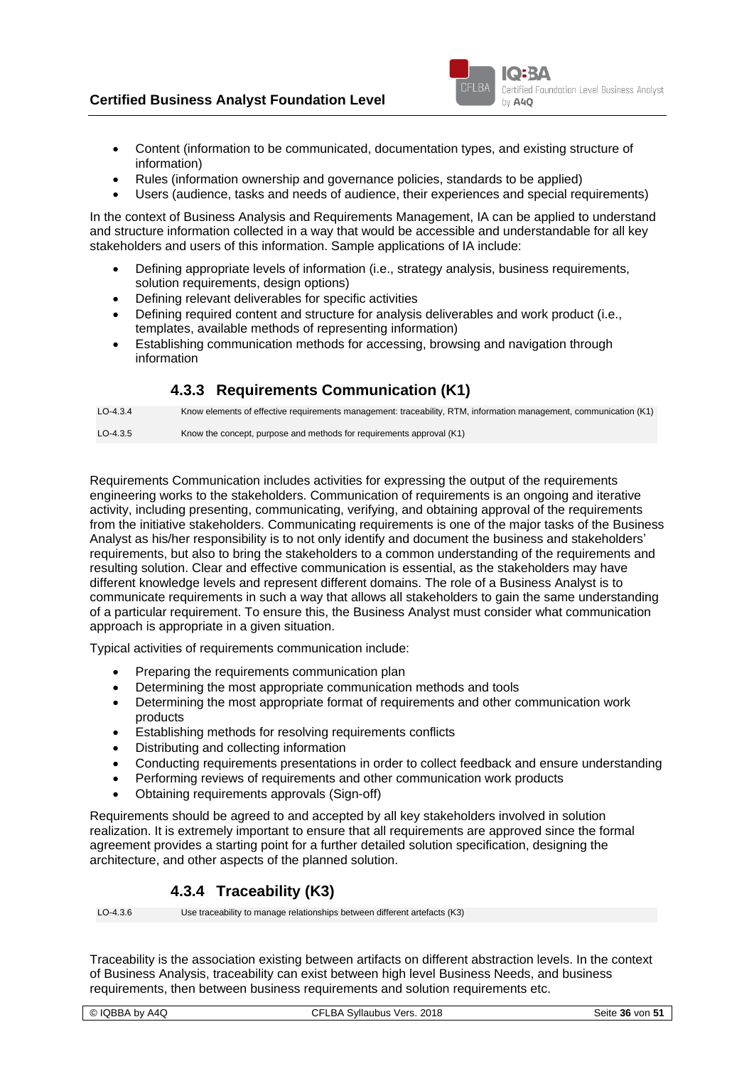- Content (information to be communicated, documentation types, and existing structure of information)
- Rules (information ownership and governance policies, standards to be applied)
- Users (audience, tasks and needs of audience, their experiences and special requirements)

In the context of Business Analysis and Requirements Management, IA can be applied to understand and structure information collected in a way that would be accessible and understandable for all key stakeholders and users of this information. Sample applications of IA include:

- Defining appropriate levels of information (i.e., strategy analysis, business requirements, solution requirements, design options)
- Defining relevant deliverables for specific activities
- Defining required content and structure for analysis deliverables and work product (i.e., templates, available methods of representing information)
- Establishing communication methods for accessing, browsing and navigation through information

### 4.3.3 Requirements Communication (K1)

| | |
|---|---|
| LO-4.3.4 | Know elements of effective requirements management: traceability, RTM, information management, communication (K1) |
| LO-4.3.5 | Know the concept, purpose and methods for requirements approval (K1) |

Requirements Communication includes activities for expressing the output of the requirements engineering works to the stakeholders. Communication of requirements is an ongoing and iterative activity, including presenting, communicating, verifying, and obtaining approval of the requirements from the initiative stakeholders. Communicating requirements is one of the major tasks of the Business Analyst as his/her responsibility is to not only identify and document the business and stakeholders' requirements, but also to bring the stakeholders to a common understanding of the requirements and resulting solution. Clear and effective communication is essential, as the stakeholders may have different knowledge levels and represent different domains. The role of a Business Analyst is to communicate requirements in such a way that allows all stakeholders to gain the same understanding of a particular requirement. To ensure this, the Business Analyst must consider what communication approach is appropriate in a given situation.

Typical activities of requirements communication include:

- Preparing the requirements communication plan
- Determining the most appropriate communication methods and tools
- Determining the most appropriate format of requirements and other communication work products
- Establishing methods for resolving requirements conflicts
- Distributing and collecting information
- Conducting requirements presentations in order to collect feedback and ensure understanding
- Performing reviews of requirements and other communication work products
- Obtaining requirements approvals (Sign-off)

Requirements should be agreed to and accepted by all key stakeholders involved in solution realization. It is extremely important to ensure that all requirements are approved since the formal agreement provides a starting point for a further detailed solution specification, designing the architecture, and other aspects of the planned solution.

### 4.3.4 Traceability (K3)

| | |
|---|---|
| LO-4.3.6 | Use traceability to manage relationships between different artefacts (K3) |

Traceability is the association existing between artifacts on different abstraction levels. In the context of Business Analysis, traceability can exist between high level Business Needs, and business requirements, then between business requirements and solution requirements etc.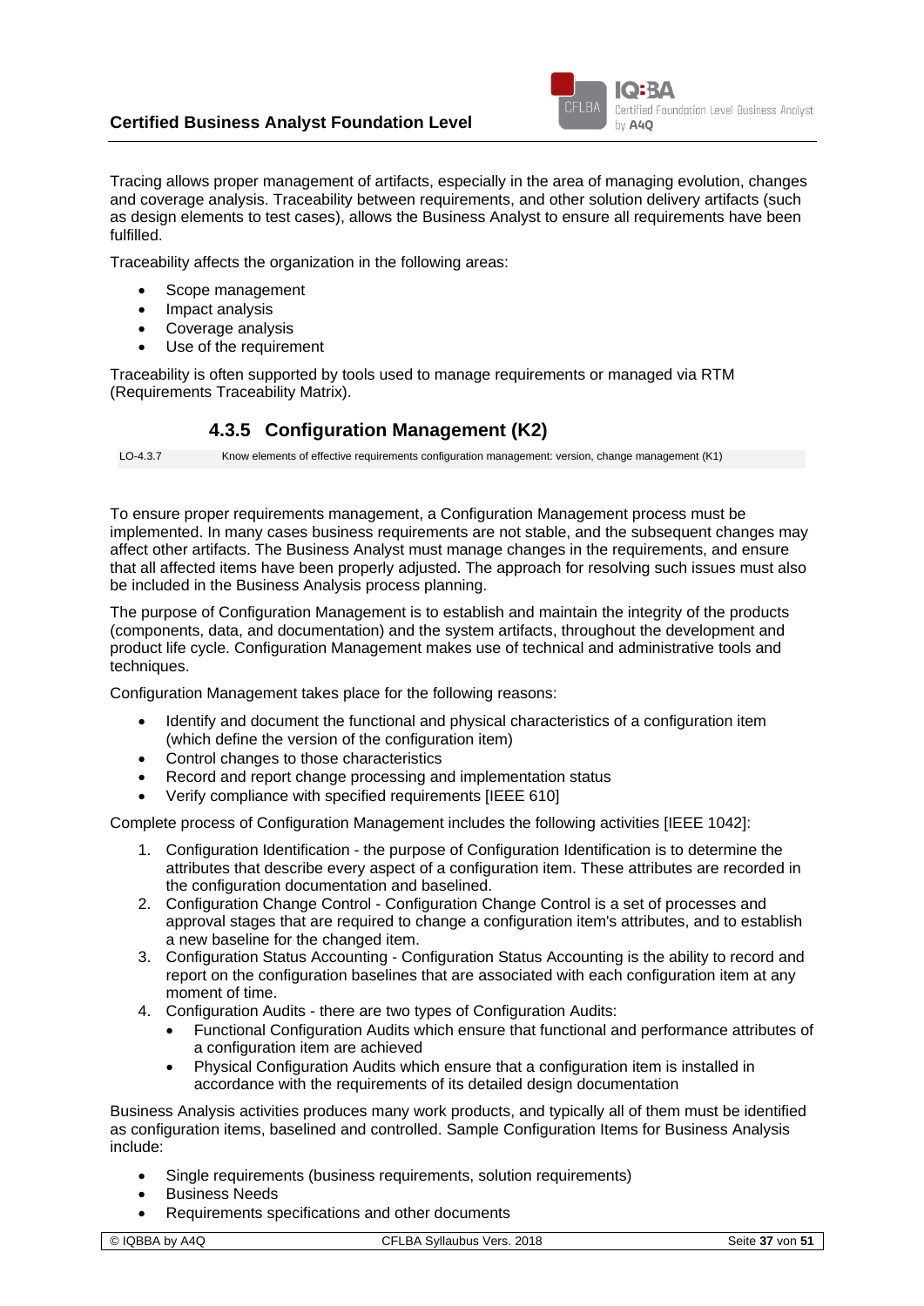Tracing allows proper management of artifacts, especially in the area of managing evolution, changes and coverage analysis. Traceability between requirements, and other solution delivery artifacts (such as design elements to test cases), allows the Business Analyst to ensure all requirements have been fulfilled.

Traceability affects the organization in the following areas:

- Scope management
- Impact analysis
- Coverage analysis
- Use of the requirement

Traceability is often supported by tools used to manage requirements or managed via RTM (Requirements Traceability Matrix).

### 4.3.5 Configuration Management (K2)

| LO-4.3.7 | Know elements of effective requirements configuration management: version, change management (K1) |
|---|---|

To ensure proper requirements management, a Configuration Management process must be implemented. In many cases business requirements are not stable, and the subsequent changes may affect other artifacts. The Business Analyst must manage changes in the requirements, and ensure that all affected items have been properly adjusted. The approach for resolving such issues must also be included in the Business Analysis process planning.

The purpose of Configuration Management is to establish and maintain the integrity of the products (components, data, and documentation) and the system artifacts, throughout the development and product life cycle. Configuration Management makes use of technical and administrative tools and techniques.

Configuration Management takes place for the following reasons:

- Identify and document the functional and physical characteristics of a configuration item (which define the version of the configuration item)
- Control changes to those characteristics
- Record and report change processing and implementation status
- Verify compliance with specified requirements [IEEE 610]

Complete process of Configuration Management includes the following activities [IEEE 1042]:

1. Configuration Identification - the purpose of Configuration Identification is to determine the attributes that describe every aspect of a configuration item. These attributes are recorded in the configuration documentation and baselined.
2. Configuration Change Control - Configuration Change Control is a set of processes and approval stages that are required to change a configuration item's attributes, and to establish a new baseline for the changed item.
3. Configuration Status Accounting - Configuration Status Accounting is the ability to record and report on the configuration baselines that are associated with each configuration item at any moment of time.
4. Configuration Audits - there are two types of Configuration Audits:
   - Functional Configuration Audits which ensure that functional and performance attributes of a configuration item are achieved
   - Physical Configuration Audits which ensure that a configuration item is installed in accordance with the requirements of its detailed design documentation

Business Analysis activities produces many work products, and typically all of them must be identified as configuration items, baselined and controlled. Sample Configuration Items for Business Analysis include:

- Single requirements (business requirements, solution requirements)
- Business Needs
- Requirements specifications and other documents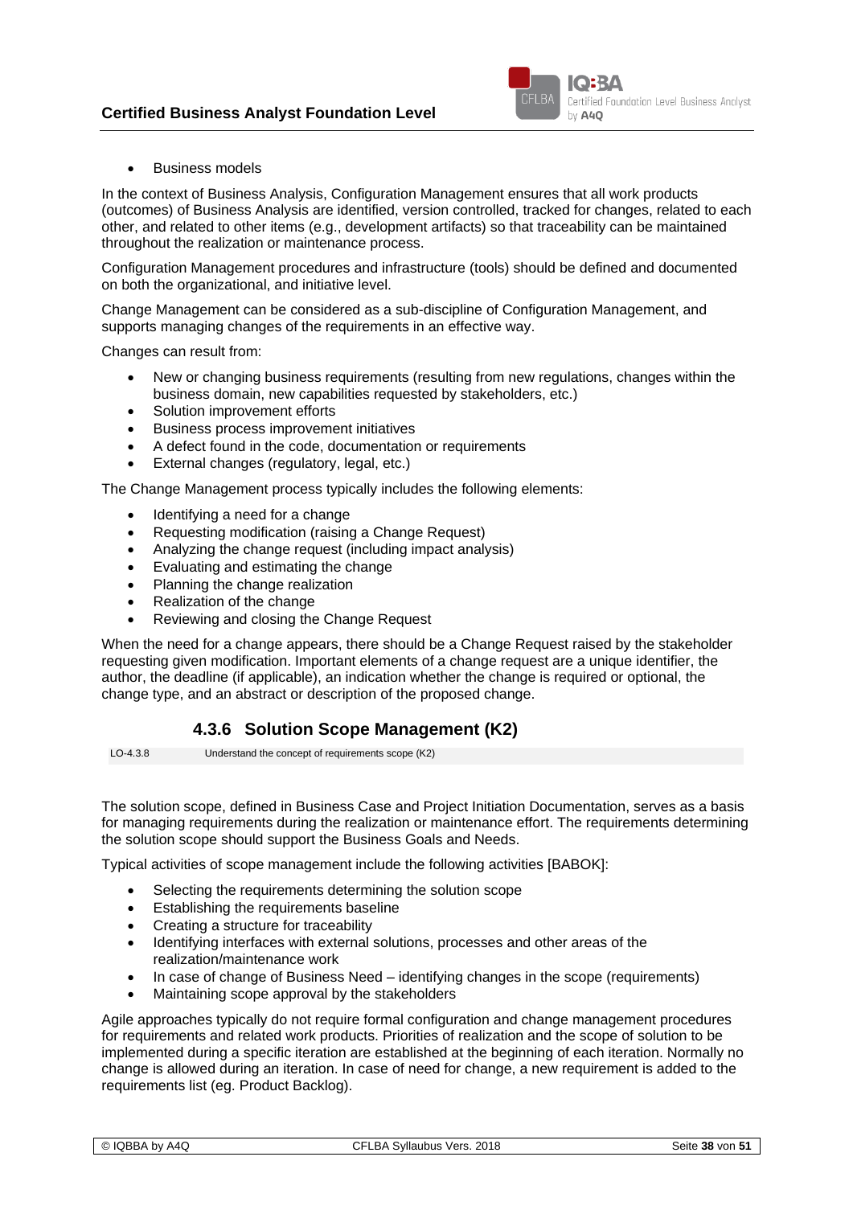- Business models

In the context of Business Analysis, Configuration Management ensures that all work products (outcomes) of Business Analysis are identified, version controlled, tracked for changes, related to each other, and related to other items (e.g., development artifacts) so that traceability can be maintained throughout the realization or maintenance process.

Configuration Management procedures and infrastructure (tools) should be defined and documented on both the organizational, and initiative level.

Change Management can be considered as a sub-discipline of Configuration Management, and supports managing changes of the requirements in an effective way.

Changes can result from:

- New or changing business requirements (resulting from new regulations, changes within the business domain, new capabilities requested by stakeholders, etc.)
- Solution improvement efforts
- Business process improvement initiatives
- A defect found in the code, documentation or requirements
- External changes (regulatory, legal, etc.)

The Change Management process typically includes the following elements:

- Identifying a need for a change
- Requesting modification (raising a Change Request)
- Analyzing the change request (including impact analysis)
- Evaluating and estimating the change
- Planning the change realization
- Realization of the change
- Reviewing and closing the Change Request

When the need for a change appears, there should be a Change Request raised by the stakeholder requesting given modification. Important elements of a change request are a unique identifier, the author, the deadline (if applicable), an indication whether the change is required or optional, the change type, and an abstract or description of the proposed change.

### 4.3.6 Solution Scope Management (K2)

| LO-4.3.8 | Understand the concept of requirements scope (K2) |
| --- | --- |

The solution scope, defined in Business Case and Project Initiation Documentation, serves as a basis for managing requirements during the realization or maintenance effort. The requirements determining the solution scope should support the Business Goals and Needs.

Typical activities of scope management include the following activities [BABOK]:

- Selecting the requirements determining the solution scope
- Establishing the requirements baseline
- Creating a structure for traceability
- Identifying interfaces with external solutions, processes and other areas of the realization/maintenance work
- In case of change of Business Need – identifying changes in the scope (requirements)
- Maintaining scope approval by the stakeholders

Agile approaches typically do not require formal configuration and change management procedures for requirements and related work products. Priorities of realization and the scope of solution to be implemented during a specific iteration are established at the beginning of each iteration. Normally no change is allowed during an iteration. In case of need for change, a new requirement is added to the requirements list (eg. Product Backlog).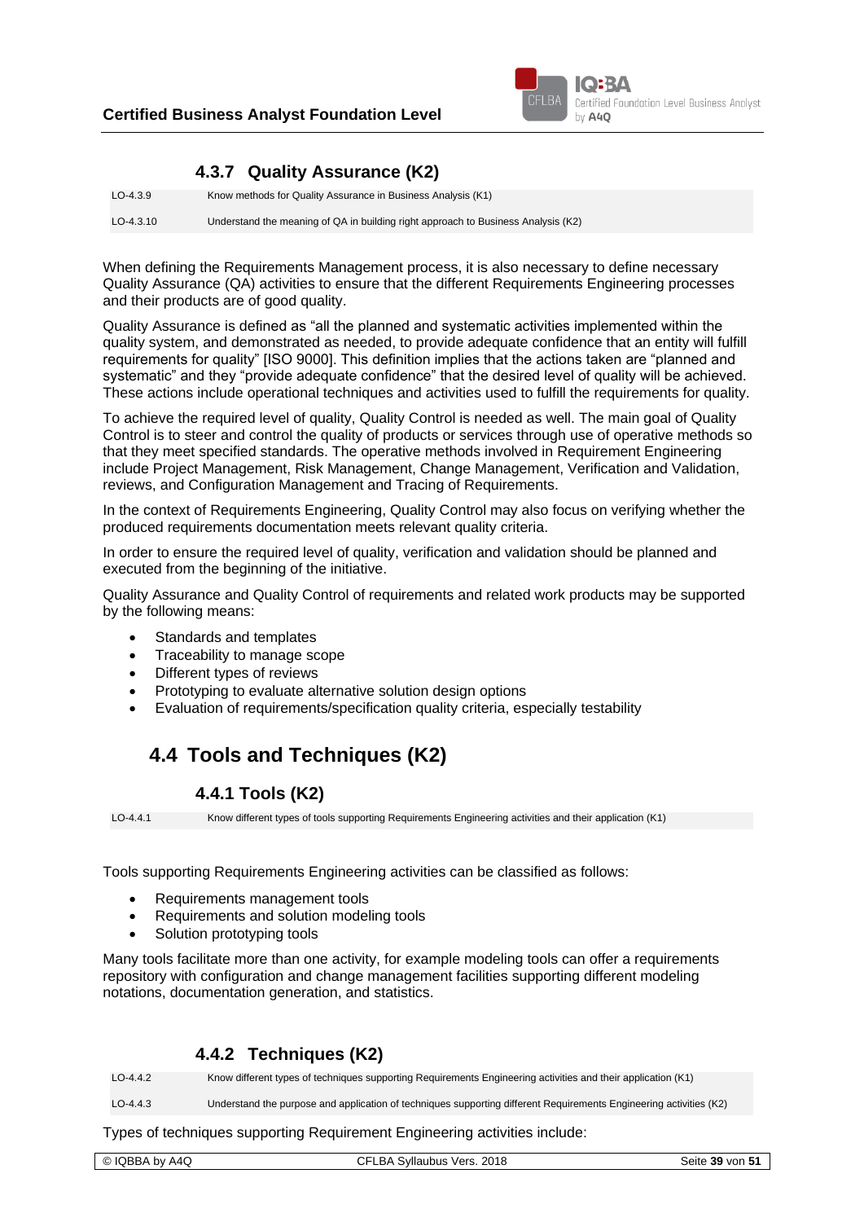### 4.3.7 Quality Assurance (K2)

| | |
|---|---|
| LO-4.3.9 | Know methods for Quality Assurance in Business Analysis (K1) |
| LO-4.3.10 | Understand the meaning of QA in building right approach to Business Analysis (K2) |

When defining the Requirements Management process, it is also necessary to define necessary Quality Assurance (QA) activities to ensure that the different Requirements Engineering processes and their products are of good quality.

Quality Assurance is defined as "all the planned and systematic activities implemented within the quality system, and demonstrated as needed, to provide adequate confidence that an entity will fulfill requirements for quality" [ISO 9000]. This definition implies that the actions taken are "planned and systematic" and they "provide adequate confidence" that the desired level of quality will be achieved. These actions include operational techniques and activities used to fulfill the requirements for quality.

To achieve the required level of quality, Quality Control is needed as well. The main goal of Quality Control is to steer and control the quality of products or services through use of operative methods so that they meet specified standards. The operative methods involved in Requirement Engineering include Project Management, Risk Management, Change Management, Verification and Validation, reviews, and Configuration Management and Tracing of Requirements.

In the context of Requirements Engineering, Quality Control may also focus on verifying whether the produced requirements documentation meets relevant quality criteria.

In order to ensure the required level of quality, verification and validation should be planned and executed from the beginning of the initiative.

Quality Assurance and Quality Control of requirements and related work products may be supported by the following means:

- Standards and templates
- Traceability to manage scope
- Different types of reviews
- Prototyping to evaluate alternative solution design options
- Evaluation of requirements/specification quality criteria, especially testability

## 4.4 Tools and Techniques (K2)

### 4.4.1 Tools (K2)

| | |
|---|---|
| LO-4.4.1 | Know different types of tools supporting Requirements Engineering activities and their application (K1) |

Tools supporting Requirements Engineering activities can be classified as follows:

- Requirements management tools
- Requirements and solution modeling tools
- Solution prototyping tools

Many tools facilitate more than one activity, for example modeling tools can offer a requirements repository with configuration and change management facilities supporting different modeling notations, documentation generation, and statistics.

### 4.4.2 Techniques (K2)

| | |
|---|---|
| LO-4.4.2 | Know different types of techniques supporting Requirements Engineering activities and their application (K1) |
| LO-4.4.3 | Understand the purpose and application of techniques supporting different Requirements Engineering activities (K2) |

Types of techniques supporting Requirement Engineering activities include: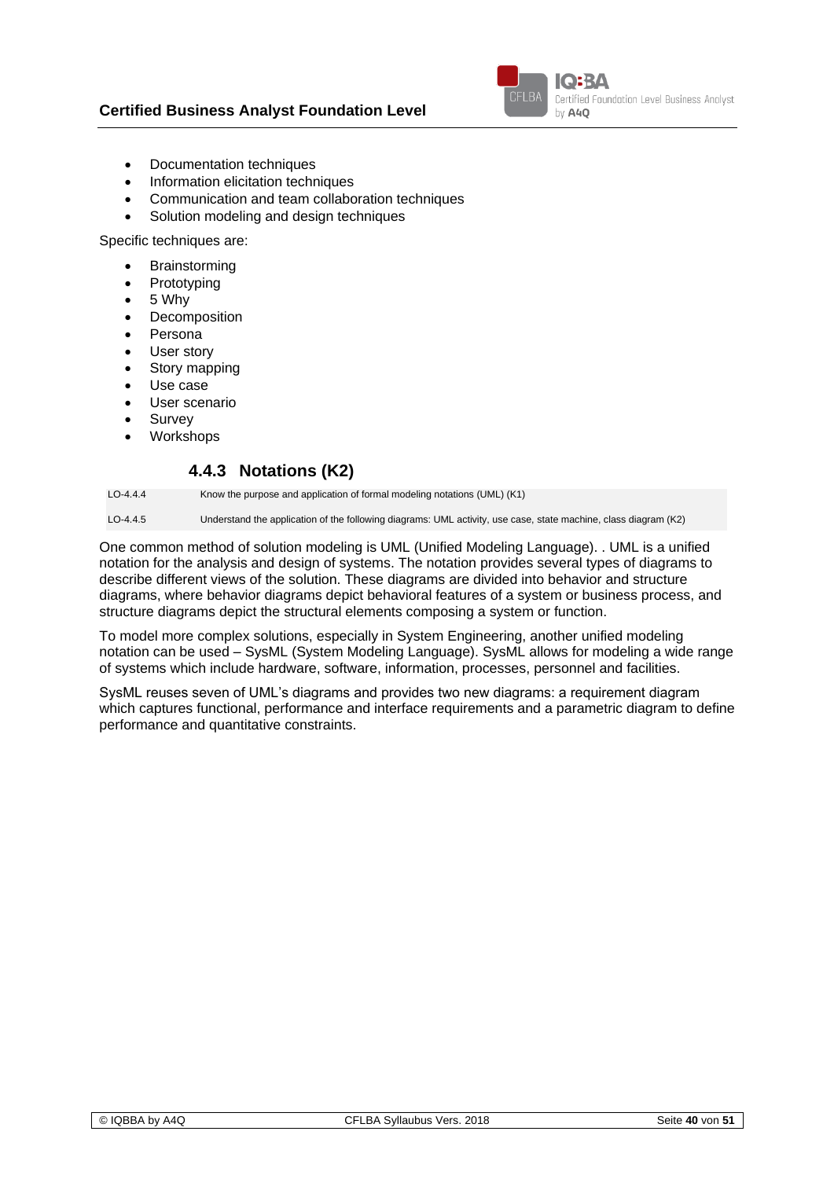- Documentation techniques
- Information elicitation techniques
- Communication and team collaboration techniques
- Solution modeling and design techniques

Specific techniques are:

- Brainstorming
- Prototyping
- 5 Why
- Decomposition
- Persona
- User story
- Story mapping
- Use case
- User scenario
- Survey
- Workshops

### 4.4.3 Notations (K2)

| | |
|---|---|
| LO-4.4.4 | Know the purpose and application of formal modeling notations (UML) (K1) |
| LO-4.4.5 | Understand the application of the following diagrams: UML activity, use case, state machine, class diagram (K2) |

One common method of solution modeling is UML (Unified Modeling Language). . UML is a unified notation for the analysis and design of systems. The notation provides several types of diagrams to describe different views of the solution. These diagrams are divided into behavior and structure diagrams, where behavior diagrams depict behavioral features of a system or business process, and structure diagrams depict the structural elements composing a system or function.

To model more complex solutions, especially in System Engineering, another unified modeling notation can be used – SysML (System Modeling Language). SysML allows for modeling a wide range of systems which include hardware, software, information, processes, personnel and facilities.

SysML reuses seven of UML's diagrams and provides two new diagrams: a requirement diagram which captures functional, performance and interface requirements and a parametric diagram to define performance and quantitative constraints.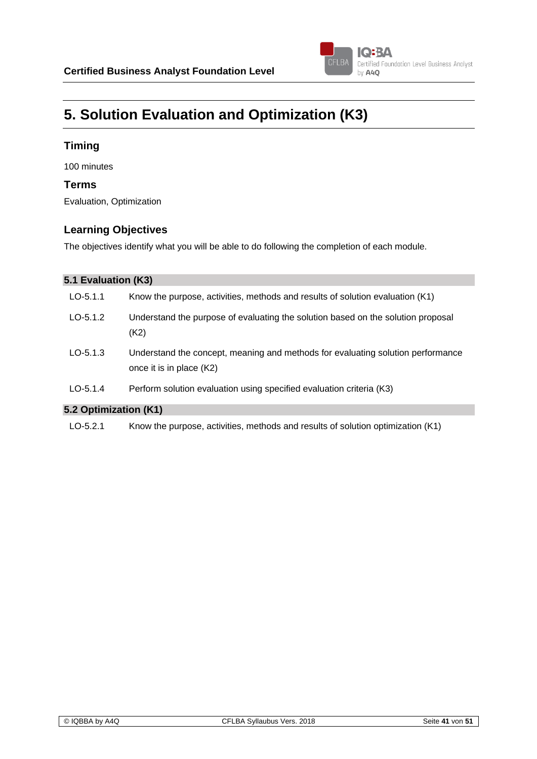# 5. Solution Evaluation and Optimization (K3)

## Timing

100 minutes

## Terms

Evaluation, Optimization

## Learning Objectives

The objectives identify what you will be able to do following the completion of each module.

### 5.1 Evaluation (K3)

| | |
|---|---|
| LO-5.1.1 | Know the purpose, activities, methods and results of solution evaluation (K1) |
| LO-5.1.2 | Understand the purpose of evaluating the solution based on the solution proposal (K2) |
| LO-5.1.3 | Understand the concept, meaning and methods for evaluating solution performance once it is in place (K2) |
| LO-5.1.4 | Perform solution evaluation using specified evaluation criteria (K3) |

### 5.2 Optimization (K1)

| | |
|---|---|
| LO-5.2.1 | Know the purpose, activities, methods and results of solution optimization (K1) |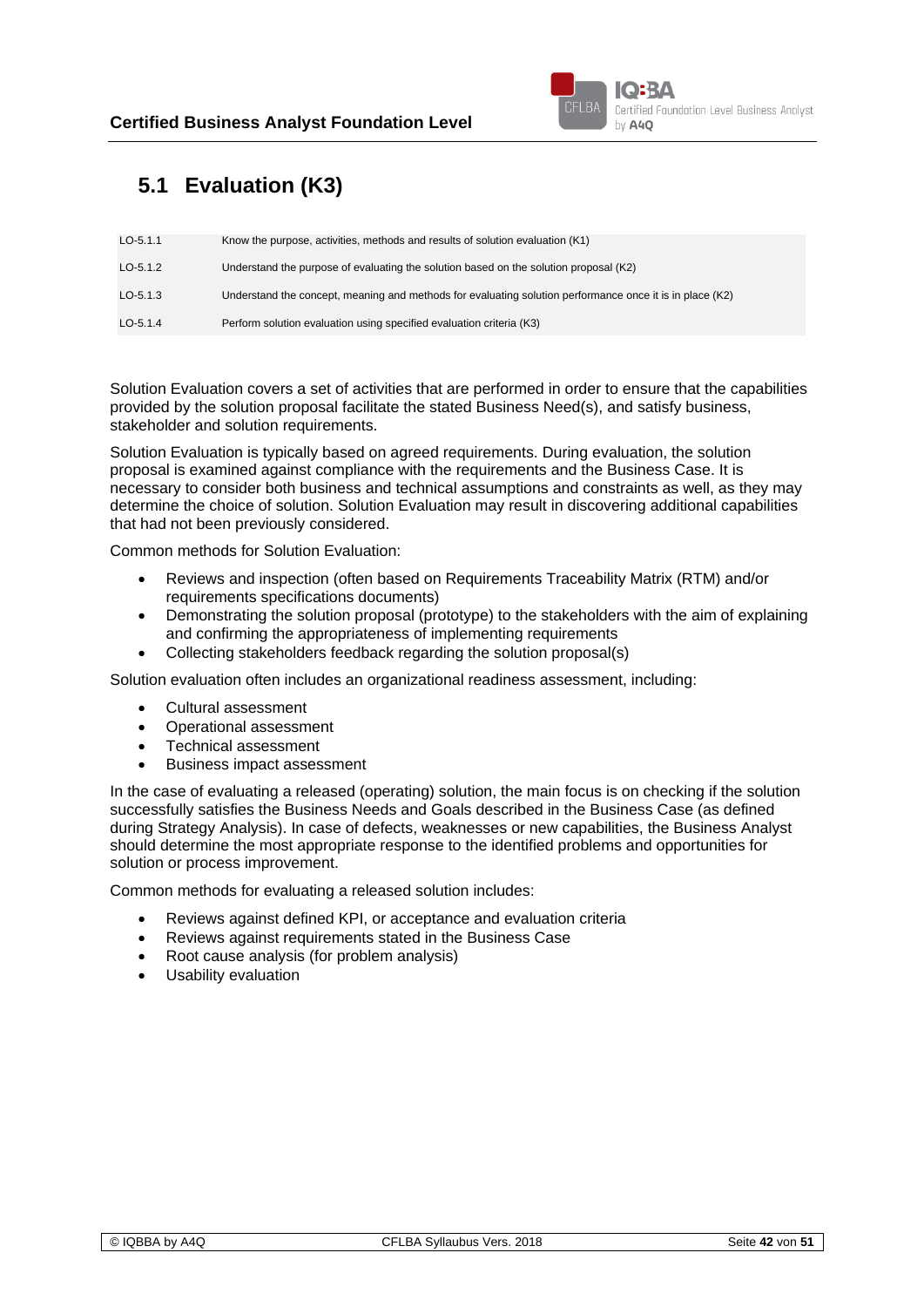## 5.1 Evaluation (K3)

| | |
|---|---|
| LO-5.1.1 | Know the purpose, activities, methods and results of solution evaluation (K1) |
| LO-5.1.2 | Understand the purpose of evaluating the solution based on the solution proposal (K2) |
| LO-5.1.3 | Understand the concept, meaning and methods for evaluating solution performance once it is in place (K2) |
| LO-5.1.4 | Perform solution evaluation using specified evaluation criteria (K3) |

Solution Evaluation covers a set of activities that are performed in order to ensure that the capabilities provided by the solution proposal facilitate the stated Business Need(s), and satisfy business, stakeholder and solution requirements.

Solution Evaluation is typically based on agreed requirements. During evaluation, the solution proposal is examined against compliance with the requirements and the Business Case. It is necessary to consider both business and technical assumptions and constraints as well, as they may determine the choice of solution. Solution Evaluation may result in discovering additional capabilities that had not been previously considered.

Common methods for Solution Evaluation:

- Reviews and inspection (often based on Requirements Traceability Matrix (RTM) and/or requirements specifications documents)
- Demonstrating the solution proposal (prototype) to the stakeholders with the aim of explaining and confirming the appropriateness of implementing requirements
- Collecting stakeholders feedback regarding the solution proposal(s)

Solution evaluation often includes an organizational readiness assessment, including:

- Cultural assessment
- Operational assessment
- Technical assessment
- Business impact assessment

In the case of evaluating a released (operating) solution, the main focus is on checking if the solution successfully satisfies the Business Needs and Goals described in the Business Case (as defined during Strategy Analysis). In case of defects, weaknesses or new capabilities, the Business Analyst should determine the most appropriate response to the identified problems and opportunities for solution or process improvement.

Common methods for evaluating a released solution includes:

- Reviews against defined KPI, or acceptance and evaluation criteria
- Reviews against requirements stated in the Business Case
- Root cause analysis (for problem analysis)
- Usability evaluation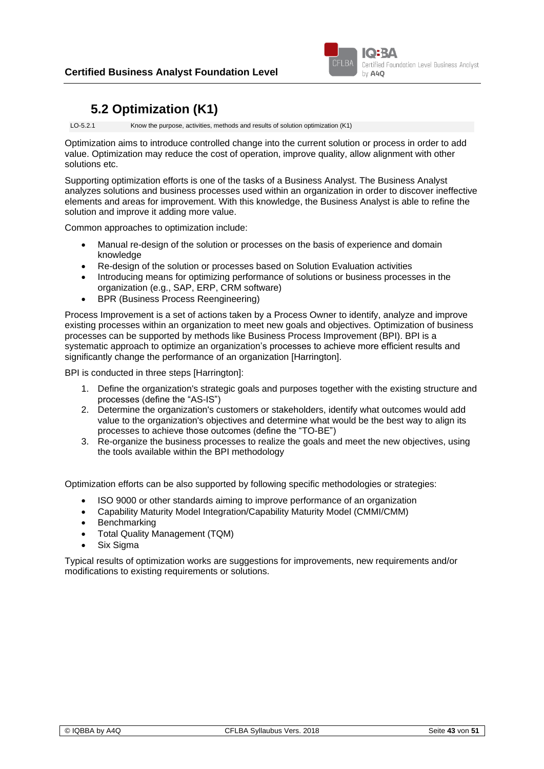## 5.2 Optimization (K1)

| LO-5.2.1 | Know the purpose, activities, methods and results of solution optimization (K1) |
|---|---|

Optimization aims to introduce controlled change into the current solution or process in order to add value. Optimization may reduce the cost of operation, improve quality, allow alignment with other solutions etc.

Supporting optimization efforts is one of the tasks of a Business Analyst. The Business Analyst analyzes solutions and business processes used within an organization in order to discover ineffective elements and areas for improvement. With this knowledge, the Business Analyst is able to refine the solution and improve it adding more value.

Common approaches to optimization include:

- Manual re-design of the solution or processes on the basis of experience and domain knowledge
- Re-design of the solution or processes based on Solution Evaluation activities
- Introducing means for optimizing performance of solutions or business processes in the organization (e.g., SAP, ERP, CRM software)
- BPR (Business Process Reengineering)

Process Improvement is a set of actions taken by a Process Owner to identify, analyze and improve existing processes within an organization to meet new goals and objectives. Optimization of business processes can be supported by methods like Business Process Improvement (BPI). BPI is a systematic approach to optimize an organization's processes to achieve more efficient results and significantly change the performance of an organization [Harrington].

BPI is conducted in three steps [Harrington]:

1. Define the organization's strategic goals and purposes together with the existing structure and processes (define the "AS-IS")
2. Determine the organization's customers or stakeholders, identify what outcomes would add value to the organization's objectives and determine what would be the best way to align its processes to achieve those outcomes (define the "TO-BE")
3. Re-organize the business processes to realize the goals and meet the new objectives, using the tools available within the BPI methodology

Optimization efforts can be also supported by following specific methodologies or strategies:

- ISO 9000 or other standards aiming to improve performance of an organization
- Capability Maturity Model Integration/Capability Maturity Model (CMMI/CMM)
- Benchmarking
- Total Quality Management (TQM)
- Six Sigma

Typical results of optimization works are suggestions for improvements, new requirements and/or modifications to existing requirements or solutions.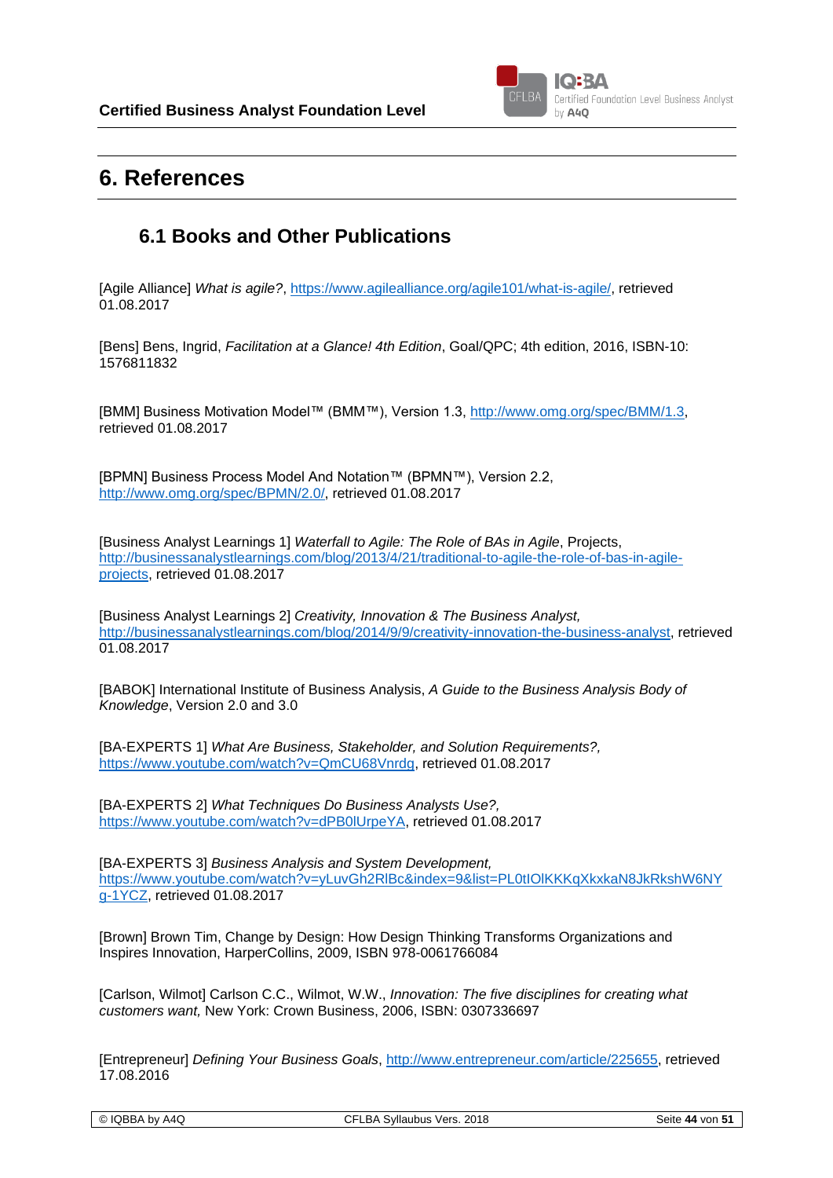# 6. References

## 6.1 Books and Other Publications

[Agile Alliance] *What is agile?*, https://www.agilealliance.org/agile101/what-is-agile/, retrieved 01.08.2017

[Bens] Bens, Ingrid, *Facilitation at a Glance! 4th Edition*, Goal/QPC; 4th edition, 2016, ISBN-10: 1576811832

[BMM] Business Motivation Model™ (BMM™), Version 1.3, http://www.omg.org/spec/BMM/1.3, retrieved 01.08.2017

[BPMN] Business Process Model And Notation™ (BPMN™), Version 2.2, http://www.omg.org/spec/BPMN/2.0/, retrieved 01.08.2017

[Business Analyst Learnings 1] *Waterfall to Agile: The Role of BAs in Agile*, Projects, http://businessanalystlearnings.com/blog/2013/4/21/traditional-to-agile-the-role-of-bas-in-agile-projects, retrieved 01.08.2017

[Business Analyst Learnings 2] *Creativity, Innovation & The Business Analyst,* http://businessanalystlearnings.com/blog/2014/9/9/creativity-innovation-the-business-analyst, retrieved 01.08.2017

[BABOK] International Institute of Business Analysis, *A Guide to the Business Analysis Body of Knowledge*, Version 2.0 and 3.0

[BA-EXPERTS 1] *What Are Business, Stakeholder, and Solution Requirements?,* https://www.youtube.com/watch?v=QmCU68Vnrdg, retrieved 01.08.2017

[BA-EXPERTS 2] *What Techniques Do Business Analysts Use?,* https://www.youtube.com/watch?v=dPB0lUrpeYA, retrieved 01.08.2017

[BA-EXPERTS 3] *Business Analysis and System Development,* https://www.youtube.com/watch?v=yLuvGh2RlBc&index=9&list=PL0tIOlKKKqXkxkaN8JkRkshW6NYg-1YCZ, retrieved 01.08.2017

[Brown] Brown Tim, Change by Design: How Design Thinking Transforms Organizations and Inspires Innovation, HarperCollins, 2009, ISBN 978-0061766084

[Carlson, Wilmot] Carlson C.C., Wilmot, W.W., *Innovation: The five disciplines for creating what customers want,* New York: Crown Business, 2006, ISBN: 0307336697

[Entrepreneur] *Defining Your Business Goals*, http://www.entrepreneur.com/article/225655, retrieved 17.08.2016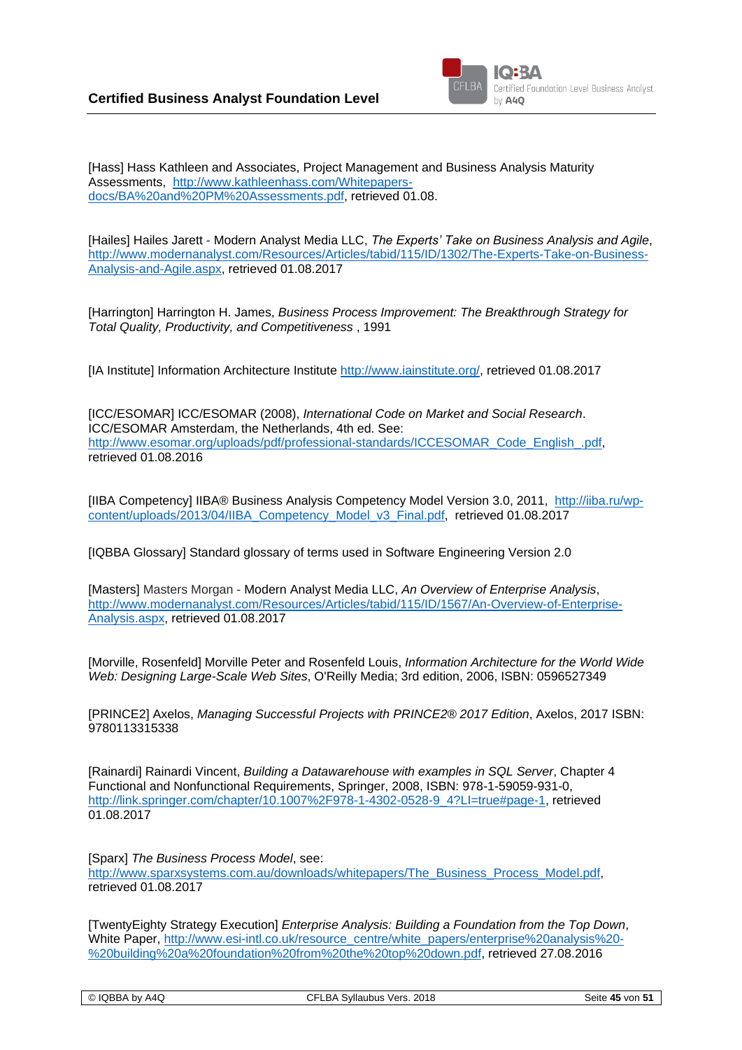[Hass] Hass Kathleen and Associates, Project Management and Business Analysis Maturity Assessments, http://www.kathleenhass.com/Whitepapers-docs/BA%20and%20PM%20Assessments.pdf, retrieved 01.08.

[Hailes] Hailes Jarett - Modern Analyst Media LLC, *The Experts' Take on Business Analysis and Agile*, http://www.modernanalyst.com/Resources/Articles/tabid/115/ID/1302/The-Experts-Take-on-Business-Analysis-and-Agile.aspx, retrieved 01.08.2017

[Harrington] Harrington H. James, *Business Process Improvement: The Breakthrough Strategy for Total Quality, Productivity, and Competitiveness* , 1991

[IA Institute] Information Architecture Institute http://www.iainstitute.org/, retrieved 01.08.2017

[ICC/ESOMAR] ICC/ESOMAR (2008), *International Code on Market and Social Research*. ICC/ESOMAR Amsterdam, the Netherlands, 4th ed. See: http://www.esomar.org/uploads/pdf/professional-standards/ICCESOMAR_Code_English_.pdf, retrieved 01.08.2016

[IIBA Competency] IIBA® Business Analysis Competency Model Version 3.0, 2011, http://iiba.ru/wp-content/uploads/2013/04/IIBA_Competency_Model_v3_Final.pdf, retrieved 01.08.2017

[IQBBA Glossary] Standard glossary of terms used in Software Engineering Version 2.0

[Masters] Masters Morgan - Modern Analyst Media LLC, *An Overview of Enterprise Analysis*, http://www.modernanalyst.com/Resources/Articles/tabid/115/ID/1567/An-Overview-of-Enterprise-Analysis.aspx, retrieved 01.08.2017

[Morville, Rosenfeld] Morville Peter and Rosenfeld Louis, *Information Architecture for the World Wide Web: Designing Large-Scale Web Sites*, O'Reilly Media; 3rd edition, 2006, ISBN: 0596527349

[PRINCE2] Axelos, *Managing Successful Projects with PRINCE2® 2017 Edition*, Axelos, 2017 ISBN: 9780113315338

[Rainardi] Rainardi Vincent, *Building a Datawarehouse with examples in SQL Server*, Chapter 4 Functional and Nonfunctional Requirements, Springer, 2008, ISBN: 978-1-59059-931-0, http://link.springer.com/chapter/10.1007%2F978-1-4302-0528-9_4?LI=true#page-1, retrieved 01.08.2017

[Sparx] *The Business Process Model*, see: http://www.sparxsystems.com.au/downloads/whitepapers/The_Business_Process_Model.pdf, retrieved 01.08.2017

[TwentyEighty Strategy Execution] *Enterprise Analysis: Building a Foundation from the Top Down*, White Paper, http://www.esi-intl.co.uk/resource_centre/white_papers/enterprise%20analysis%20-%20building%20a%20foundation%20from%20the%20top%20down.pdf, retrieved 27.08.2016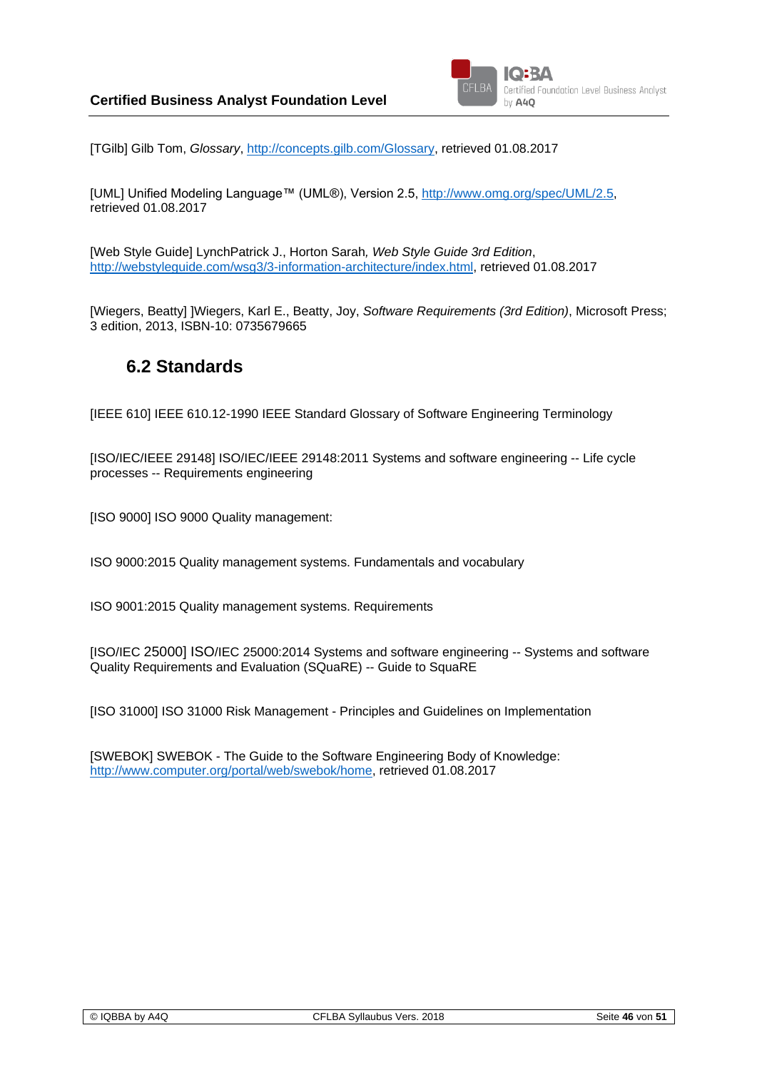[TGilb] Gilb Tom, *Glossary*, http://concepts.gilb.com/Glossary, retrieved 01.08.2017

[UML] Unified Modeling Language™ (UML®), Version 2.5, http://www.omg.org/spec/UML/2.5, retrieved 01.08.2017

[Web Style Guide] LynchPatrick J., Horton Sarah*, Web Style Guide 3rd Edition*, http://webstyleguide.com/wsg3/3-information-architecture/index.html, retrieved 01.08.2017

[Wiegers, Beatty] ]Wiegers, Karl E., Beatty, Joy, *Software Requirements (3rd Edition)*, Microsoft Press; 3 edition, 2013, ISBN-10: 0735679665

## 6.2 Standards

[IEEE 610] IEEE 610.12-1990 IEEE Standard Glossary of Software Engineering Terminology

[ISO/IEC/IEEE 29148] ISO/IEC/IEEE 29148:2011 Systems and software engineering -- Life cycle processes -- Requirements engineering

[ISO 9000] ISO 9000 Quality management:

ISO 9000:2015 Quality management systems. Fundamentals and vocabulary

ISO 9001:2015 Quality management systems. Requirements

[ISO/IEC 25000] ISO/IEC 25000:2014 Systems and software engineering -- Systems and software Quality Requirements and Evaluation (SQuaRE) -- Guide to SquaRE

[ISO 31000] ISO 31000 Risk Management - Principles and Guidelines on Implementation

[SWEBOK] SWEBOK - The Guide to the Software Engineering Body of Knowledge: http://www.computer.org/portal/web/swebok/home, retrieved 01.08.2017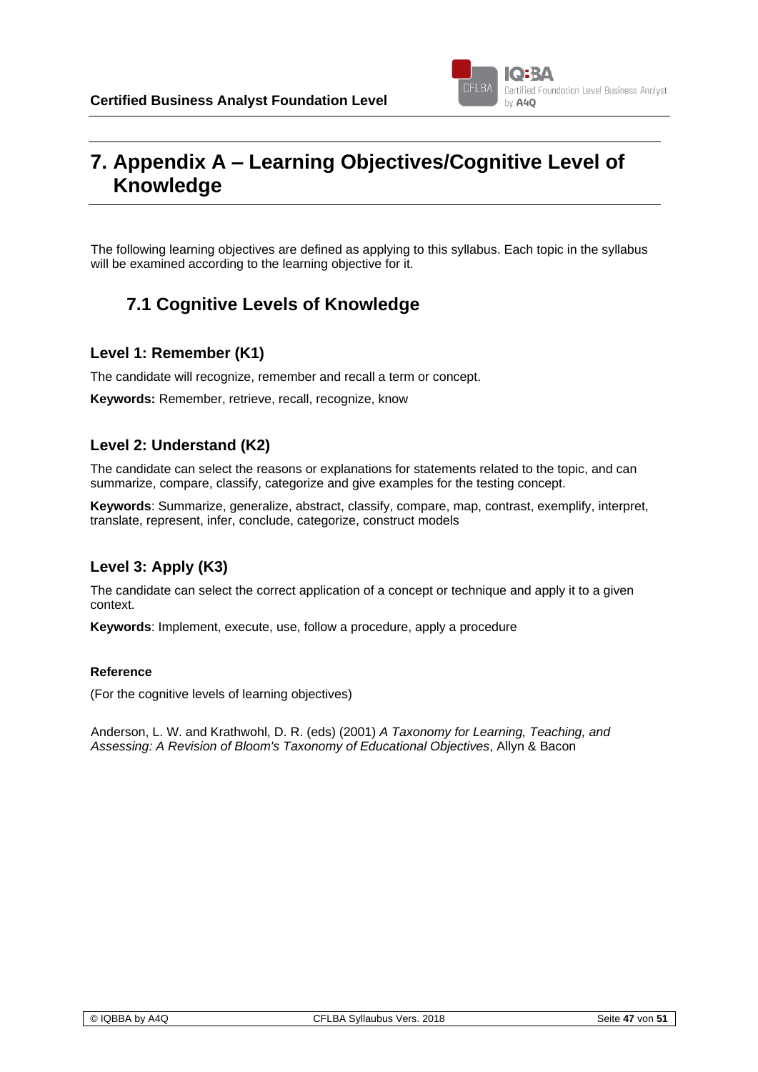# 7. Appendix A – Learning Objectives/Cognitive Level of Knowledge

The following learning objectives are defined as applying to this syllabus. Each topic in the syllabus will be examined according to the learning objective for it.

## 7.1 Cognitive Levels of Knowledge

### Level 1: Remember (K1)

The candidate will recognize, remember and recall a term or concept.

**Keywords:** Remember, retrieve, recall, recognize, know

### Level 2: Understand (K2)

The candidate can select the reasons or explanations for statements related to the topic, and can summarize, compare, classify, categorize and give examples for the testing concept.

**Keywords**: Summarize, generalize, abstract, classify, compare, map, contrast, exemplify, interpret, translate, represent, infer, conclude, categorize, construct models

### Level 3: Apply (K3)

The candidate can select the correct application of a concept or technique and apply it to a given context.

**Keywords**: Implement, execute, use, follow a procedure, apply a procedure

**Reference**

(For the cognitive levels of learning objectives)

Anderson, L. W. and Krathwohl, D. R. (eds) (2001) *A Taxonomy for Learning, Teaching, and Assessing: A Revision of Bloom's Taxonomy of Educational Objectives*, Allyn & Bacon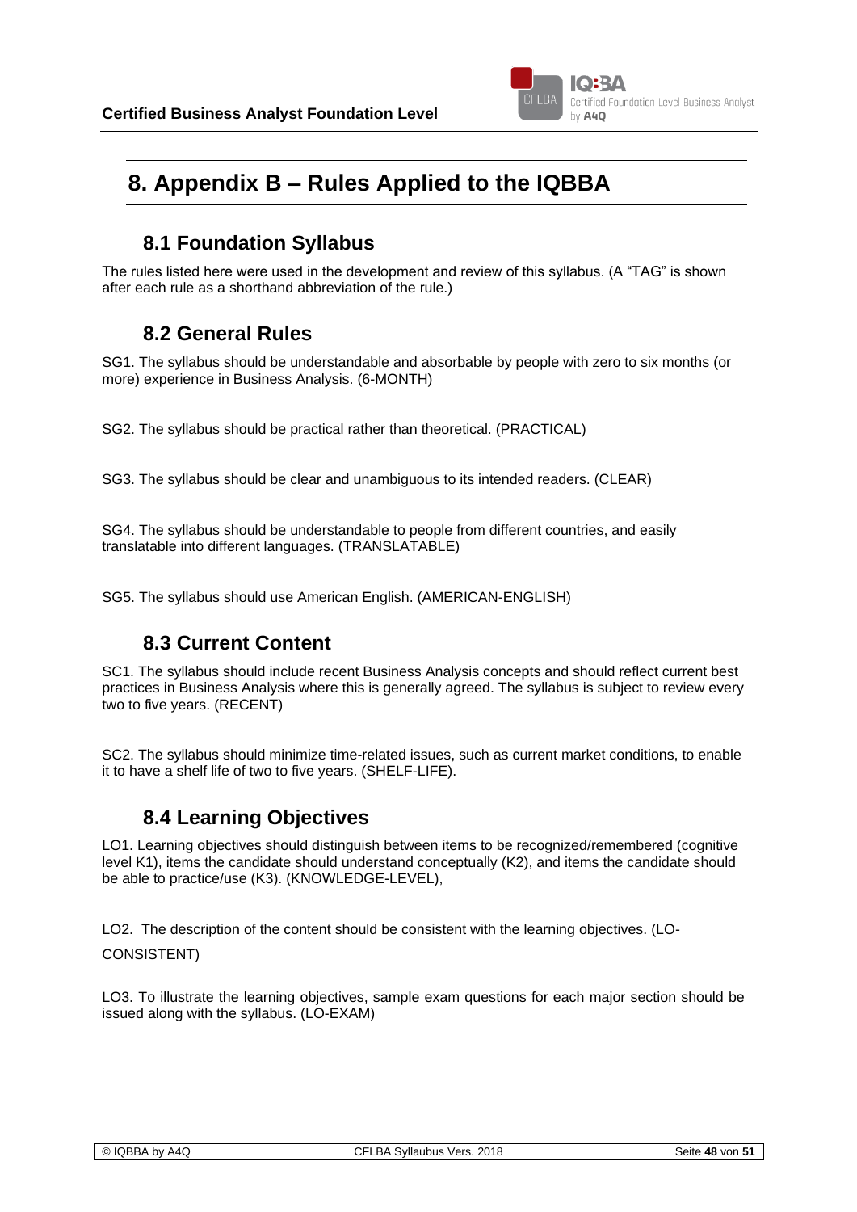# 8. Appendix B – Rules Applied to the IQBBA

## 8.1 Foundation Syllabus

The rules listed here were used in the development and review of this syllabus. (A "TAG" is shown after each rule as a shorthand abbreviation of the rule.)

## 8.2 General Rules

SG1. The syllabus should be understandable and absorbable by people with zero to six months (or more) experience in Business Analysis. (6-MONTH)

SG2. The syllabus should be practical rather than theoretical. (PRACTICAL)

SG3. The syllabus should be clear and unambiguous to its intended readers. (CLEAR)

SG4. The syllabus should be understandable to people from different countries, and easily translatable into different languages. (TRANSLATABLE)

SG5. The syllabus should use American English. (AMERICAN-ENGLISH)

## 8.3 Current Content

SC1. The syllabus should include recent Business Analysis concepts and should reflect current best practices in Business Analysis where this is generally agreed. The syllabus is subject to review every two to five years. (RECENT)

SC2. The syllabus should minimize time-related issues, such as current market conditions, to enable it to have a shelf life of two to five years. (SHELF-LIFE).

## 8.4 Learning Objectives

LO1. Learning objectives should distinguish between items to be recognized/remembered (cognitive level K1), items the candidate should understand conceptually (K2), and items the candidate should be able to practice/use (K3). (KNOWLEDGE-LEVEL),

LO2. The description of the content should be consistent with the learning objectives. (LO-CONSISTENT)

LO3. To illustrate the learning objectives, sample exam questions for each major section should be issued along with the syllabus. (LO-EXAM)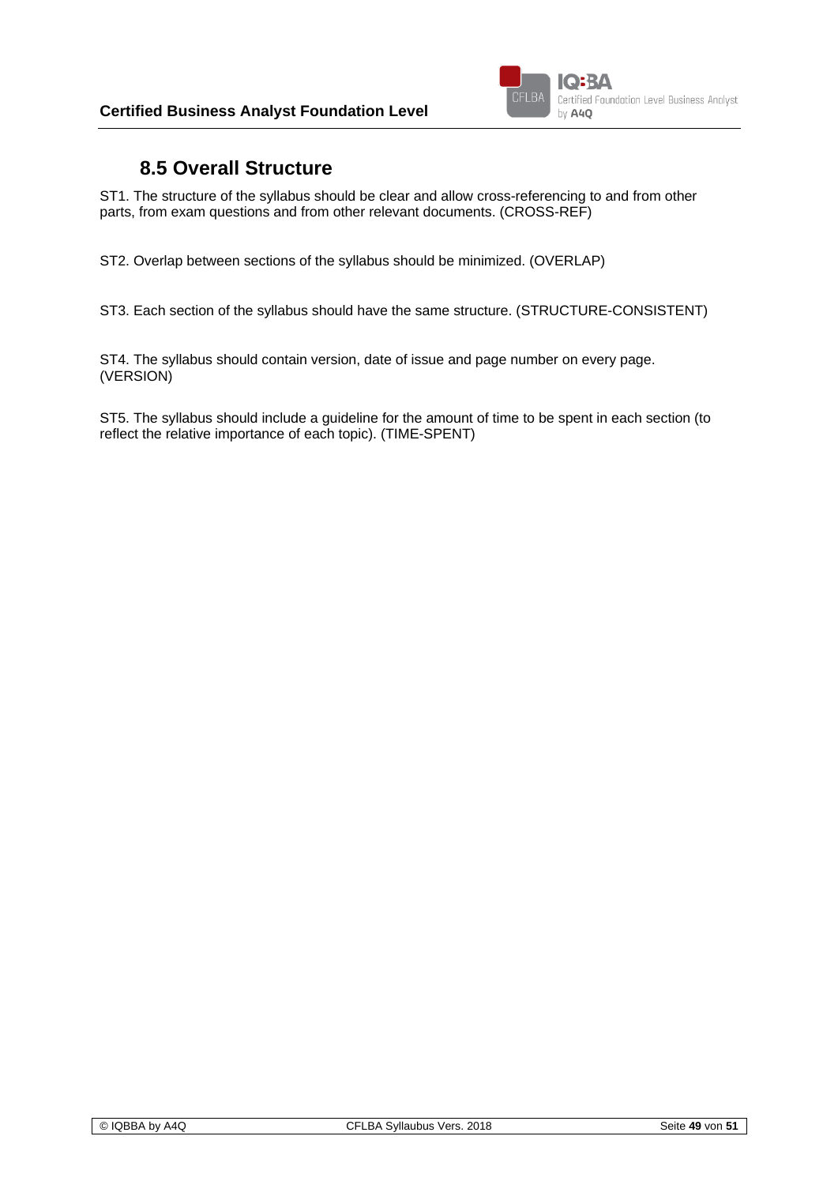## 8.5 Overall Structure

ST1. The structure of the syllabus should be clear and allow cross-referencing to and from other parts, from exam questions and from other relevant documents. (CROSS-REF)

ST2. Overlap between sections of the syllabus should be minimized. (OVERLAP)

ST3. Each section of the syllabus should have the same structure. (STRUCTURE-CONSISTENT)

ST4. The syllabus should contain version, date of issue and page number on every page. (VERSION)

ST5. The syllabus should include a guideline for the amount of time to be spent in each section (to reflect the relative importance of each topic). (TIME-SPENT)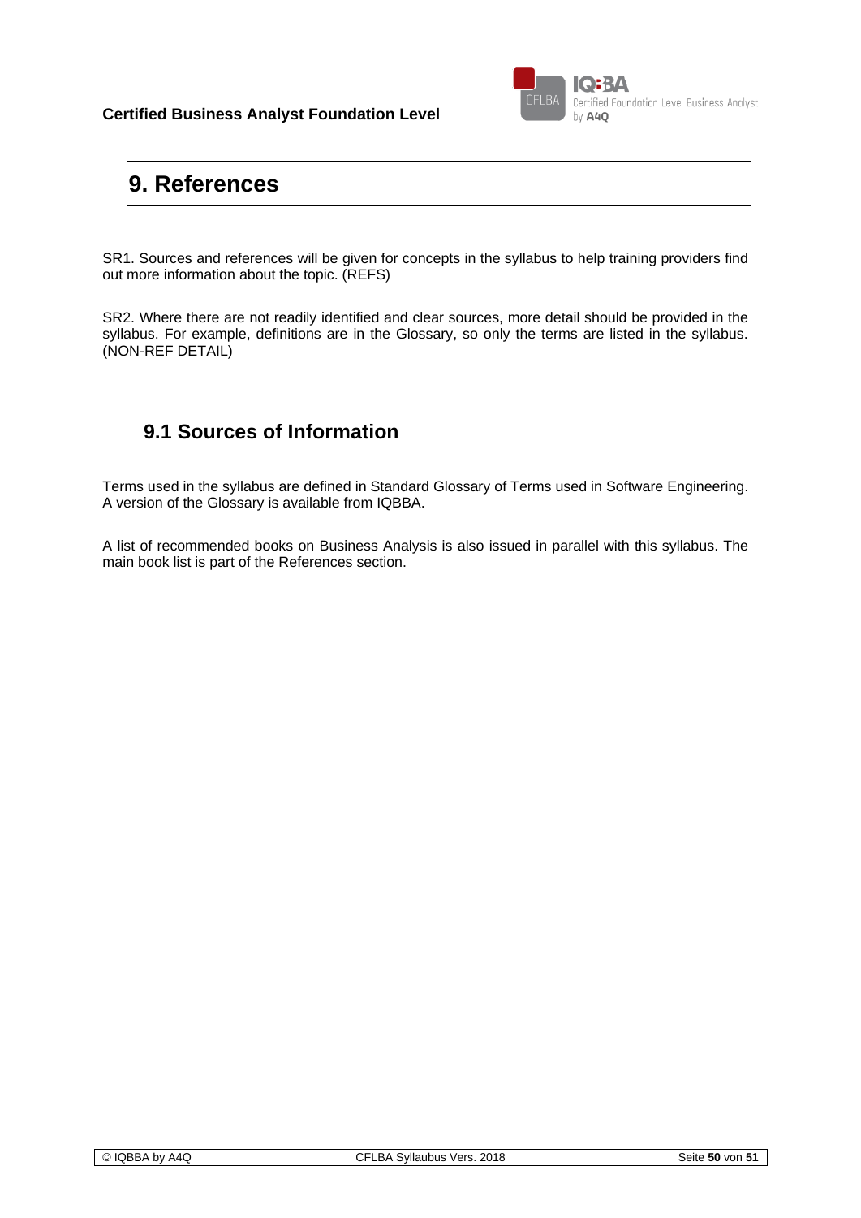# 9. References

SR1. Sources and references will be given for concepts in the syllabus to help training providers find out more information about the topic. (REFS)

SR2. Where there are not readily identified and clear sources, more detail should be provided in the syllabus. For example, definitions are in the Glossary, so only the terms are listed in the syllabus. (NON-REF DETAIL)

## 9.1 Sources of Information

Terms used in the syllabus are defined in Standard Glossary of Terms used in Software Engineering. A version of the Glossary is available from IQBBA.

A list of recommended books on Business Analysis is also issued in parallel with this syllabus. The main book list is part of the References section.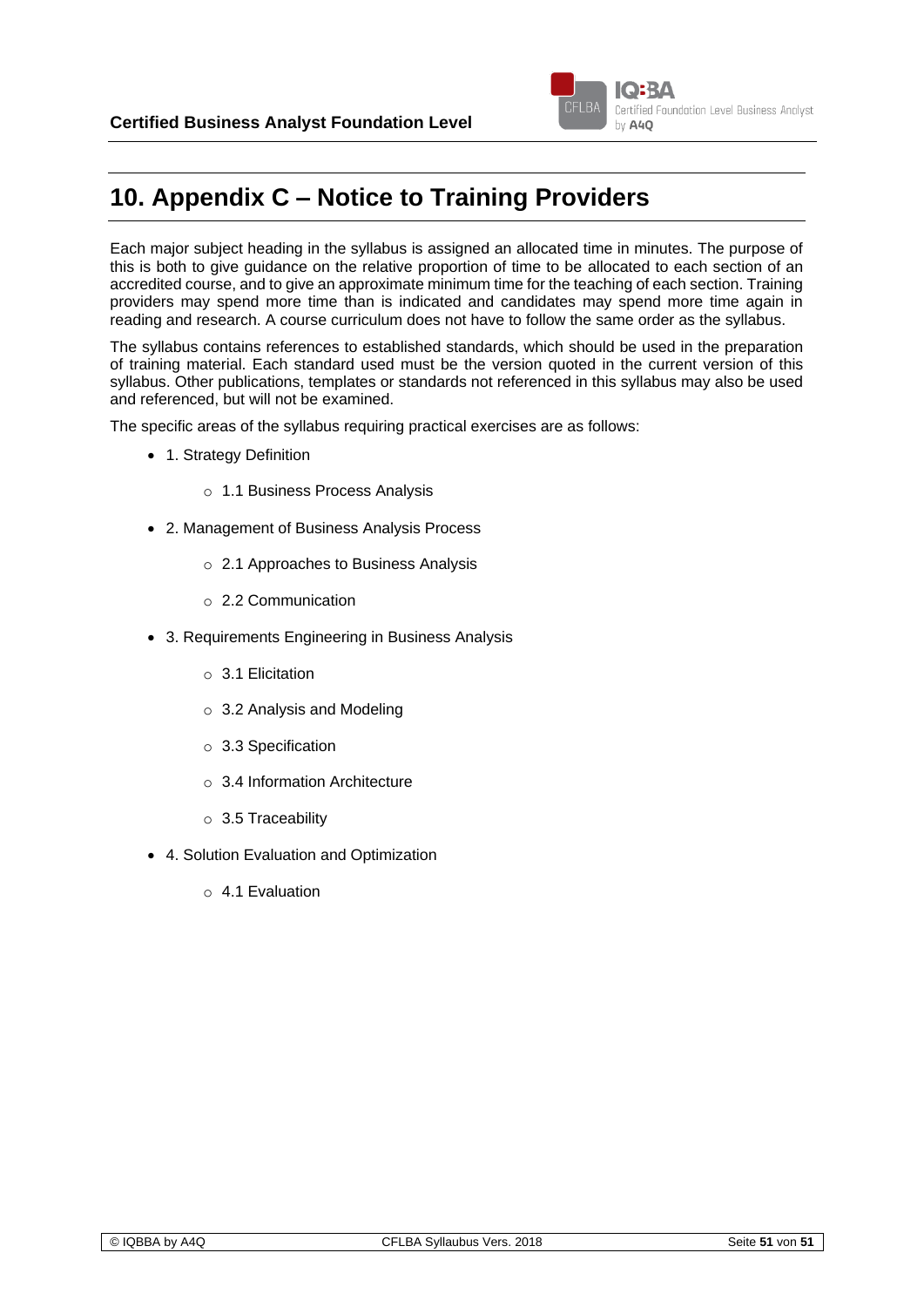# 10. Appendix C – Notice to Training Providers

Each major subject heading in the syllabus is assigned an allocated time in minutes. The purpose of this is both to give guidance on the relative proportion of time to be allocated to each section of an accredited course, and to give an approximate minimum time for the teaching of each section. Training providers may spend more time than is indicated and candidates may spend more time again in reading and research. A course curriculum does not have to follow the same order as the syllabus.

The syllabus contains references to established standards, which should be used in the preparation of training material. Each standard used must be the version quoted in the current version of this syllabus. Other publications, templates or standards not referenced in this syllabus may also be used and referenced, but will not be examined.

The specific areas of the syllabus requiring practical exercises are as follows:

- 1. Strategy Definition
  - 1.1 Business Process Analysis
- 2. Management of Business Analysis Process
  - 2.1 Approaches to Business Analysis
  - 2.2 Communication
- 3. Requirements Engineering in Business Analysis
  - 3.1 Elicitation
  - 3.2 Analysis and Modeling
  - 3.3 Specification
  - 3.4 Information Architecture
  - 3.5 Traceability
- 4. Solution Evaluation and Optimization
  - 4.1 Evaluation